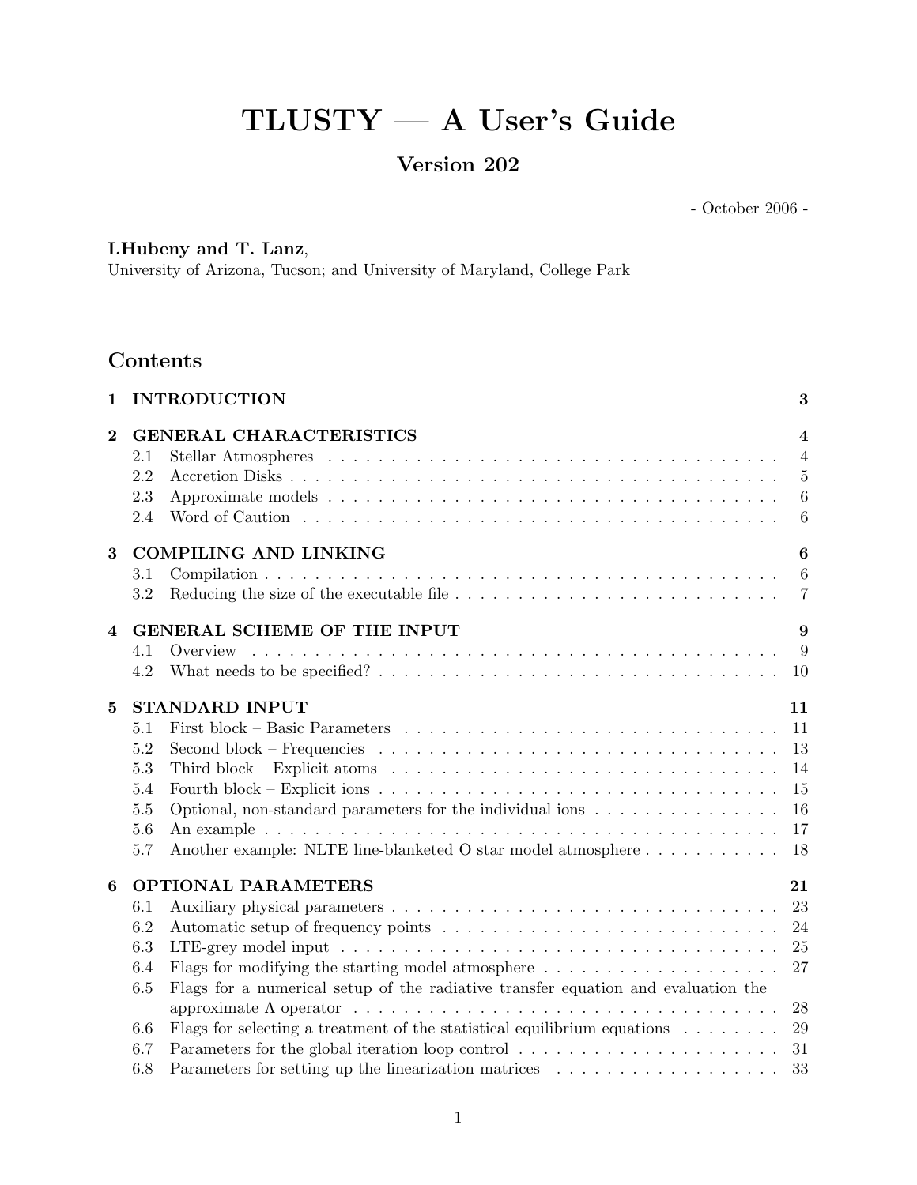# TLUSTY — A User's Guide

## Version 202

- October 2006 -

**I.Hubeny and T. Lanz**,
University of Arizona, Tucson; and University of Maryland, College Park

## Contents

**1 INTRODUCTION** 3

**2 GENERAL CHARACTERISTICS** 4
- 2.1 Stellar Atmospheres . . . . . . . . . . . . . . . . . . . . . . . . . . . . . . . . . . . 4
- 2.2 Accretion Disks . . . . . . . . . . . . . . . . . . . . . . . . . . . . . . . . . . . . . 5
- 2.3 Approximate models . . . . . . . . . . . . . . . . . . . . . . . . . . . . . . . . . . 6
- 2.4 Word of Caution . . . . . . . . . . . . . . . . . . . . . . . . . . . . . . . . . . . . 6

**3 COMPILING AND LINKING** 6
- 3.1 Compilation . . . . . . . . . . . . . . . . . . . . . . . . . . . . . . . . . . . . . . . 6
- 3.2 Reducing the size of the executable file . . . . . . . . . . . . . . . . . . . . . . . . 7

**4 GENERAL SCHEME OF THE INPUT** 9
- 4.1 Overview . . . . . . . . . . . . . . . . . . . . . . . . . . . . . . . . . . . . . . . . 9
- 4.2 What needs to be specified? . . . . . . . . . . . . . . . . . . . . . . . . . . . . . . 10

**5 STANDARD INPUT** 11
- 5.1 First block – Basic Parameters . . . . . . . . . . . . . . . . . . . . . . . . . . . . 11
- 5.2 Second block – Frequencies . . . . . . . . . . . . . . . . . . . . . . . . . . . . . . 13
- 5.3 Third block – Explicit atoms . . . . . . . . . . . . . . . . . . . . . . . . . . . . . 14
- 5.4 Fourth block – Explicit ions . . . . . . . . . . . . . . . . . . . . . . . . . . . . . . 15
- 5.5 Optional, non-standard parameters for the individual ions . . . . . . . . . . . . . . 16
- 5.6 An example . . . . . . . . . . . . . . . . . . . . . . . . . . . . . . . . . . . . . . . 17
- 5.7 Another example: NLTE line-blanketed O star model atmosphere . . . . . . . . . . . 18

**6 OPTIONAL PARAMETERS** 21
- 6.1 Auxiliary physical parameters . . . . . . . . . . . . . . . . . . . . . . . . . . . . . 23
- 6.2 Automatic setup of frequency points . . . . . . . . . . . . . . . . . . . . . . . . . . 24
- 6.3 LTE-grey model input . . . . . . . . . . . . . . . . . . . . . . . . . . . . . . . . . 25
- 6.4 Flags for modifying the starting model atmosphere . . . . . . . . . . . . . . . . . . 27
- 6.5 Flags for a numerical setup of the radiative transfer equation and evaluation the approximate $\Lambda$ operator . . . . . . . . . . . . . . . . . . . . . . . . . . . . . . . . 28
- 6.6 Flags for selecting a treatment of the statistical equilibrium equations . . . . . . . . 29
- 6.7 Parameters for the global iteration loop control . . . . . . . . . . . . . . . . . . . . 31
- 6.8 Parameters for setting up the linearization matrices . . . . . . . . . . . . . . . . . . 33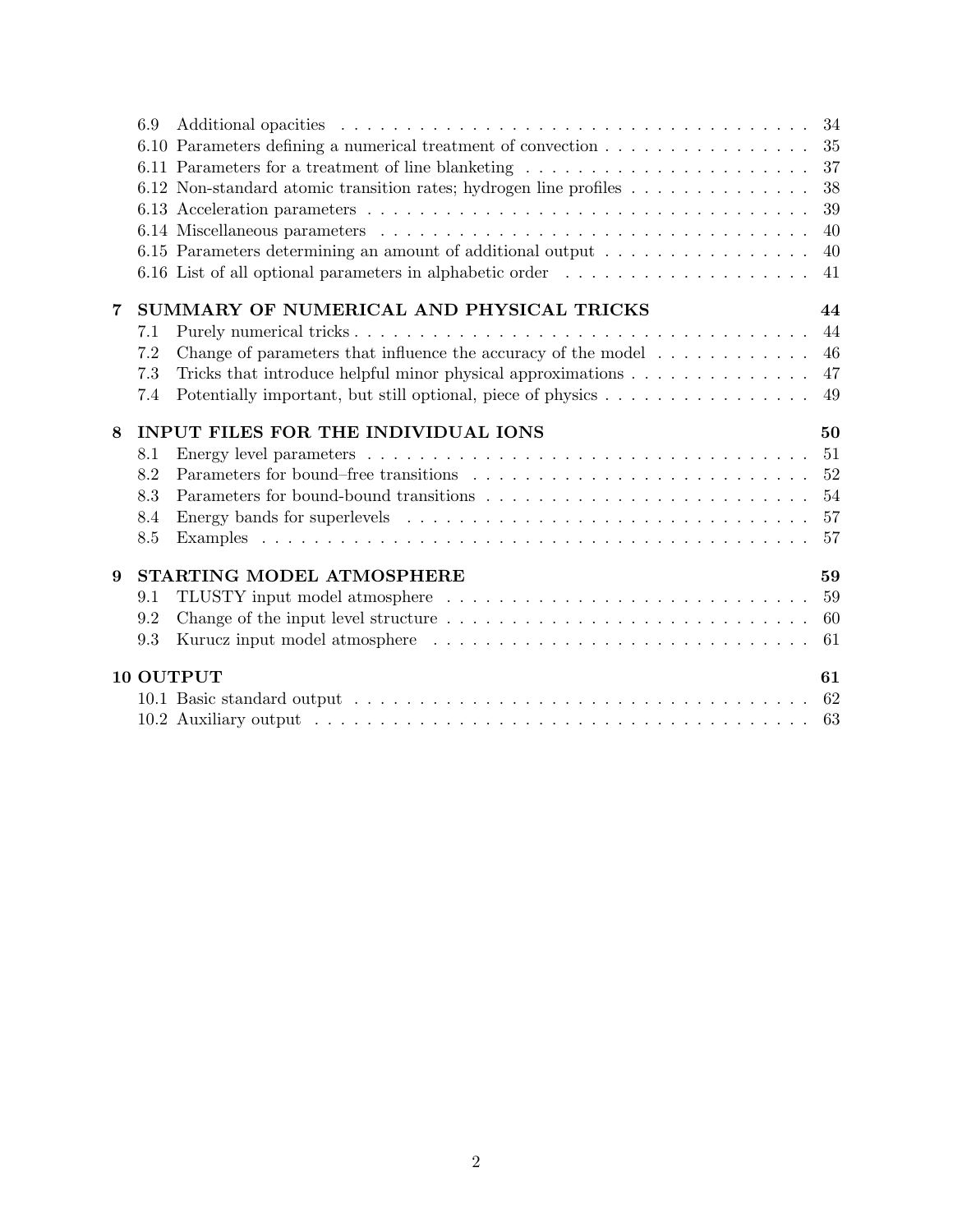6.9 Additional opacities . . . . . . . . . . . . . . . . . . . . . . . . . . . . . . . . . . . . . . . . 34
6.10 Parameters defining a numerical treatment of convection . . . . . . . . . . . . . . . . 35
6.11 Parameters for a treatment of line blanketing . . . . . . . . . . . . . . . . . . . . . . 37
6.12 Non-standard atomic transition rates; hydrogen line profiles . . . . . . . . . . . . . . 38
6.13 Acceleration parameters . . . . . . . . . . . . . . . . . . . . . . . . . . . . . . . . . . 39
6.14 Miscellaneous parameters . . . . . . . . . . . . . . . . . . . . . . . . . . . . . . . . . 40
6.15 Parameters determining an amount of additional output . . . . . . . . . . . . . . . . 40
6.16 List of all optional parameters in alphabetic order . . . . . . . . . . . . . . . . . . . 41

**7 SUMMARY OF NUMERICAL AND PHYSICAL TRICKS 44**

7.1 Purely numerical tricks . . . . . . . . . . . . . . . . . . . . . . . . . . . . . . . . . . . 44
7.2 Change of parameters that influence the accuracy of the model . . . . . . . . . . . . 46
7.3 Tricks that introduce helpful minor physical approximations . . . . . . . . . . . . . . 47
7.4 Potentially important, but still optional, piece of physics . . . . . . . . . . . . . . . . 49

**8 INPUT FILES FOR THE INDIVIDUAL IONS 50**

8.1 Energy level parameters . . . . . . . . . . . . . . . . . . . . . . . . . . . . . . . . . . 51
8.2 Parameters for bound–free transitions . . . . . . . . . . . . . . . . . . . . . . . . . . 52
8.3 Parameters for bound-bound transitions . . . . . . . . . . . . . . . . . . . . . . . . . 54
8.4 Energy bands for superlevels . . . . . . . . . . . . . . . . . . . . . . . . . . . . . . . 57
8.5 Examples . . . . . . . . . . . . . . . . . . . . . . . . . . . . . . . . . . . . . . . . . . 57

**9 STARTING MODEL ATMOSPHERE 59**

9.1 TLUSTY input model atmosphere . . . . . . . . . . . . . . . . . . . . . . . . . . . . 59
9.2 Change of the input level structure . . . . . . . . . . . . . . . . . . . . . . . . . . . . 60
9.3 Kurucz input model atmosphere . . . . . . . . . . . . . . . . . . . . . . . . . . . . . 61

**10 OUTPUT 61**

10.1 Basic standard output . . . . . . . . . . . . . . . . . . . . . . . . . . . . . . . . . . . 62
10.2 Auxiliary output . . . . . . . . . . . . . . . . . . . . . . . . . . . . . . . . . . . . . . 63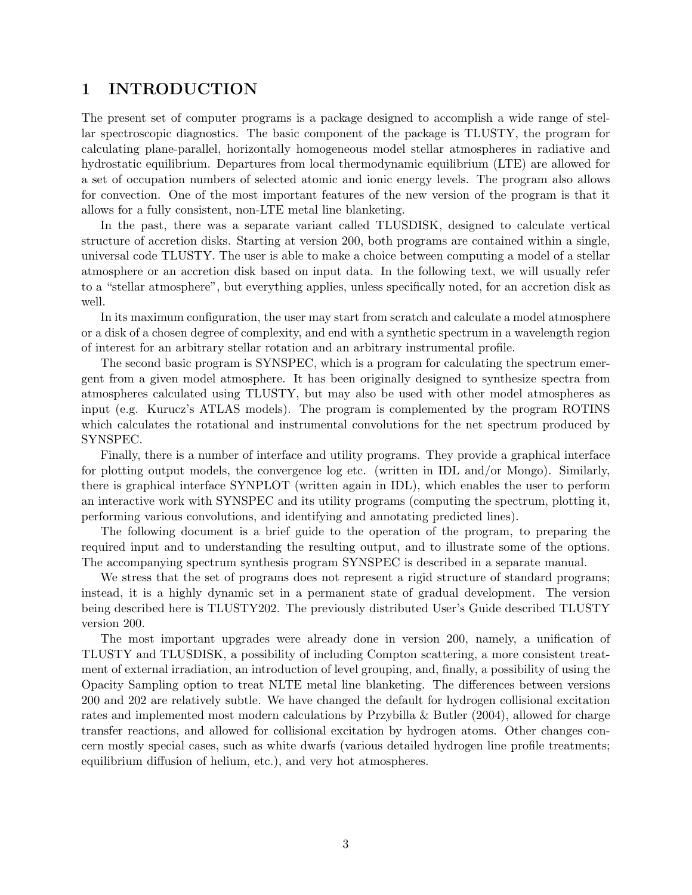# 1 INTRODUCTION

The present set of computer programs is a package designed to accomplish a wide range of stellar spectroscopic diagnostics. The basic component of the package is TLUSTY, the program for calculating plane-parallel, horizontally homogeneous model stellar atmospheres in radiative and hydrostatic equilibrium. Departures from local thermodynamic equilibrium (LTE) are allowed for a set of occupation numbers of selected atomic and ionic energy levels. The program also allows for convection. One of the most important features of the new version of the program is that it allows for a fully consistent, non-LTE metal line blanketing.

In the past, there was a separate variant called TLUSDISK, designed to calculate vertical structure of accretion disks. Starting at version 200, both programs are contained within a single, universal code TLUSTY. The user is able to make a choice between computing a model of a stellar atmosphere or an accretion disk based on input data. In the following text, we will usually refer to a "stellar atmosphere", but everything applies, unless specifically noted, for an accretion disk as well.

In its maximum configuration, the user may start from scratch and calculate a model atmosphere or a disk of a chosen degree of complexity, and end with a synthetic spectrum in a wavelength region of interest for an arbitrary stellar rotation and an arbitrary instrumental profile.

The second basic program is SYNSPEC, which is a program for calculating the spectrum emergent from a given model atmosphere. It has been originally designed to synthesize spectra from atmospheres calculated using TLUSTY, but may also be used with other model atmospheres as input (e.g. Kurucz's ATLAS models). The program is complemented by the program ROTINS which calculates the rotational and instrumental convolutions for the net spectrum produced by SYNSPEC.

Finally, there is a number of interface and utility programs. They provide a graphical interface for plotting output models, the convergence log etc. (written in IDL and/or Mongo). Similarly, there is graphical interface SYNPLOT (written again in IDL), which enables the user to perform an interactive work with SYNSPEC and its utility programs (computing the spectrum, plotting it, performing various convolutions, and identifying and annotating predicted lines).

The following document is a brief guide to the operation of the program, to preparing the required input and to understanding the resulting output, and to illustrate some of the options. The accompanying spectrum synthesis program SYNSPEC is described in a separate manual.

We stress that the set of programs does not represent a rigid structure of standard programs; instead, it is a highly dynamic set in a permanent state of gradual development. The version being described here is TLUSTY202. The previously distributed User's Guide described TLUSTY version 200.

The most important upgrades were already done in version 200, namely, a unification of TLUSTY and TLUSDISK, a possibility of including Compton scattering, a more consistent treatment of external irradiation, an introduction of level grouping, and, finally, a possibility of using the Opacity Sampling option to treat NLTE metal line blanketing. The differences between versions 200 and 202 are relatively subtle. We have changed the default for hydrogen collisional excitation rates and implemented most modern calculations by Przybilla & Butler (2004), allowed for charge transfer reactions, and allowed for collisional excitation by hydrogen atoms. Other changes concern mostly special cases, such as white dwarfs (various detailed hydrogen line profile treatments; equilibrium diffusion of helium, etc.), and very hot atmospheres.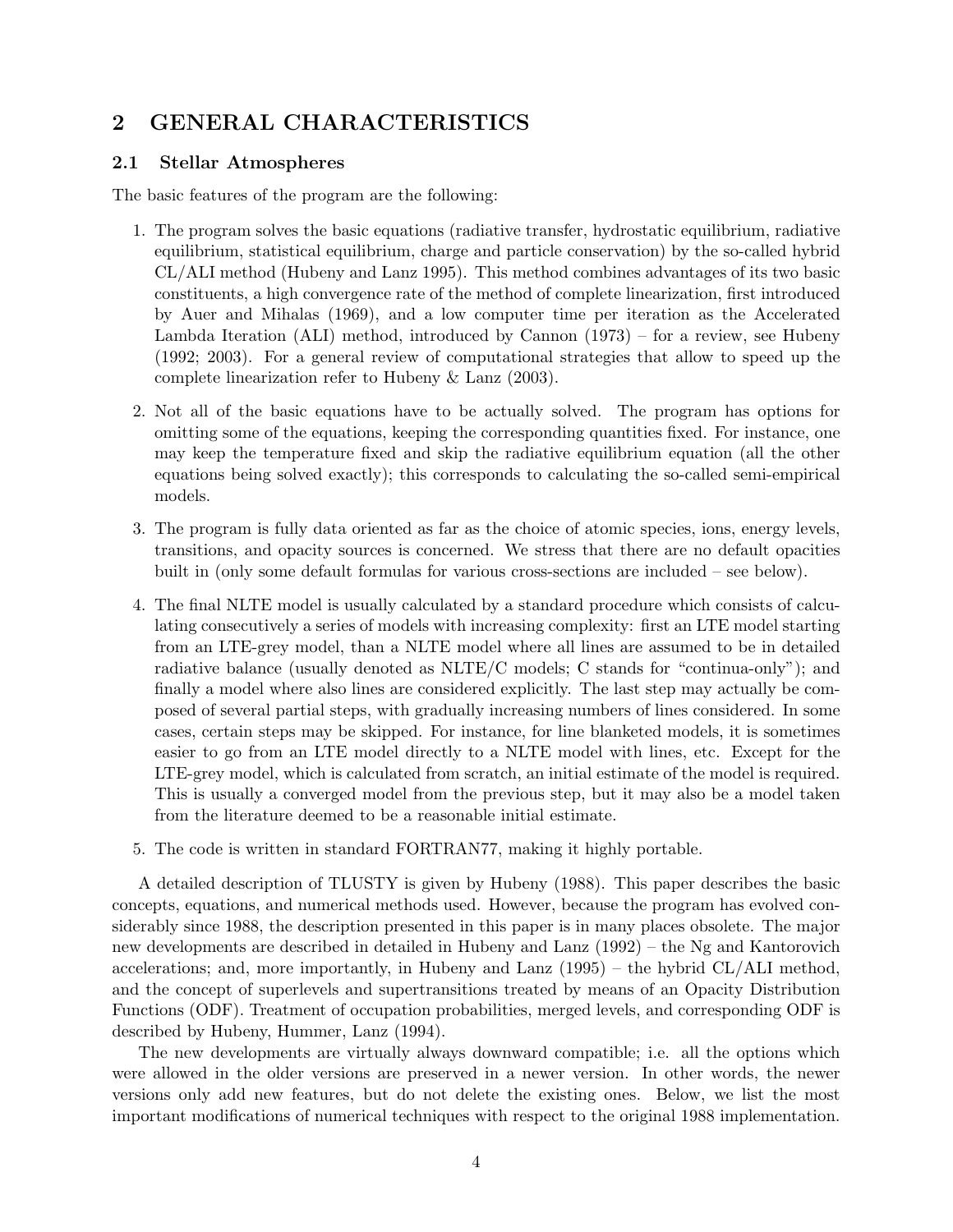## 2 GENERAL CHARACTERISTICS

### 2.1 Stellar Atmospheres

The basic features of the program are the following:

1. The program solves the basic equations (radiative transfer, hydrostatic equilibrium, radiative equilibrium, statistical equilibrium, charge and particle conservation) by the so-called hybrid CL/ALI method (Hubeny and Lanz 1995). This method combines advantages of its two basic constituents, a high convergence rate of the method of complete linearization, first introduced by Auer and Mihalas (1969), and a low computer time per iteration as the Accelerated Lambda Iteration (ALI) method, introduced by Cannon (1973) – for a review, see Hubeny (1992; 2003). For a general review of computational strategies that allow to speed up the complete linearization refer to Hubeny & Lanz (2003).

2. Not all of the basic equations have to be actually solved. The program has options for omitting some of the equations, keeping the corresponding quantities fixed. For instance, one may keep the temperature fixed and skip the radiative equilibrium equation (all the other equations being solved exactly); this corresponds to calculating the so-called semi-empirical models.

3. The program is fully data oriented as far as the choice of atomic species, ions, energy levels, transitions, and opacity sources is concerned. We stress that there are no default opacities built in (only some default formulas for various cross-sections are included – see below).

4. The final NLTE model is usually calculated by a standard procedure which consists of calculating consecutively a series of models with increasing complexity: first an LTE model starting from an LTE-grey model, than a NLTE model where all lines are assumed to be in detailed radiative balance (usually denoted as NLTE/C models; C stands for "continua-only"); and finally a model where also lines are considered explicitly. The last step may actually be composed of several partial steps, with gradually increasing numbers of lines considered. In some cases, certain steps may be skipped. For instance, for line blanketed models, it is sometimes easier to go from an LTE model directly to a NLTE model with lines, etc. Except for the LTE-grey model, which is calculated from scratch, an initial estimate of the model is required. This is usually a converged model from the previous step, but it may also be a model taken from the literature deemed to be a reasonable initial estimate.

5. The code is written in standard FORTRAN77, making it highly portable.

A detailed description of TLUSTY is given by Hubeny (1988). This paper describes the basic concepts, equations, and numerical methods used. However, because the program has evolved considerably since 1988, the description presented in this paper is in many places obsolete. The major new developments are described in detailed in Hubeny and Lanz (1992) – the Ng and Kantorovich accelerations; and, more importantly, in Hubeny and Lanz (1995) – the hybrid CL/ALI method, and the concept of superlevels and supertransitions treated by means of an Opacity Distribution Functions (ODF). Treatment of occupation probabilities, merged levels, and corresponding ODF is described by Hubeny, Hummer, Lanz (1994).

The new developments are virtually always downward compatible; i.e. all the options which were allowed in the older versions are preserved in a newer version. In other words, the newer versions only add new features, but do not delete the existing ones. Below, we list the most important modifications of numerical techniques with respect to the original 1988 implementation.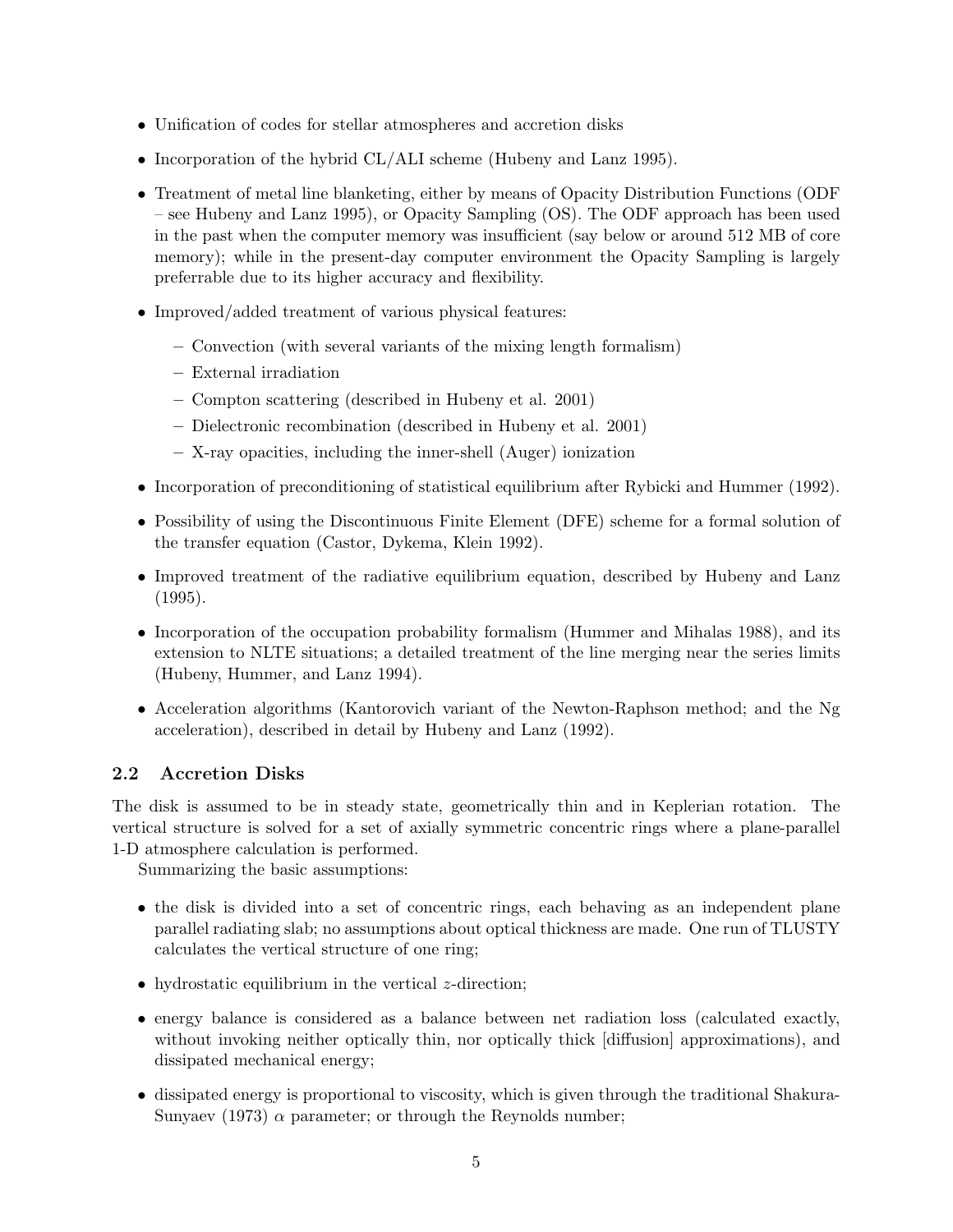- Unification of codes for stellar atmospheres and accretion disks
- Incorporation of the hybrid CL/ALI scheme (Hubeny and Lanz 1995).
- Treatment of metal line blanketing, either by means of Opacity Distribution Functions (ODF – see Hubeny and Lanz 1995), or Opacity Sampling (OS). The ODF approach has been used in the past when the computer memory was insufficient (say below or around 512 MB of core memory); while in the present-day computer environment the Opacity Sampling is largely preferrable due to its higher accuracy and flexibility.
- Improved/added treatment of various physical features:
  - Convection (with several variants of the mixing length formalism)
  - External irradiation
  - Compton scattering (described in Hubeny et al. 2001)
  - Dielectronic recombination (described in Hubeny et al. 2001)
  - X-ray opacities, including the inner-shell (Auger) ionization
- Incorporation of preconditioning of statistical equilibrium after Rybicki and Hummer (1992).
- Possibility of using the Discontinuous Finite Element (DFE) scheme for a formal solution of the transfer equation (Castor, Dykema, Klein 1992).
- Improved treatment of the radiative equilibrium equation, described by Hubeny and Lanz (1995).
- Incorporation of the occupation probability formalism (Hummer and Mihalas 1988), and its extension to NLTE situations; a detailed treatment of the line merging near the series limits (Hubeny, Hummer, and Lanz 1994).
- Acceleration algorithms (Kantorovich variant of the Newton-Raphson method; and the Ng acceleration), described in detail by Hubeny and Lanz (1992).

## 2.2 Accretion Disks

The disk is assumed to be in steady state, geometrically thin and in Keplerian rotation. The vertical structure is solved for a set of axially symmetric concentric rings where a plane-parallel 1-D atmosphere calculation is performed.

Summarizing the basic assumptions:

- the disk is divided into a set of concentric rings, each behaving as an independent plane parallel radiating slab; no assumptions about optical thickness are made. One run of TLUSTY calculates the vertical structure of one ring;
- hydrostatic equilibrium in the vertical $z$-direction;
- energy balance is considered as a balance between net radiation loss (calculated exactly, without invoking neither optically thin, nor optically thick [diffusion] approximations), and dissipated mechanical energy;
- dissipated energy is proportional to viscosity, which is given through the traditional Shakura-Sunyaev (1973) $\alpha$ parameter; or through the Reynolds number;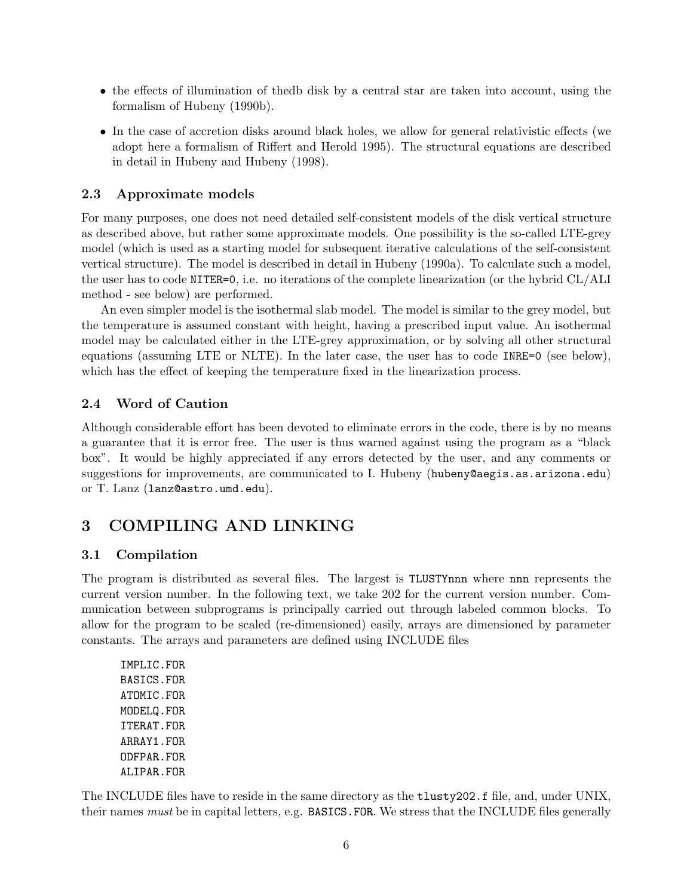- the effects of illumination of thedb disk by a central star are taken into account, using the formalism of Hubeny (1990b).
- In the case of accretion disks around black holes, we allow for general relativistic effects (we adopt here a formalism of Riffert and Herold 1995). The structural equations are described in detail in Hubeny and Hubeny (1998).

### 2.3 Approximate models

For many purposes, one does not need detailed self-consistent models of the disk vertical structure as described above, but rather some approximate models. One possibility is the so-called LTE-grey model (which is used as a starting model for subsequent iterative calculations of the self-consistent vertical structure). The model is described in detail in Hubeny (1990a). To calculate such a model, the user has to code `NITER=0`, i.e. no iterations of the complete linearization (or the hybrid CL/ALI method - see below) are performed.

An even simpler model is the isothermal slab model. The model is similar to the grey model, but the temperature is assumed constant with height, having a prescribed input value. An isothermal model may be calculated either in the LTE-grey approximation, or by solving all other structural equations (assuming LTE or NLTE). In the later case, the user has to code `INRE=0` (see below), which has the effect of keeping the temperature fixed in the linearization process.

### 2.4 Word of Caution

Although considerable effort has been devoted to eliminate errors in the code, there is by no means a guarantee that it is error free. The user is thus warned against using the program as a "black box". It would be highly appreciated if any errors detected by the user, and any comments or suggestions for improvements, are communicated to I. Hubeny (`hubeny@aegis.as.arizona.edu`) or T. Lanz (`lanz@astro.umd.edu`).

## 3 COMPILING AND LINKING

### 3.1 Compilation

The program is distributed as several files. The largest is `TLUSTYnnn` where `nnn` represents the current version number. In the following text, we take 202 for the current version number. Communication between subprograms is principally carried out through labeled common blocks. To allow for the program to be scaled (re-dimensioned) easily, arrays are dimensioned by parameter constants. The arrays and parameters are defined using INCLUDE files

```
IMPLIC.FOR
BASICS.FOR
ATOMIC.FOR
MODELQ.FOR
ITERAT.FOR
ARRAY1.FOR
ODFPAR.FOR
ALIPAR.FOR
```

The INCLUDE files have to reside in the same directory as the `tlusty202.f` file, and, under UNIX, their names *must* be in capital letters, e.g. `BASICS.FOR`. We stress that the INCLUDE files generally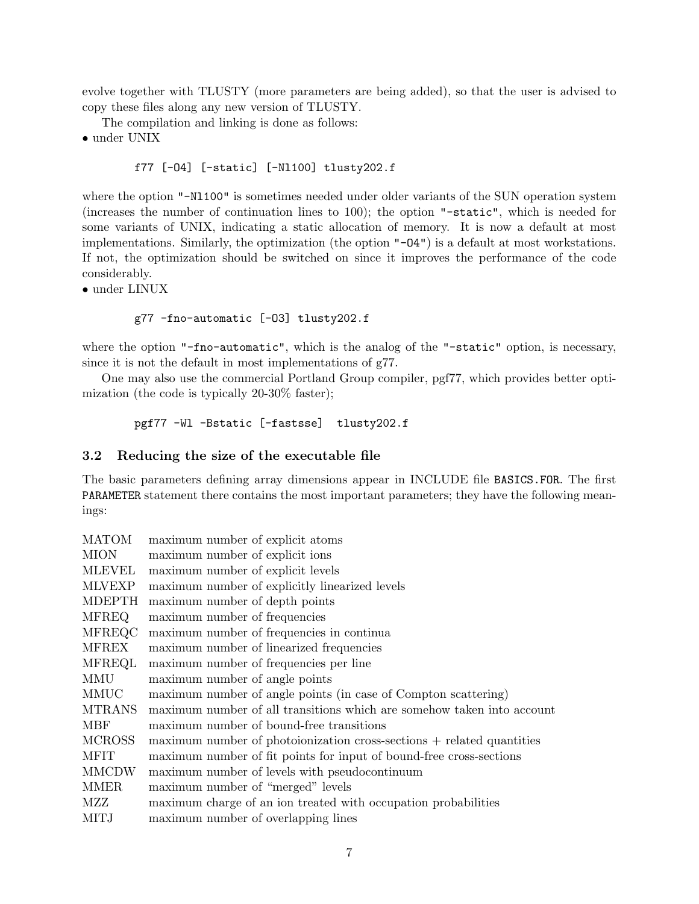evolve together with TLUSTY (more parameters are being added), so that the user is advised to copy these files along any new version of TLUSTY.

The compilation and linking is done as follows:

• under UNIX

```
f77 [-O4] [-static] [-Nl100] tlusty202.f
```

where the option "-Nl100" is sometimes needed under older variants of the SUN operation system (increases the number of continuation lines to 100); the option "-static", which is needed for some variants of UNIX, indicating a static allocation of memory. It is now a default at most implementations. Similarly, the optimization (the option "-O4") is a default at most workstations. If not, the optimization should be switched on since it improves the performance of the code considerably.

• under LINUX

```
g77 -fno-automatic [-O3] tlusty202.f
```

where the option "-fno-automatic", which is the analog of the "-static" option, is necessary, since it is not the default in most implementations of g77.

One may also use the commercial Portland Group compiler, pgf77, which provides better optimization (the code is typically 20-30% faster);

```
pgf77 -Wl -Bstatic [-fastsse]  tlusty202.f
```

### 3.2 Reducing the size of the executable file

The basic parameters defining array dimensions appear in INCLUDE file `BASICS.FOR`. The first `PARAMETER` statement there contains the most important parameters; they have the following meanings:

| | |
|---|---|
| MATOM | maximum number of explicit atoms |
| MION | maximum number of explicit ions |
| MLEVEL | maximum number of explicit levels |
| MLVEXP | maximum number of explicitly linearized levels |
| MDEPTH | maximum number of depth points |
| MFREQ | maximum number of frequencies |
| MFREQC | maximum number of frequencies in continua |
| MFREX | maximum number of linearized frequencies |
| MFREQL | maximum number of frequencies per line |
| MMU | maximum number of angle points |
| MMUC | maximum number of angle points (in case of Compton scattering) |
| MTRANS | maximum number of all transitions which are somehow taken into account |
| MBF | maximum number of bound-free transitions |
| MCROSS | maximum number of photoionization cross-sections + related quantities |
| MFIT | maximum number of fit points for input of bound-free cross-sections |
| MMCDW | maximum number of levels with pseudocontinuum |
| MMER | maximum number of "merged" levels |
| MZZ | maximum charge of an ion treated with occupation probabilities |
| MITJ | maximum number of overlapping lines |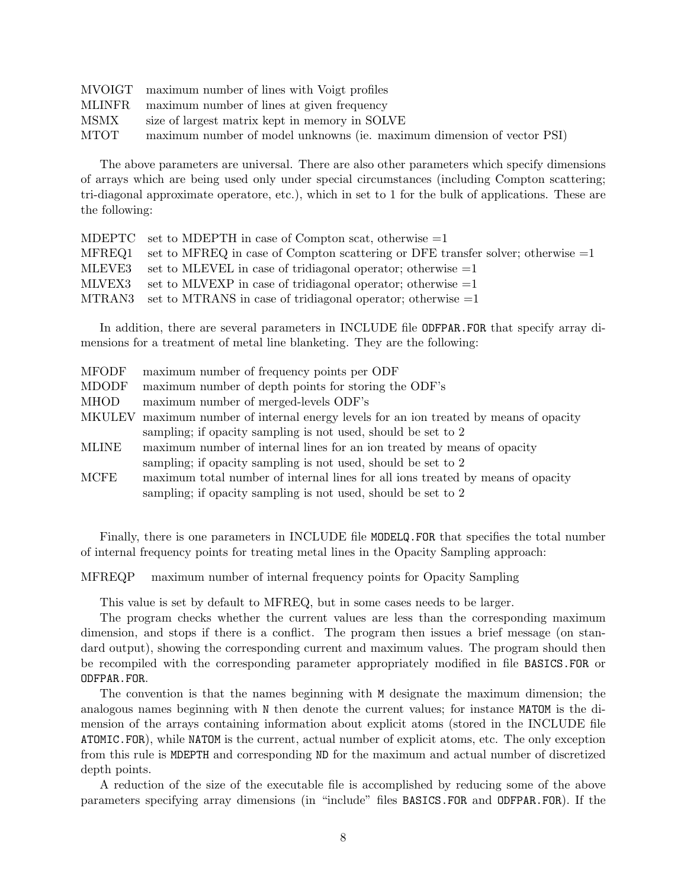| | |
|---|---|
| MVOIGT | maximum number of lines with Voigt profiles |
| MLINFR | maximum number of lines at given frequency |
| MSMX | size of largest matrix kept in memory in SOLVE |
| MTOT | maximum number of model unknowns (ie. maximum dimension of vector PSI) |

The above parameters are universal. There are also other parameters which specify dimensions of arrays which are being used only under special circumstances (including Compton scattering; tri-diagonal approximate operatore, etc.), which in set to 1 for the bulk of applications. These are the following:

| | |
|---|---|
| MDEPTC | set to MDEPTH in case of Compton scat, otherwise =1 |
| MFREQ1 | set to MFREQ in case of Compton scattering or DFE transfer solver; otherwise =1 |
| MLEVE3 | set to MLEVEL in case of tridiagonal operator; otherwise =1 |
| MLVEX3 | set to MLVEXP in case of tridiagonal operator; otherwise =1 |
| MTRAN3 | set to MTRANS in case of tridiagonal operator; otherwise =1 |

In addition, there are several parameters in INCLUDE file `ODFPAR.FOR` that specify array dimensions for a treatment of metal line blanketing. They are the following:

| | |
|---|---|
| MFODF | maximum number of frequency points per ODF |
| MDODF | maximum number of depth points for storing the ODF's |
| MHOD | maximum number of merged-levels ODF's |
| MKULEV | maximum number of internal energy levels for an ion treated by means of opacity sampling; if opacity sampling is not used, should be set to 2 |
| MLINE | maximum number of internal lines for an ion treated by means of opacity sampling; if opacity sampling is not used, should be set to 2 |
| MCFE | maximum total number of internal lines for all ions treated by means of opacity sampling; if opacity sampling is not used, should be set to 2 |

Finally, there is one parameters in INCLUDE file `MODELQ.FOR` that specifies the total number of internal frequency points for treating metal lines in the Opacity Sampling approach:

MFREQP maximum number of internal frequency points for Opacity Sampling

This value is set by default to MFREQ, but in some cases needs to be larger.

The program checks whether the current values are less than the corresponding maximum dimension, and stops if there is a conflict. The program then issues a brief message (on standard output), showing the corresponding current and maximum values. The program should then be recompiled with the corresponding parameter appropriately modified in file `BASICS.FOR` or `ODFPAR.FOR`.

The convention is that the names beginning with `M` designate the maximum dimension; the analogous names beginning with `N` then denote the current values; for instance `MATOM` is the dimension of the arrays containing information about explicit atoms (stored in the INCLUDE file `ATOMIC.FOR`), while `NATOM` is the current, actual number of explicit atoms, etc. The only exception from this rule is `MDEPTH` and corresponding `ND` for the maximum and actual number of discretized depth points.

A reduction of the size of the executable file is accomplished by reducing some of the above parameters specifying array dimensions (in "include" files `BASICS.FOR` and `ODFPAR.FOR`). If the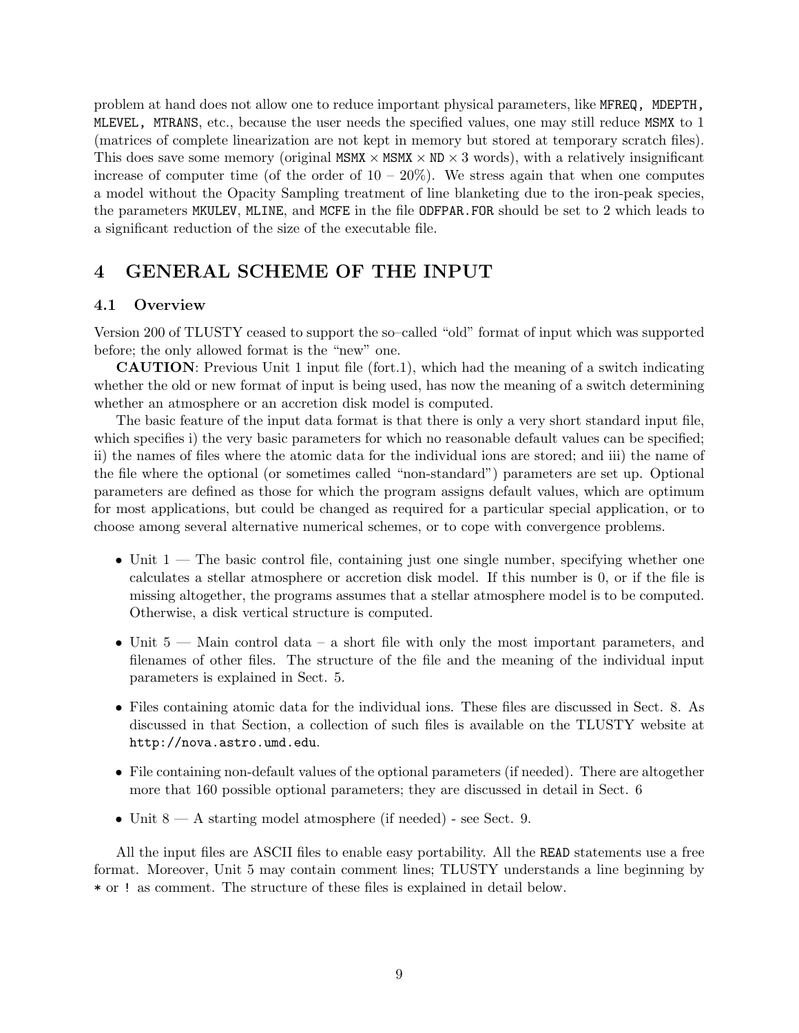problem at hand does not allow one to reduce important physical parameters, like `MFREQ, MDEPTH, MLEVEL, MTRANS`, etc., because the user needs the specified values, one may still reduce `MSMX` to 1 (matrices of complete linearization are not kept in memory but stored at temporary scratch files). This does save some memory (original `MSMX` $\times$ `MSMX` $\times$ `ND` $\times$ 3 words), with a relatively insignificant increase of computer time (of the order of 10 – 20%). We stress again that when one computes a model without the Opacity Sampling treatment of line blanketing due to the iron-peak species, the parameters `MKULEV`, `MLINE`, and `MCFE` in the file `ODFPAR.FOR` should be set to 2 which leads to a significant reduction of the size of the executable file.

# 4 GENERAL SCHEME OF THE INPUT

## 4.1 Overview

Version 200 of TLUSTY ceased to support the so–called "old" format of input which was supported before; the only allowed format is the "new" one.

**CAUTION**: Previous Unit 1 input file (fort.1), which had the meaning of a switch indicating whether the old or new format of input is being used, has now the meaning of a switch determining whether an atmosphere or an accretion disk model is computed.

The basic feature of the input data format is that there is only a very short standard input file, which specifies i) the very basic parameters for which no reasonable default values can be specified; ii) the names of files where the atomic data for the individual ions are stored; and iii) the name of the file where the optional (or sometimes called "non-standard") parameters are set up. Optional parameters are defined as those for which the program assigns default values, which are optimum for most applications, but could be changed as required for a particular special application, or to choose among several alternative numerical schemes, or to cope with convergence problems.

- Unit 1 — The basic control file, containing just one single number, specifying whether one calculates a stellar atmosphere or accretion disk model. If this number is 0, or if the file is missing altogether, the programs assumes that a stellar atmosphere model is to be computed. Otherwise, a disk vertical structure is computed.
- Unit 5 — Main control data – a short file with only the most important parameters, and filenames of other files. The structure of the file and the meaning of the individual input parameters is explained in Sect. 5.
- Files containing atomic data for the individual ions. These files are discussed in Sect. 8. As discussed in that Section, a collection of such files is available on the TLUSTY website at `http://nova.astro.umd.edu`.
- File containing non-default values of the optional parameters (if needed). There are altogether more that 160 possible optional parameters; they are discussed in detail in Sect. 6
- Unit 8 — A starting model atmosphere (if needed) - see Sect. 9.

All the input files are ASCII files to enable easy portability. All the `READ` statements use a free format. Moreover, Unit 5 may contain comment lines; TLUSTY understands a line beginning by `*` or `!` as comment. The structure of these files is explained in detail below.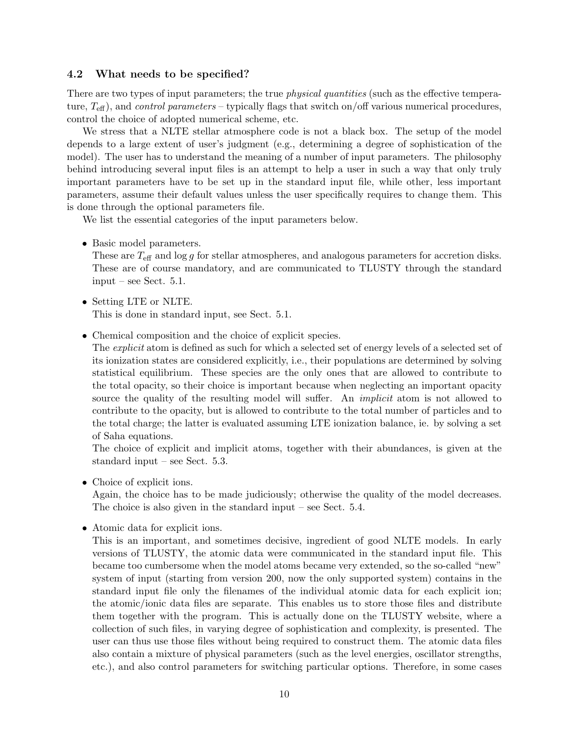### 4.2 What needs to be specified?

There are two types of input parameters; the true *physical quantities* (such as the effective temperature, $T_{\rm eff}$), and *control parameters* – typically flags that switch on/off various numerical procedures, control the choice of adopted numerical scheme, etc.

We stress that a NLTE stellar atmosphere code is not a black box. The setup of the model depends to a large extent of user's judgment (e.g., determining a degree of sophistication of the model). The user has to understand the meaning of a number of input parameters. The philosophy behind introducing several input files is an attempt to help a user in such a way that only truly important parameters have to be set up in the standard input file, while other, less important parameters, assume their default values unless the user specifically requires to change them. This is done through the optional parameters file.

We list the essential categories of the input parameters below.

- Basic model parameters.
  These are $T_{\rm eff}$ and $\log g$ for stellar atmospheres, and analogous parameters for accretion disks. These are of course mandatory, and are communicated to TLUSTY through the standard input – see Sect. 5.1.

- Setting LTE or NLTE.
  This is done in standard input, see Sect. 5.1.

- Chemical composition and the choice of explicit species.
  The *explicit* atom is defined as such for which a selected set of energy levels of a selected set of its ionization states are considered explicitly, i.e., their populations are determined by solving statistical equilibrium. These species are the only ones that are allowed to contribute to the total opacity, so their choice is important because when neglecting an important opacity source the quality of the resulting model will suffer. An *implicit* atom is not allowed to contribute to the opacity, but is allowed to contribute to the total number of particles and to the total charge; the latter is evaluated assuming LTE ionization balance, ie. by solving a set of Saha equations.
  The choice of explicit and implicit atoms, together with their abundances, is given at the standard input – see Sect. 5.3.

- Choice of explicit ions.
  Again, the choice has to be made judiciously; otherwise the quality of the model decreases. The choice is also given in the standard input – see Sect. 5.4.

- Atomic data for explicit ions.
  This is an important, and sometimes decisive, ingredient of good NLTE models. In early versions of TLUSTY, the atomic data were communicated in the standard input file. This became too cumbersome when the model atoms became very extended, so the so-called "new" system of input (starting from version 200, now the only supported system) contains in the standard input file only the filenames of the individual atomic data for each explicit ion; the atomic/ionic data files are separate. This enables us to store those files and distribute them together with the program. This is actually done on the TLUSTY website, where a collection of such files, in varying degree of sophistication and complexity, is presented. The user can thus use those files without being required to construct them. The atomic data files also contain a mixture of physical parameters (such as the level energies, oscillator strengths, etc.), and also control parameters for switching particular options. Therefore, in some cases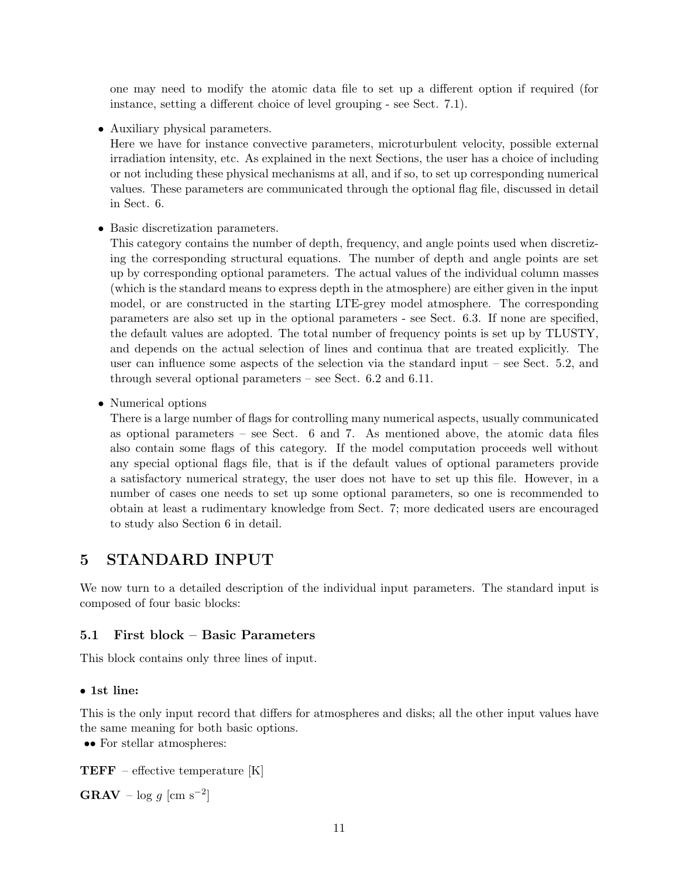one may need to modify the atomic data file to set up a different option if required (for instance, setting a different choice of level grouping - see Sect. 7.1).

- Auxiliary physical parameters.
  Here we have for instance convective parameters, microturbulent velocity, possible external irradiation intensity, etc. As explained in the next Sections, the user has a choice of including or not including these physical mechanisms at all, and if so, to set up corresponding numerical values. These parameters are communicated through the optional flag file, discussed in detail in Sect. 6.

- Basic discretization parameters.
  This category contains the number of depth, frequency, and angle points used when discretizing the corresponding structural equations. The number of depth and angle points are set up by corresponding optional parameters. The actual values of the individual column masses (which is the standard means to express depth in the atmosphere) are either given in the input model, or are constructed in the starting LTE-grey model atmosphere. The corresponding parameters are also set up in the optional parameters - see Sect. 6.3. If none are specified, the default values are adopted. The total number of frequency points is set up by TLUSTY, and depends on the actual selection of lines and continua that are treated explicitly. The user can influence some aspects of the selection via the standard input – see Sect. 5.2, and through several optional parameters – see Sect. 6.2 and 6.11.

- Numerical options
  There is a large number of flags for controlling many numerical aspects, usually communicated as optional parameters – see Sect. 6 and 7. As mentioned above, the atomic data files also contain some flags of this category. If the model computation proceeds well without any special optional flags file, that is if the default values of optional parameters provide a satisfactory numerical strategy, the user does not have to set up this file. However, in a number of cases one needs to set up some optional parameters, so one is recommended to obtain at least a rudimentary knowledge from Sect. 7; more dedicated users are encouraged to study also Section 6 in detail.

# 5 STANDARD INPUT

We now turn to a detailed description of the individual input parameters. The standard input is composed of four basic blocks:

## 5.1 First block – Basic Parameters

This block contains only three lines of input.

**• 1st line:**

This is the only input record that differs for atmospheres and disks; all the other input values have the same meaning for both basic options.

•• For stellar atmospheres:

**TEFF** – effective temperature [K]

**GRAV** – $\log g$ [cm s$^{-2}$]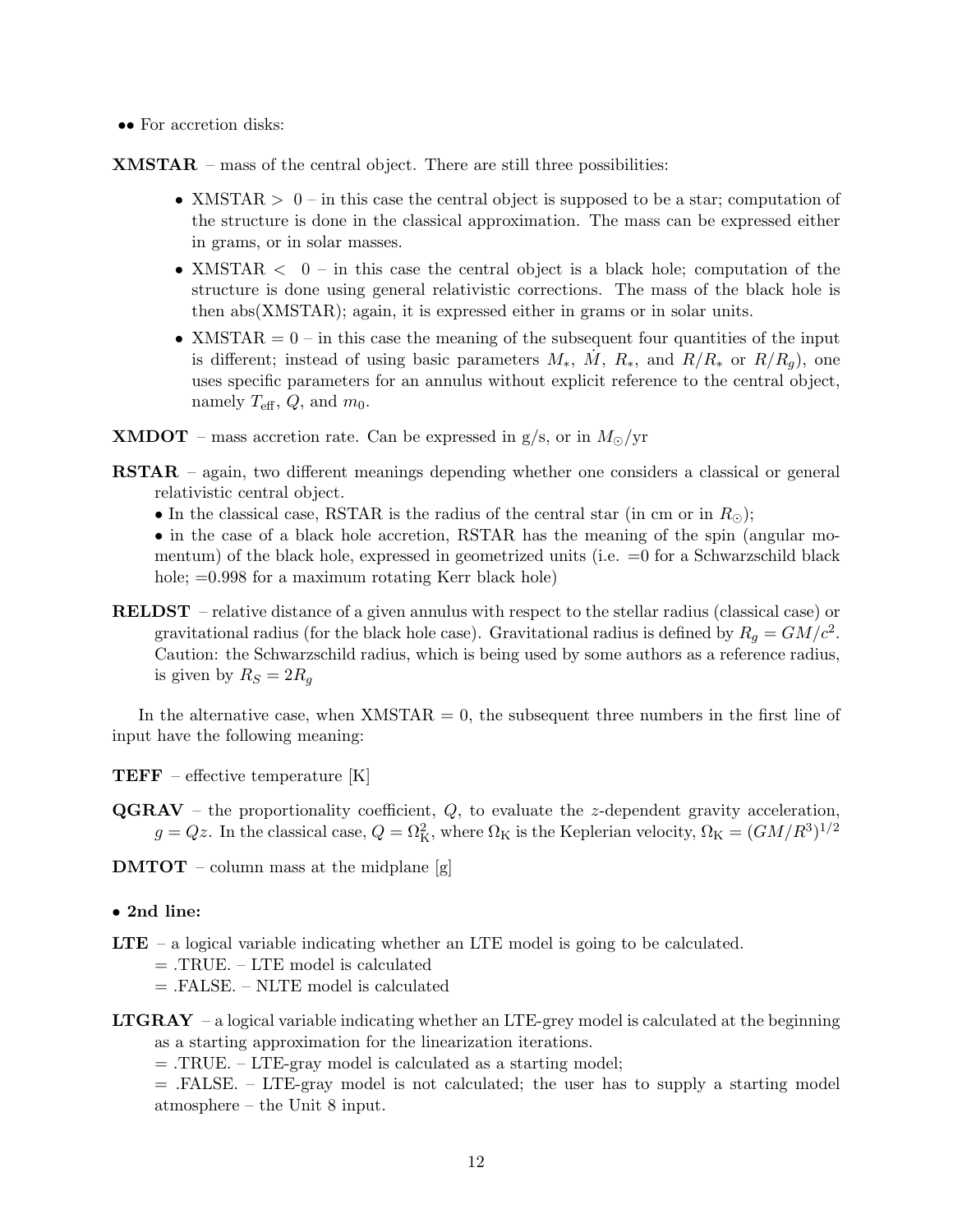•• For accretion disks:

**XMSTAR** – mass of the central object. There are still three possibilities:

- XMSTAR > 0 – in this case the central object is supposed to be a star; computation of the structure is done in the classical approximation. The mass can be expressed either in grams, or in solar masses.
- XMSTAR < 0 – in this case the central object is a black hole; computation of the structure is done using general relativistic corrections. The mass of the black hole is then abs(XMSTAR); again, it is expressed either in grams or in solar units.
- XMSTAR = 0 – in this case the meaning of the subsequent four quantities of the input is different; instead of using basic parameters $M_*$, $\dot{M}$, $R_*$, and $R/R_*$ or $R/R_g$), one uses specific parameters for an annulus without explicit reference to the central object, namely $T_{\rm eff}$, $Q$, and $m_0$.

**XMDOT** – mass accretion rate. Can be expressed in g/s, or in $M_\odot$/yr

**RSTAR** – again, two different meanings depending whether one considers a classical or general relativistic central object.
• In the classical case, RSTAR is the radius of the central star (in cm or in $R_\odot$);
• in the case of a black hole accretion, RSTAR has the meaning of the spin (angular momentum) of the black hole, expressed in geometrized units (i.e. =0 for a Schwarzschild black hole; =0.998 for a maximum rotating Kerr black hole)

**RELDST** – relative distance of a given annulus with respect to the stellar radius (classical case) or gravitational radius (for the black hole case). Gravitational radius is defined by $R_g = GM/c^2$. Caution: the Schwarzschild radius, which is being used by some authors as a reference radius, is given by $R_S = 2R_g$

In the alternative case, when XMSTAR = 0, the subsequent three numbers in the first line of input have the following meaning:

**TEFF** – effective temperature [K]

**QGRAV** – the proportionality coefficient, $Q$, to evaluate the $z$-dependent gravity acceleration, $g = Qz$. In the classical case, $Q = \Omega_{\rm K}^2$, where $\Omega_{\rm K}$ is the Keplerian velocity, $\Omega_{\rm K} = (GM/R^3)^{1/2}$

**DMTOT** – column mass at the midplane [g]

• **2nd line:**

**LTE** – a logical variable indicating whether an LTE model is going to be calculated.
= .TRUE. – LTE model is calculated
= .FALSE. – NLTE model is calculated

**LTGRAY** – a logical variable indicating whether an LTE-grey model is calculated at the beginning as a starting approximation for the linearization iterations.
= .TRUE. – LTE-gray model is calculated as a starting model;
= .FALSE. – LTE-gray model is not calculated; the user has to supply a starting model atmosphere – the Unit 8 input.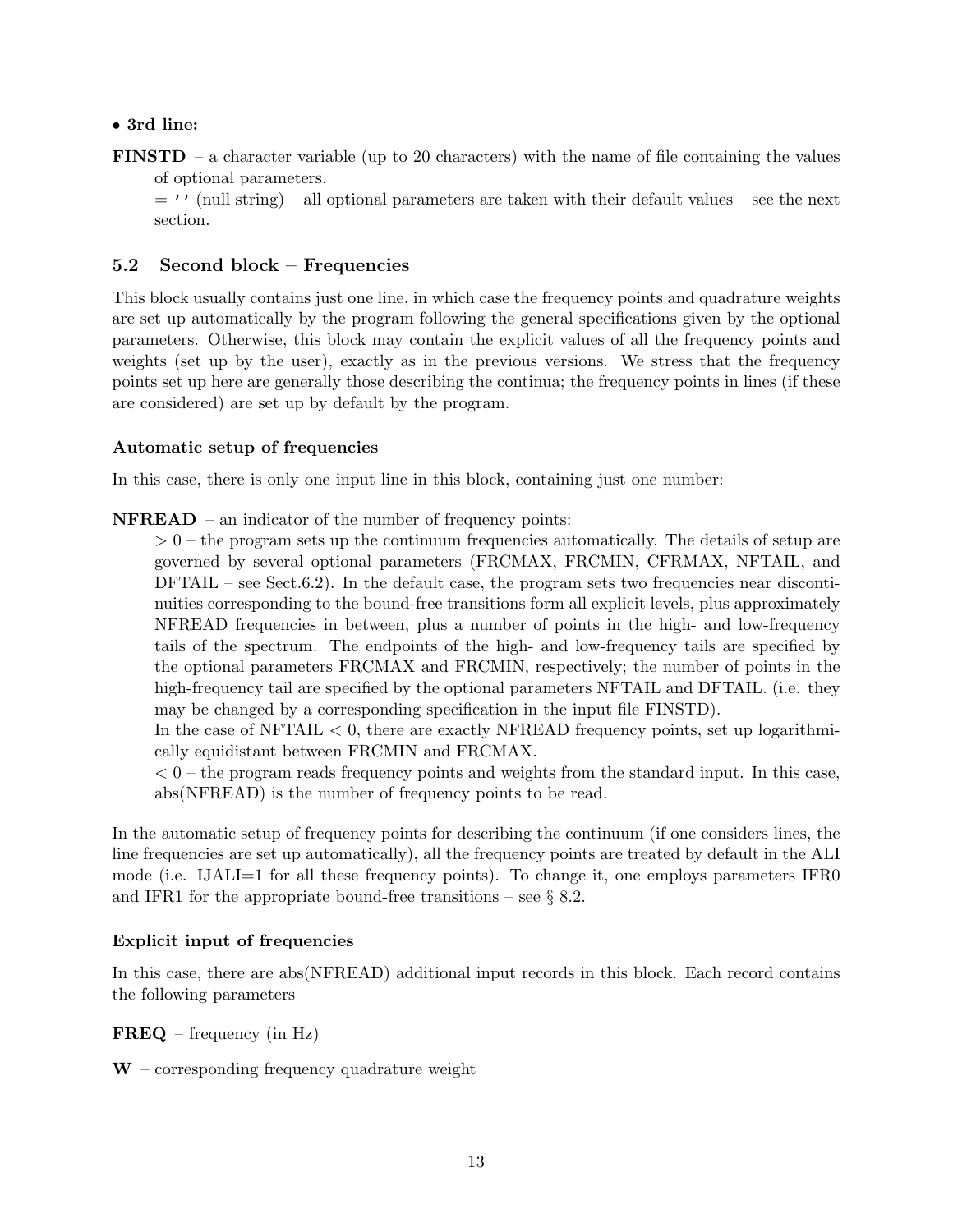- **3rd line:**

**FINSTD** – a character variable (up to 20 characters) with the name of file containing the values of optional parameters.
= ' ' (null string) – all optional parameters are taken with their default values – see the next section.

## 5.2 Second block – Frequencies

This block usually contains just one line, in which case the frequency points and quadrature weights are set up automatically by the program following the general specifications given by the optional parameters. Otherwise, this block may contain the explicit values of all the frequency points and weights (set up by the user), exactly as in the previous versions. We stress that the frequency points set up here are generally those describing the continua; the frequency points in lines (if these are considered) are set up by default by the program.

### Automatic setup of frequencies

In this case, there is only one input line in this block, containing just one number:

**NFREAD** – an indicator of the number of frequency points:
$> 0$ – the program sets up the continuum frequencies automatically. The details of setup are governed by several optional parameters (FRCMAX, FRCMIN, CFRMAX, NFTAIL, and DFTAIL – see Sect.6.2). In the default case, the program sets two frequencies near discontinuities corresponding to the bound-free transitions form all explicit levels, plus approximately NFREAD frequencies in between, plus a number of points in the high- and low-frequency tails of the spectrum. The endpoints of the high- and low-frequency tails are specified by the optional parameters FRCMAX and FRCMIN, respectively; the number of points in the high-frequency tail are specified by the optional parameters NFTAIL and DFTAIL. (i.e. they may be changed by a corresponding specification in the input file FINSTD).
In the case of NFTAIL $< 0$, there are exactly NFREAD frequency points, set up logarithmically equidistant between FRCMIN and FRCMAX.
$< 0$ – the program reads frequency points and weights from the standard input. In this case, abs(NFREAD) is the number of frequency points to be read.

In the automatic setup of frequency points for describing the continuum (if one considers lines, the line frequencies are set up automatically), all the frequency points are treated by default in the ALI mode (i.e. IJALI=1 for all these frequency points). To change it, one employs parameters IFR0 and IFR1 for the appropriate bound-free transitions – see § 8.2.

### Explicit input of frequencies

In this case, there are abs(NFREAD) additional input records in this block. Each record contains the following parameters

**FREQ** – frequency (in Hz)

**W** – corresponding frequency quadrature weight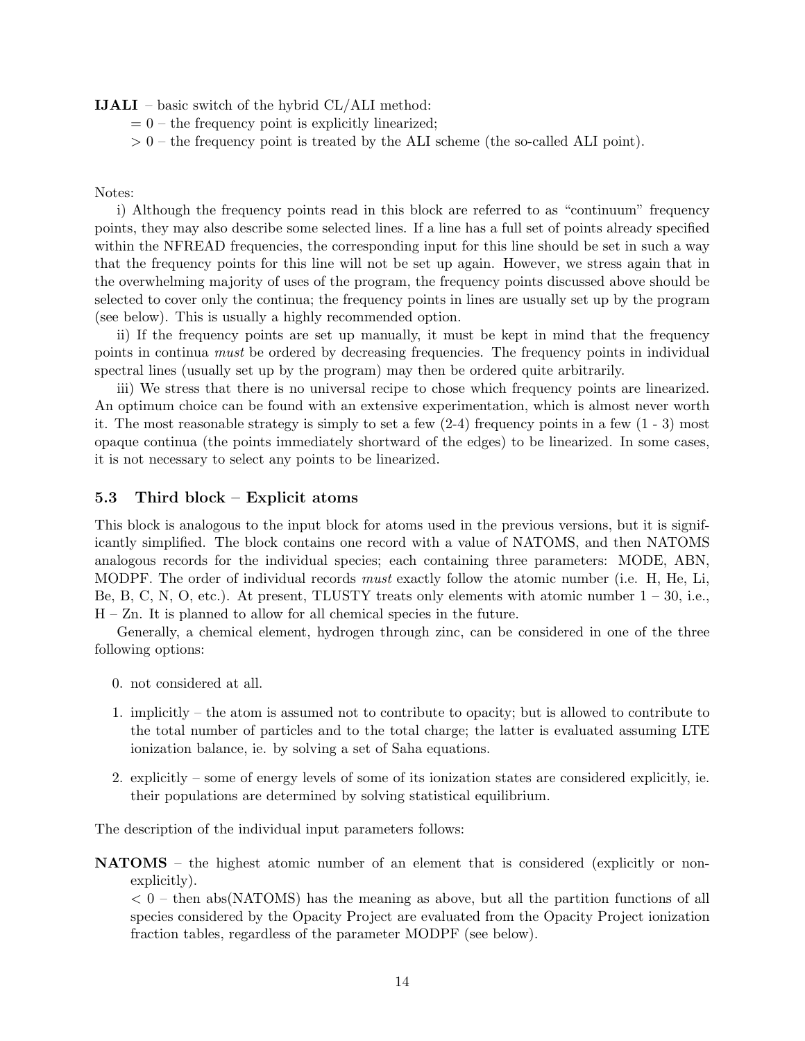**IJALI** – basic switch of the hybrid CL/ALI method:

= 0 – the frequency point is explicitly linearized;

> 0 – the frequency point is treated by the ALI scheme (the so-called ALI point).

Notes:

i) Although the frequency points read in this block are referred to as "continuum" frequency points, they may also describe some selected lines. If a line has a full set of points already specified within the NFREAD frequencies, the corresponding input for this line should be set in such a way that the frequency points for this line will not be set up again. However, we stress again that in the overwhelming majority of uses of the program, the frequency points discussed above should be selected to cover only the continua; the frequency points in lines are usually set up by the program (see below). This is usually a highly recommended option.

ii) If the frequency points are set up manually, it must be kept in mind that the frequency points in continua *must* be ordered by decreasing frequencies. The frequency points in individual spectral lines (usually set up by the program) may then be ordered quite arbitrarily.

iii) We stress that there is no universal recipe to chose which frequency points are linearized. An optimum choice can be found with an extensive experimentation, which is almost never worth it. The most reasonable strategy is simply to set a few (2-4) frequency points in a few (1 - 3) most opaque continua (the points immediately shortward of the edges) to be linearized. In some cases, it is not necessary to select any points to be linearized.

### 5.3 Third block – Explicit atoms

This block is analogous to the input block for atoms used in the previous versions, but it is significantly simplified. The block contains one record with a value of NATOMS, and then NATOMS analogous records for the individual species; each containing three parameters: MODE, ABN, MODPF. The order of individual records *must* exactly follow the atomic number (i.e. H, He, Li, Be, B, C, N, O, etc.). At present, TLUSTY treats only elements with atomic number 1 – 30, i.e., H – Zn. It is planned to allow for all chemical species in the future.

Generally, a chemical element, hydrogen through zinc, can be considered in one of the three following options:

0. not considered at all.
1. implicitly – the atom is assumed not to contribute to opacity; but is allowed to contribute to the total number of particles and to the total charge; the latter is evaluated assuming LTE ionization balance, ie. by solving a set of Saha equations.
2. explicitly – some of energy levels of some of its ionization states are considered explicitly, ie. their populations are determined by solving statistical equilibrium.

The description of the individual input parameters follows:

**NATOMS** – the highest atomic number of an element that is considered (explicitly or non-explicitly).

< 0 – then abs(NATOMS) has the meaning as above, but all the partition functions of all species considered by the Opacity Project are evaluated from the Opacity Project ionization fraction tables, regardless of the parameter MODPF (see below).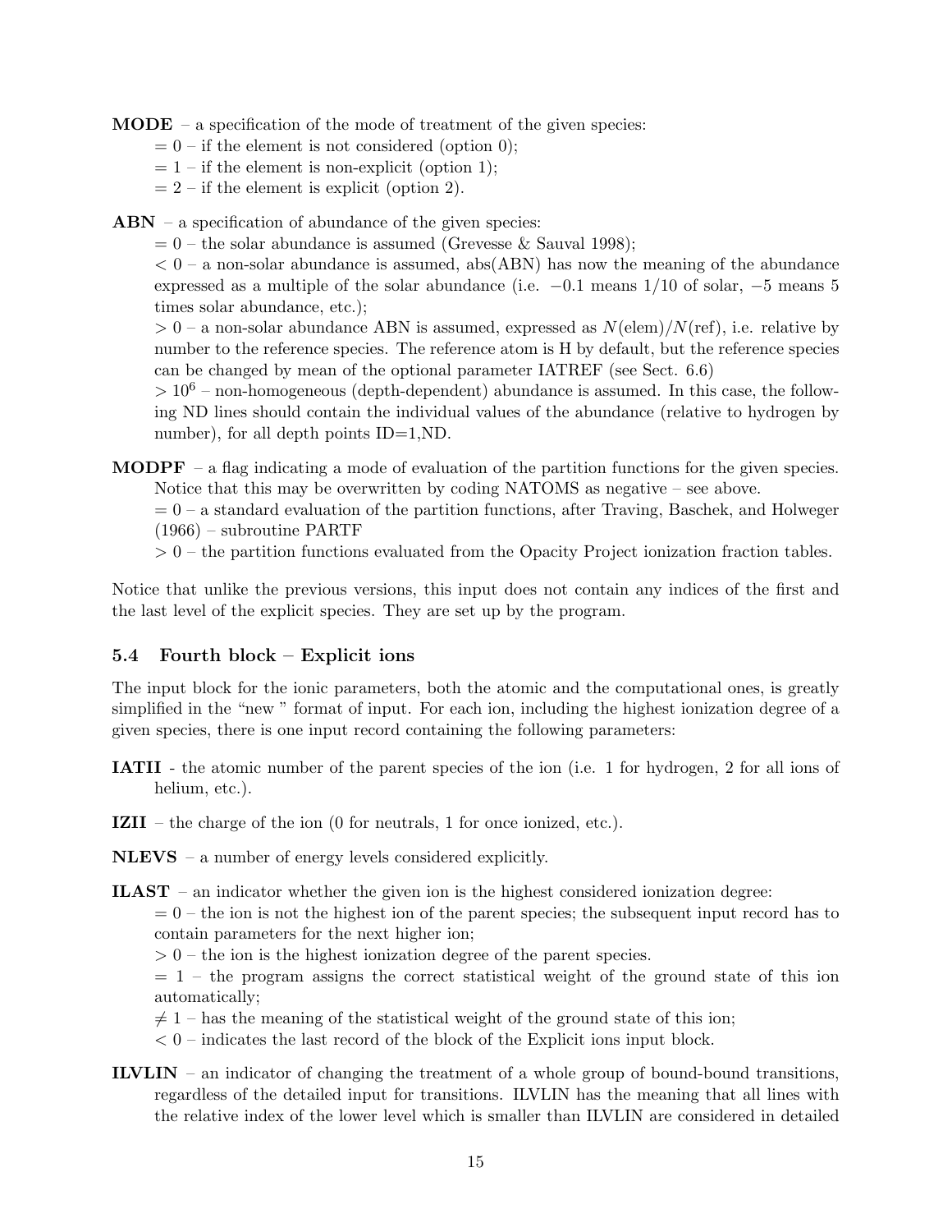**MODE** – a specification of the mode of treatment of the given species:

= 0 – if the element is not considered (option 0);
= 1 – if the element is non-explicit (option 1);
= 2 – if the element is explicit (option 2).

**ABN** – a specification of abundance of the given species:

= 0 – the solar abundance is assumed (Grevesse & Sauval 1998);
< 0 – a non-solar abundance is assumed, abs(ABN) has now the meaning of the abundance expressed as a multiple of the solar abundance (i.e. −0.1 means 1/10 of solar, −5 means 5 times solar abundance, etc.);
> 0 – a non-solar abundance ABN is assumed, expressed as $N(\mathrm{elem})/N(\mathrm{ref})$, i.e. relative by number to the reference species. The reference atom is H by default, but the reference species can be changed by mean of the optional parameter IATREF (see Sect. 6.6)
$> 10^6$ – non-homogeneous (depth-dependent) abundance is assumed. In this case, the following ND lines should contain the individual values of the abundance (relative to hydrogen by number), for all depth points ID=1,ND.

**MODPF** – a flag indicating a mode of evaluation of the partition functions for the given species. Notice that this may be overwritten by coding NATOMS as negative – see above.

= 0 – a standard evaluation of the partition functions, after Traving, Baschek, and Holweger (1966) – subroutine PARTF
> 0 – the partition functions evaluated from the Opacity Project ionization fraction tables.

Notice that unlike the previous versions, this input does not contain any indices of the first and the last level of the explicit species. They are set up by the program.

### 5.4 Fourth block – Explicit ions

The input block for the ionic parameters, both the atomic and the computational ones, is greatly simplified in the "new " format of input. For each ion, including the highest ionization degree of a given species, there is one input record containing the following parameters:

**IATII** - the atomic number of the parent species of the ion (i.e. 1 for hydrogen, 2 for all ions of helium, etc.).

**IZII** – the charge of the ion (0 for neutrals, 1 for once ionized, etc.).

**NLEVS** – a number of energy levels considered explicitly.

**ILAST** – an indicator whether the given ion is the highest considered ionization degree:

= 0 – the ion is not the highest ion of the parent species; the subsequent input record has to contain parameters for the next higher ion;
> 0 – the ion is the highest ionization degree of the parent species.
= 1 – the program assigns the correct statistical weight of the ground state of this ion automatically;
≠ 1 – has the meaning of the statistical weight of the ground state of this ion;
< 0 – indicates the last record of the block of the Explicit ions input block.

**ILVLIN** – an indicator of changing the treatment of a whole group of bound-bound transitions, regardless of the detailed input for transitions. ILVLIN has the meaning that all lines with the relative index of the lower level which is smaller than ILVLIN are considered in detailed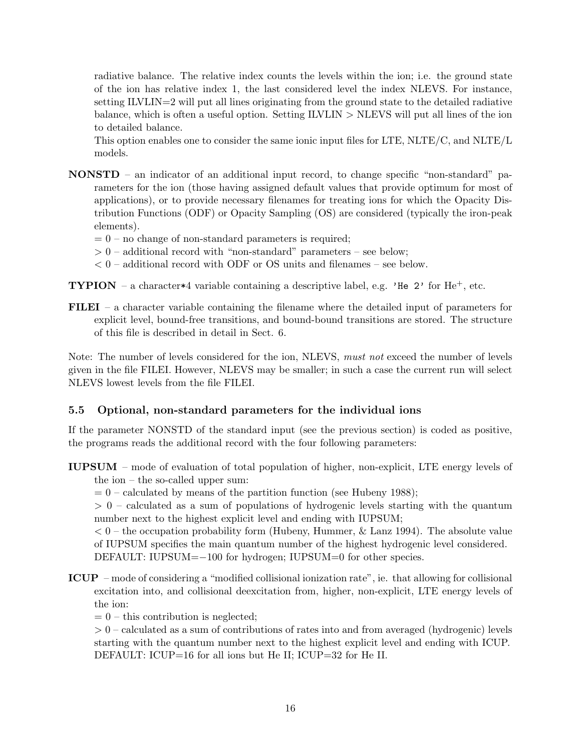radiative balance. The relative index counts the levels within the ion; i.e. the ground state of the ion has relative index 1, the last considered level the index NLEVS. For instance, setting ILVLIN=2 will put all lines originating from the ground state to the detailed radiative balance, which is often a useful option. Setting ILVLIN > NLEVS will put all lines of the ion to detailed balance.
This option enables one to consider the same ionic input files for LTE, NLTE/C, and NLTE/L models.

**NONSTD** – an indicator of an additional input record, to change specific "non-standard" parameters for the ion (those having assigned default values that provide optimum for most of applications), or to provide necessary filenames for treating ions for which the Opacity Distribution Functions (ODF) or Opacity Sampling (OS) are considered (typically the iron-peak elements).
= 0 – no change of non-standard parameters is required;
> 0 – additional record with "non-standard" parameters – see below;
< 0 – additional record with ODF or OS units and filenames – see below.

**TYPION** – a character*4 variable containing a descriptive label, e.g. `'He 2'` for $He^{+}$, etc.

**FILEI** – a character variable containing the filename where the detailed input of parameters for explicit level, bound-free transitions, and bound-bound transitions are stored. The structure of this file is described in detail in Sect. 6.

Note: The number of levels considered for the ion, NLEVS, *must not* exceed the number of levels given in the file FILEI. However, NLEVS may be smaller; in such a case the current run will select NLEVS lowest levels from the file FILEI.

### 5.5 Optional, non-standard parameters for the individual ions

If the parameter NONSTD of the standard input (see the previous section) is coded as positive, the programs reads the additional record with the four following parameters:

**IUPSUM** – mode of evaluation of total population of higher, non-explicit, LTE energy levels of the ion – the so-called upper sum:
= 0 – calculated by means of the partition function (see Hubeny 1988);
> 0 – calculated as a sum of populations of hydrogenic levels starting with the quantum number next to the highest explicit level and ending with IUPSUM;
< 0 – the occupation probability form (Hubeny, Hummer, & Lanz 1994). The absolute value of IUPSUM specifies the main quantum number of the highest hydrogenic level considered.
DEFAULT: IUPSUM=−100 for hydrogen; IUPSUM=0 for other species.

**ICUP** – mode of considering a "modified collisional ionization rate", ie. that allowing for collisional excitation into, and collisional deexcitation from, higher, non-explicit, LTE energy levels of the ion:
= 0 – this contribution is neglected;
> 0 – calculated as a sum of contributions of rates into and from averaged (hydrogenic) levels starting with the quantum number next to the highest explicit level and ending with ICUP.
DEFAULT: ICUP=16 for all ions but He II; ICUP=32 for He II.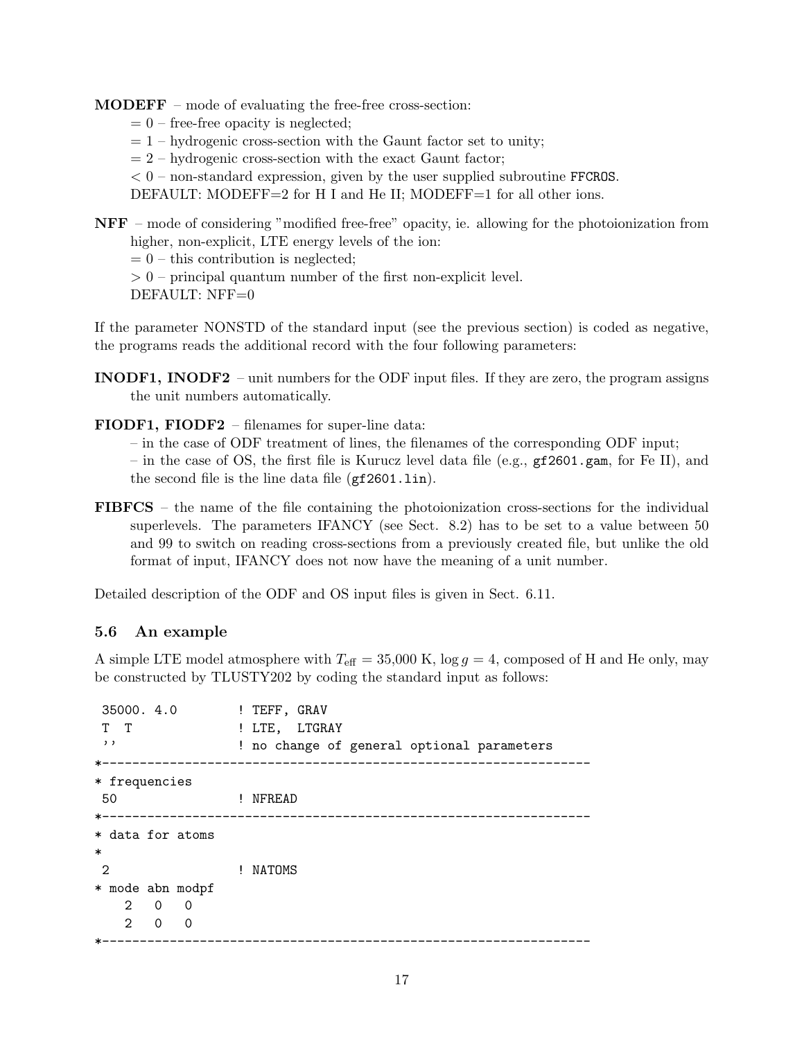**MODEFF** – mode of evaluating the free-free cross-section:

= 0 – free-free opacity is neglected;
= 1 – hydrogenic cross-section with the Gaunt factor set to unity;
= 2 – hydrogenic cross-section with the exact Gaunt factor;
< 0 – non-standard expression, given by the user supplied subroutine `FFCROS`.
DEFAULT: MODEFF=2 for H I and He II; MODEFF=1 for all other ions.

**NFF** – mode of considering "modified free-free" opacity, ie. allowing for the photoionization from higher, non-explicit, LTE energy levels of the ion:

= 0 – this contribution is neglected;
> 0 – principal quantum number of the first non-explicit level.
DEFAULT: NFF=0

If the parameter NONSTD of the standard input (see the previous section) is coded as negative, the programs reads the additional record with the four following parameters:

**INODF1, INODF2** – unit numbers for the ODF input files. If they are zero, the program assigns the unit numbers automatically.

**FIODF1, FIODF2** – filenames for super-line data:
– in the case of ODF treatment of lines, the filenames of the corresponding ODF input;
– in the case of OS, the first file is Kurucz level data file (e.g., `gf2601.gam`, for Fe II), and the second file is the line data file (`gf2601.lin`).

**FIBFCS** – the name of the file containing the photoionization cross-sections for the individual superlevels. The parameters IFANCY (see Sect. 8.2) has to be set to a value between 50 and 99 to switch on reading cross-sections from a previously created file, but unlike the old format of input, IFANCY does not now have the meaning of a unit number.

Detailed description of the ODF and OS input files is given in Sect. 6.11.

### 5.6 An example

A simple LTE model atmosphere with $T_{\rm eff} = 35{,}000$ K, $\log g = 4$, composed of H and He only, may be constructed by TLUSTY202 by coding the standard input as follows:

```
 35000. 4.0        ! TEFF, GRAV
 T  T              ! LTE,  LTGRAY
 ''                ! no change of general optional parameters
*-----------------------------------------------------------------
* frequencies
 50                ! NFREAD
*-----------------------------------------------------------------
* data for atoms
*
 2                 ! NATOMS
* mode abn modpf
    2   0   0
    2   0   0
*-----------------------------------------------------------------
```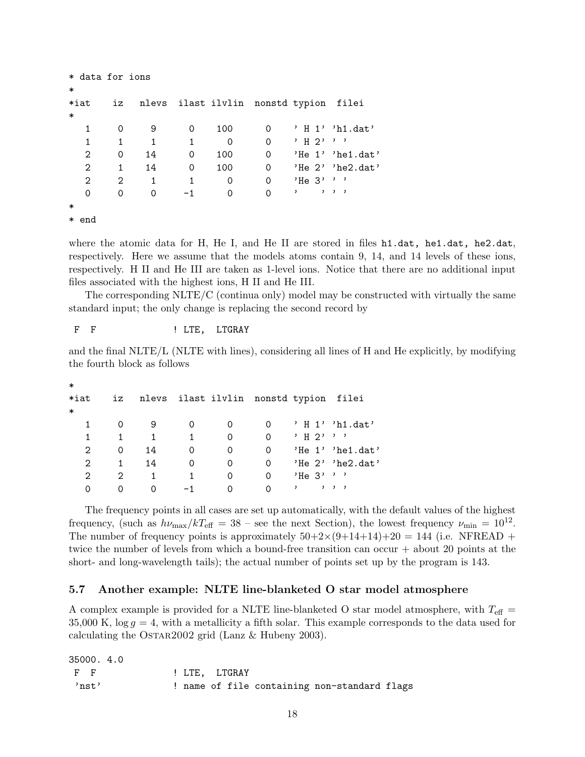```
* data for ions
*
*iat    iz   nlevs  ilast ilvlin  nonstd typion  filei
*
   1     0     9      0    100      0    ' H 1' 'h1.dat'
   1     1     1      1      0      0    ' H 2' ' '
   2     0    14      0    100      0    'He 1' 'he1.dat'
   2     1    14      0    100      0    'He 2' 'he2.dat'
   2     2     1      1      0      0    'He 3' ' '
   0     0     0     -1      0      0    '    ' ' '
*
* end
```

where the atomic data for H, He I, and He II are stored in files `h1.dat, he1.dat, he2.dat`, respectively. Here we assume that the models atoms contain 9, 14, and 14 levels of these ions, respectively. H II and He III are taken as 1-level ions. Notice that there are no additional input files associated with the highest ions, H II and He III.

The corresponding NLTE/C (continua only) model may be constructed with virtually the same standard input; the only change is replacing the second record by

```
 F  F              ! LTE,  LTGRAY
```

and the final NLTE/L (NLTE with lines), considering all lines of H and He explicitly, by modifying the fourth block as follows

```
*
*iat    iz   nlevs  ilast ilvlin  nonstd typion  filei
*
   1     0     9      0      0      0    ' H 1' 'h1.dat'
   1     1     1      1      0      0    ' H 2' ' '
   2     0    14      0      0      0    'He 1' 'he1.dat'
   2     1    14      0      0      0    'He 2' 'he2.dat'
   2     2     1      1      0      0    'He 3' ' '
   0     0     0     -1      0      0    '    ' ' '
```

The frequency points in all cases are set up automatically, with the default values of the highest frequency, (such as $h\nu_{\rm max}/kT_{\rm eff} = 38$ – see the next Section), the lowest frequency $\nu_{\rm min} = 10^{12}$. The number of frequency points is approximately $50+2\times(9+14+14)+20 = 144$ (i.e. NFREAD + twice the number of levels from which a bound-free transition can occur + about 20 points at the short- and long-wavelength tails); the actual number of points set up by the program is 143.

### 5.7 Another example: NLTE line-blanketed O star model atmosphere

A complex example is provided for a NLTE line-blanketed O star model atmosphere, with $T_{\rm eff} =$ 35,000 K, $\log g = 4$, with a metallicity a fifth solar. This example corresponds to the data used for calculating the OSTAR2002 grid (Lanz & Hubeny 2003).

```
35000. 4.0
 F  F              ! LTE,  LTGRAY
 'nst'             ! name of file containing non-standard flags
```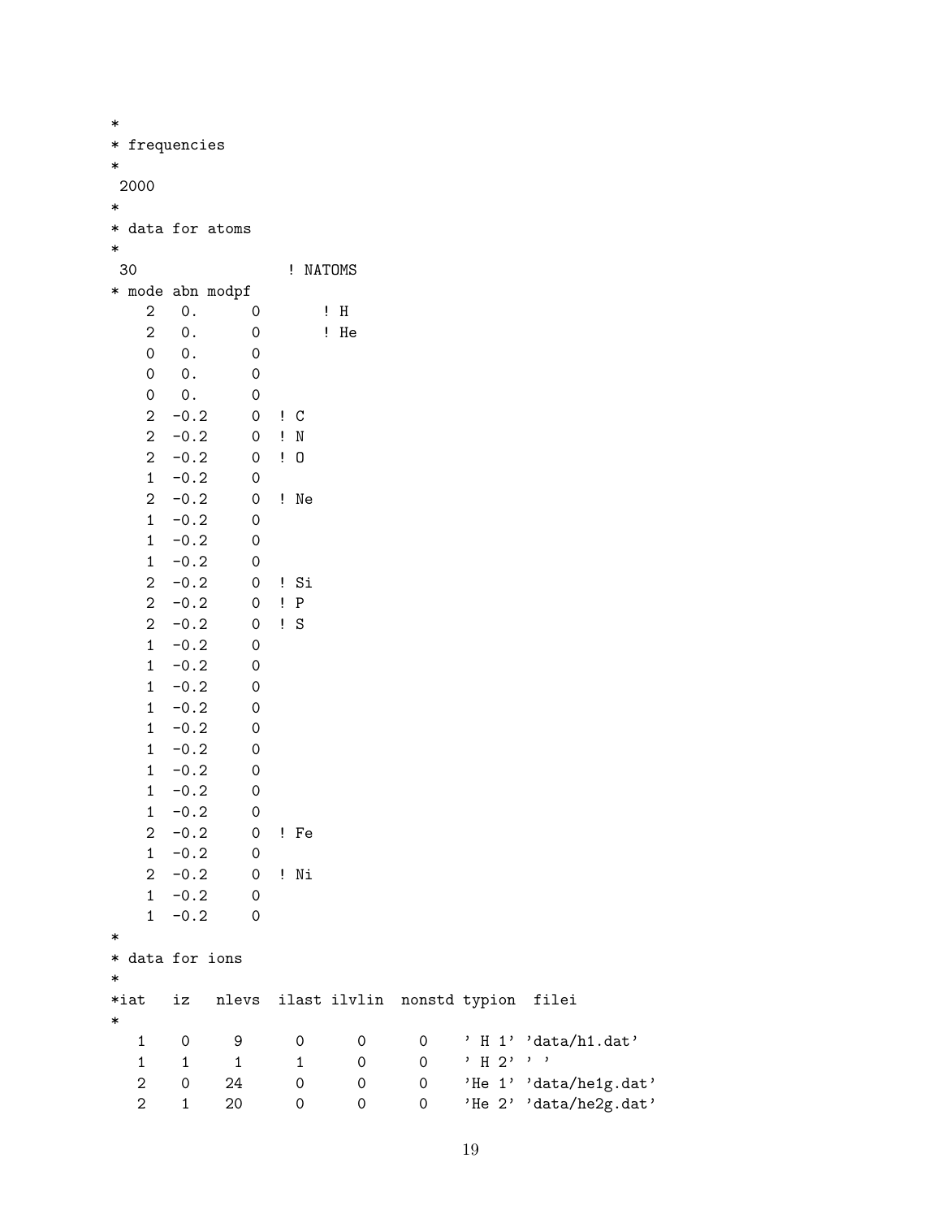```
*
* frequencies
*
 2000
*
* data for atoms
*
 30                  ! NATOMS
* mode abn modpf
    2   0.      0       ! H
    2   0.      0       ! He
    0   0.      0
    0   0.      0
    0   0.      0
    2  -0.2     0  ! C
    2  -0.2     0  ! N
    2  -0.2     0  ! O
    1  -0.2     0
    2  -0.2     0  ! Ne
    1  -0.2     0
    1  -0.2     0
    1  -0.2     0
    2  -0.2     0  ! Si
    2  -0.2     0  ! P
    2  -0.2     0  ! S
    1  -0.2     0
    1  -0.2     0
    1  -0.2     0
    1  -0.2     0
    1  -0.2     0
    1  -0.2     0
    1  -0.2     0
    1  -0.2     0
    1  -0.2     0
    2  -0.2     0  ! Fe
    1  -0.2     0
    2  -0.2     0  ! Ni
    1  -0.2     0
    1  -0.2     0
*
* data for ions
*
*iat   iz   nlevs  ilast ilvlin  nonstd typion  filei
*
   1    0     9      0      0      0    ' H 1' 'data/h1.dat'
   1    1     1      1      0      0    ' H 2' ' '
   2    0    24      0      0      0    'He 1' 'data/he1g.dat'
   2    1    20      0      0      0    'He 2' 'data/he2g.dat'
```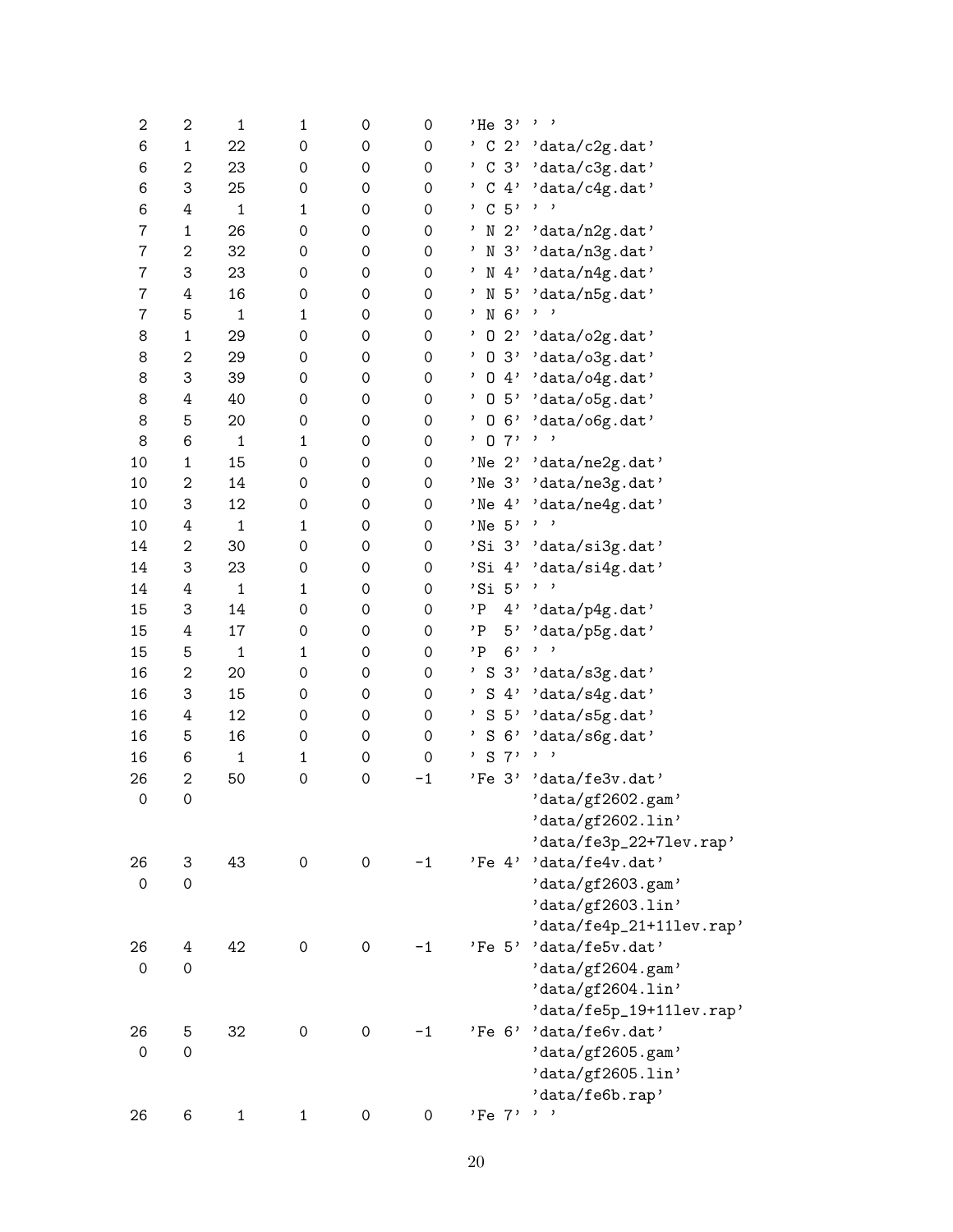```
 2    2    1    1    0    0   'He 3' ' '
 6    1   22    0    0    0   ' C 2' 'data/c2g.dat'
 6    2   23    0    0    0   ' C 3' 'data/c3g.dat'
 6    3   25    0    0    0   ' C 4' 'data/c4g.dat'
 6    4    1    1    0    0   ' C 5' ' '
 7    1   26    0    0    0   ' N 2' 'data/n2g.dat'
 7    2   32    0    0    0   ' N 3' 'data/n3g.dat'
 7    3   23    0    0    0   ' N 4' 'data/n4g.dat'
 7    4   16    0    0    0   ' N 5' 'data/n5g.dat'
 7    5    1    1    0    0   ' N 6' ' '
 8    1   29    0    0    0   ' O 2' 'data/o2g.dat'
 8    2   29    0    0    0   ' O 3' 'data/o3g.dat'
 8    3   39    0    0    0   ' O 4' 'data/o4g.dat'
 8    4   40    0    0    0   ' O 5' 'data/o5g.dat'
 8    5   20    0    0    0   ' O 6' 'data/o6g.dat'
 8    6    1    1    0    0   ' O 7' ' '
10    1   15    0    0    0   'Ne 2' 'data/ne2g.dat'
10    2   14    0    0    0   'Ne 3' 'data/ne3g.dat'
10    3   12    0    0    0   'Ne 4' 'data/ne4g.dat'
10    4    1    1    0    0   'Ne 5' ' '
14    2   30    0    0    0   'Si 3' 'data/si3g.dat'
14    3   23    0    0    0   'Si 4' 'data/si4g.dat'
14    4    1    1    0    0   'Si 5' ' '
15    3   14    0    0    0   'P  4' 'data/p4g.dat'
15    4   17    0    0    0   'P  5' 'data/p5g.dat'
15    5    1    1    0    0   'P  6' ' '
16    2   20    0    0    0   ' S 3' 'data/s3g.dat'
16    3   15    0    0    0   ' S 4' 'data/s4g.dat'
16    4   12    0    0    0   ' S 5' 'data/s5g.dat'
16    5   16    0    0    0   ' S 6' 'data/s6g.dat'
16    6    1    1    0    0   ' S 7' ' '
26    2   50    0    0   -1   'Fe 3' 'data/fe3v.dat'
 0    0                              'data/gf2602.gam'
                                     'data/gf2602.lin'
                                     'data/fe3p_22+7lev.rap'
26    3   43    0    0   -1   'Fe 4' 'data/fe4v.dat'
 0    0                              'data/gf2603.gam'
                                     'data/gf2603.lin'
                                     'data/fe4p_21+11lev.rap'
26    4   42    0    0   -1   'Fe 5' 'data/fe5v.dat'
 0    0                              'data/gf2604.gam'
                                     'data/gf2604.lin'
                                     'data/fe5p_19+11lev.rap'
26    5   32    0    0   -1   'Fe 6' 'data/fe6v.dat'
 0    0                              'data/gf2605.gam'
                                     'data/gf2605.lin'
                                     'data/fe6b.rap'
26    6    1    1    0    0   'Fe 7' ' '
```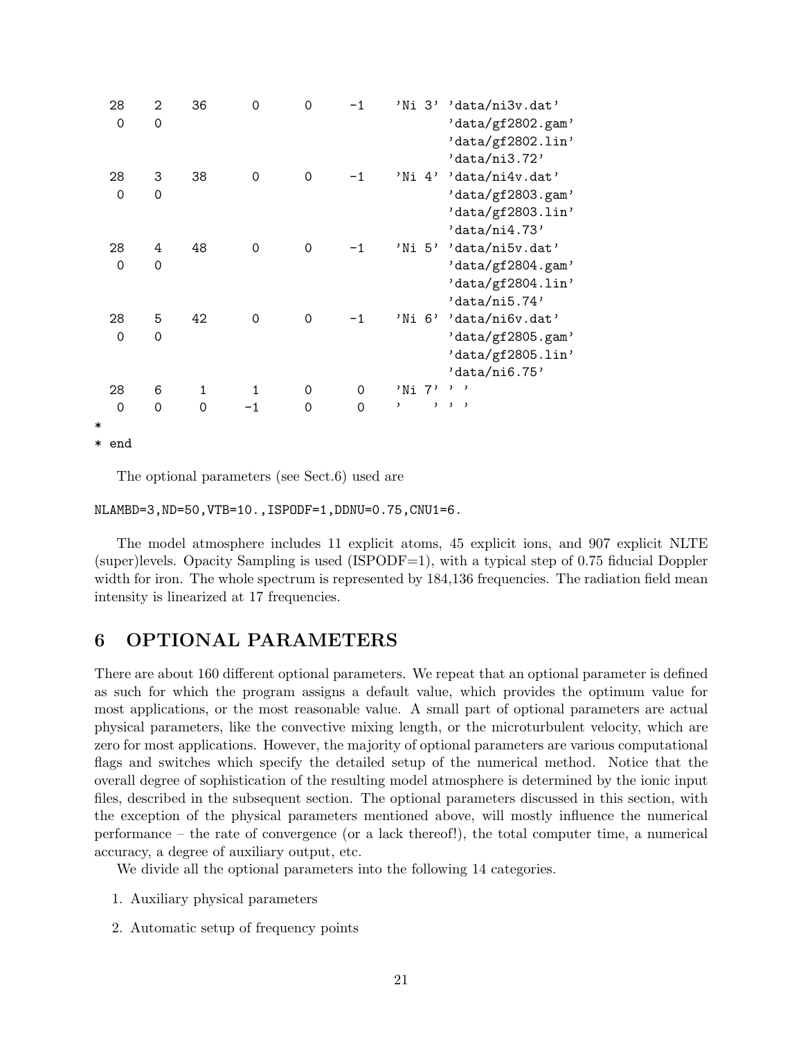```
  28    2   36     0     0    -1    'Ni 3' 'data/ni3v.dat'
   0    0                                  'data/gf2802.gam'
                                           'data/gf2802.lin'
                                           'data/ni3.72'
  28    3   38     0     0    -1    'Ni 4' 'data/ni4v.dat'
   0    0                                  'data/gf2803.gam'
                                           'data/gf2803.lin'
                                           'data/ni4.73'
  28    4   48     0     0    -1    'Ni 5' 'data/ni5v.dat'
   0    0                                  'data/gf2804.gam'
                                           'data/gf2804.lin'
                                           'data/ni5.74'
  28    5   42     0     0    -1    'Ni 6' 'data/ni6v.dat'
   0    0                                  'data/gf2805.gam'
                                           'data/gf2805.lin'
                                           'data/ni6.75'
  28    6    1     1     0     0    'Ni 7' ' '
   0    0    0    -1     0     0    '    ' ' '
*
* end
```

The optional parameters (see Sect.6) used are

```
NLAMBD=3,ND=50,VTB=10.,ISPODF=1,DDNU=0.75,CNU1=6.
```

The model atmosphere includes 11 explicit atoms, 45 explicit ions, and 907 explicit NLTE (super)levels. Opacity Sampling is used (ISPODF=1), with a typical step of 0.75 fiducial Doppler width for iron. The whole spectrum is represented by 184,136 frequencies. The radiation field mean intensity is linearized at 17 frequencies.

# 6 OPTIONAL PARAMETERS

There are about 160 different optional parameters. We repeat that an optional parameter is defined as such for which the program assigns a default value, which provides the optimum value for most applications, or the most reasonable value. A small part of optional parameters are actual physical parameters, like the convective mixing length, or the microturbulent velocity, which are zero for most applications. However, the majority of optional parameters are various computational flags and switches which specify the detailed setup of the numerical method. Notice that the overall degree of sophistication of the resulting model atmosphere is determined by the ionic input files, described in the subsequent section. The optional parameters discussed in this section, with the exception of the physical parameters mentioned above, will mostly influence the numerical performance – the rate of convergence (or a lack thereof!), the total computer time, a numerical accuracy, a degree of auxiliary output, etc.

We divide all the optional parameters into the following 14 categories.

1. Auxiliary physical parameters
2. Automatic setup of frequency points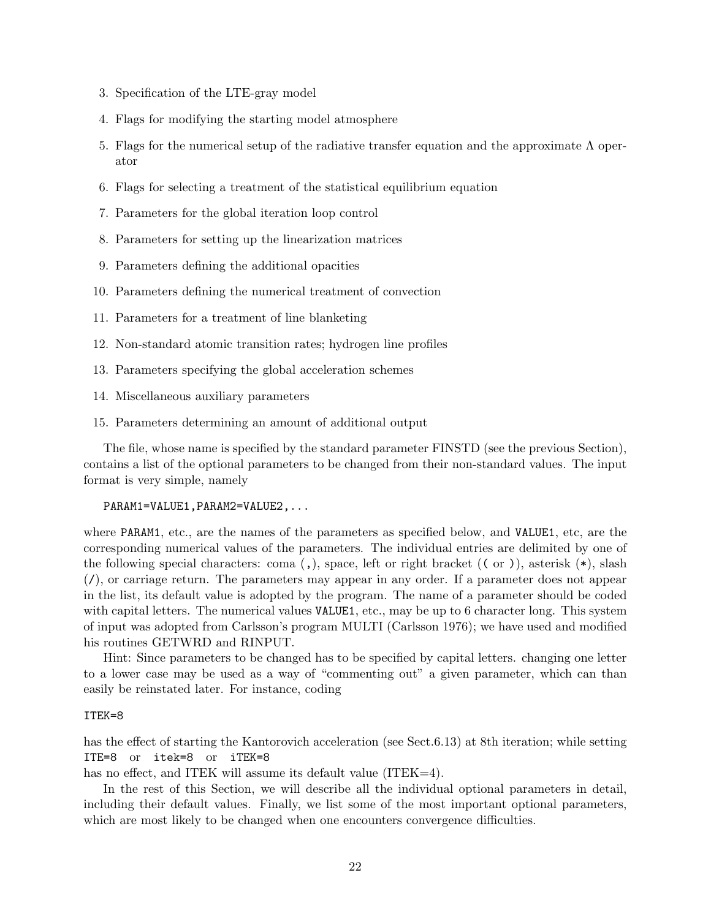3. Specification of the LTE-gray model
4. Flags for modifying the starting model atmosphere
5. Flags for the numerical setup of the radiative transfer equation and the approximate $\Lambda$ operator
6. Flags for selecting a treatment of the statistical equilibrium equation
7. Parameters for the global iteration loop control
8. Parameters for setting up the linearization matrices
9. Parameters defining the additional opacities
10. Parameters defining the numerical treatment of convection
11. Parameters for a treatment of line blanketing
12. Non-standard atomic transition rates; hydrogen line profiles
13. Parameters specifying the global acceleration schemes
14. Miscellaneous auxiliary parameters
15. Parameters determining an amount of additional output

The file, whose name is specified by the standard parameter FINSTD (see the previous Section), contains a list of the optional parameters to be changed from their non-standard values. The input format is very simple, namely

```
PARAM1=VALUE1,PARAM2=VALUE2,...
```

where `PARAM1`, etc., are the names of the parameters as specified below, and `VALUE1`, etc, are the corresponding numerical values of the parameters. The individual entries are delimited by one of the following special characters: coma (`,`), space, left or right bracket (`(` or `)`), asterisk (`*`), slash (`/`), or carriage return. The parameters may appear in any order. If a parameter does not appear in the list, its default value is adopted by the program. The name of a parameter should be coded with capital letters. The numerical values `VALUE1`, etc., may be up to 6 character long. This system of input was adopted from Carlsson's program MULTI (Carlsson 1976); we have used and modified his routines GETWRD and RINPUT.

Hint: Since parameters to be changed has to be specified by capital letters. changing one letter to a lower case may be used as a way of "commenting out" a given parameter, which can than easily be reinstated later. For instance, coding

```
ITEK=8
```

has the effect of starting the Kantorovich acceleration (see Sect.6.13) at 8th iteration; while setting `ITE=8` or `itek=8` or `iTEK=8`
has no effect, and ITEK will assume its default value (ITEK=4).

In the rest of this Section, we will describe all the individual optional parameters in detail, including their default values. Finally, we list some of the most important optional parameters, which are most likely to be changed when one encounters convergence difficulties.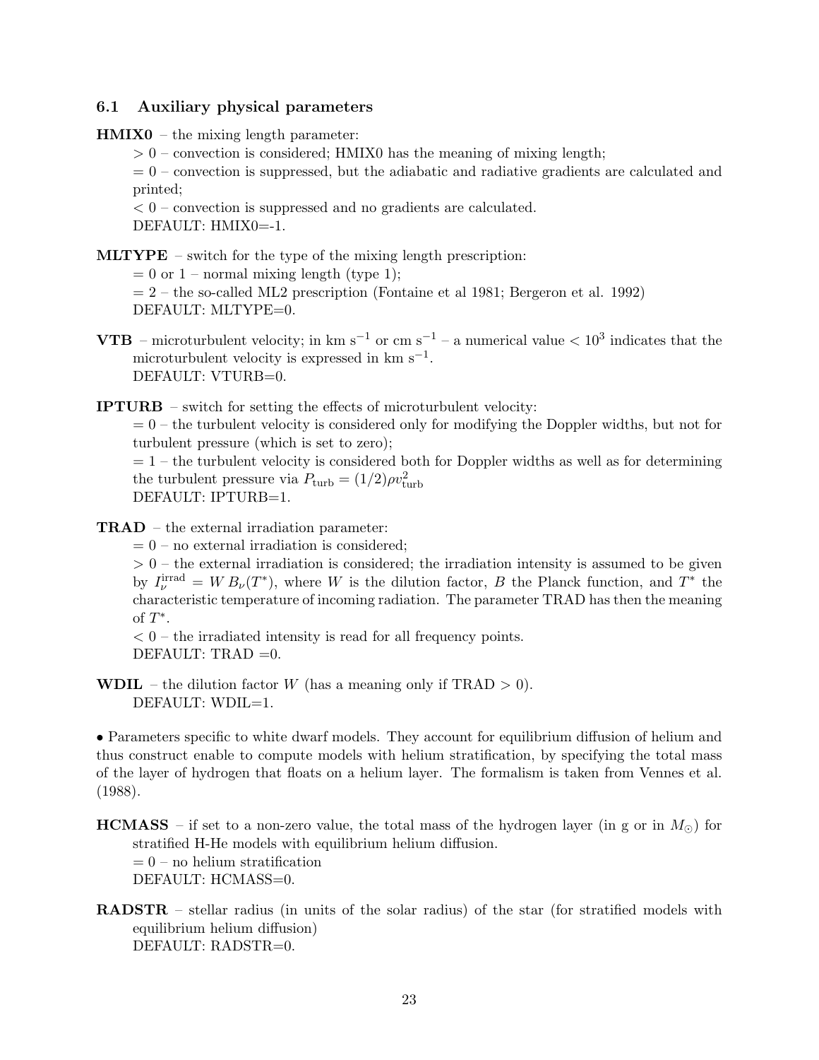### 6.1 Auxiliary physical parameters

**HMIX0** – the mixing length parameter:

$> 0$ – convection is considered; HMIX0 has the meaning of mixing length;

$= 0$ – convection is suppressed, but the adiabatic and radiative gradients are calculated and printed;

$< 0$ – convection is suppressed and no gradients are calculated.

DEFAULT: HMIX0=-1.

**MLTYPE** – switch for the type of the mixing length prescription:

$= 0$ or 1 – normal mixing length (type 1);

$= 2$ – the so-called ML2 prescription (Fontaine et al 1981; Bergeron et al. 1992)

DEFAULT: MLTYPE=0.

**VTB** – microturbulent velocity; in km s$^{-1}$ or cm s$^{-1}$ – a numerical value $< 10^3$ indicates that the microturbulent velocity is expressed in km s$^{-1}$.

DEFAULT: VTURB=0.

**IPTURB** – switch for setting the effects of microturbulent velocity:

$= 0$ – the turbulent velocity is considered only for modifying the Doppler widths, but not for turbulent pressure (which is set to zero);

$= 1$ – the turbulent velocity is considered both for Doppler widths as well as for determining the turbulent pressure via $P_{\rm turb} = (1/2)\rho v_{\rm turb}^2$

DEFAULT: IPTURB=1.

**TRAD** – the external irradiation parameter:

$= 0$ – no external irradiation is considered;

$> 0$ – the external irradiation is considered; the irradiation intensity is assumed to be given by $I_\nu^{\rm irrad} = W\,B_\nu(T^*)$, where $W$ is the dilution factor, $B$ the Planck function, and $T^*$ the characteristic temperature of incoming radiation. The parameter TRAD has then the meaning of $T^*$.

$< 0$ – the irradiated intensity is read for all frequency points.

DEFAULT: TRAD =0.

**WDIL** – the dilution factor $W$ (has a meaning only if TRAD $> 0$).

DEFAULT: WDIL=1.

• Parameters specific to white dwarf models. They account for equilibrium diffusion of helium and thus construct enable to compute models with helium stratification, by specifying the total mass of the layer of hydrogen that floats on a helium layer. The formalism is taken from Vennes et al. (1988).

**HCMASS** – if set to a non-zero value, the total mass of the hydrogen layer (in g or in $M_\odot$) for stratified H-He models with equilibrium helium diffusion.

$= 0$ – no helium stratification

DEFAULT: HCMASS=0.

**RADSTR** – stellar radius (in units of the solar radius) of the star (for stratified models with equilibrium helium diffusion)

DEFAULT: RADSTR=0.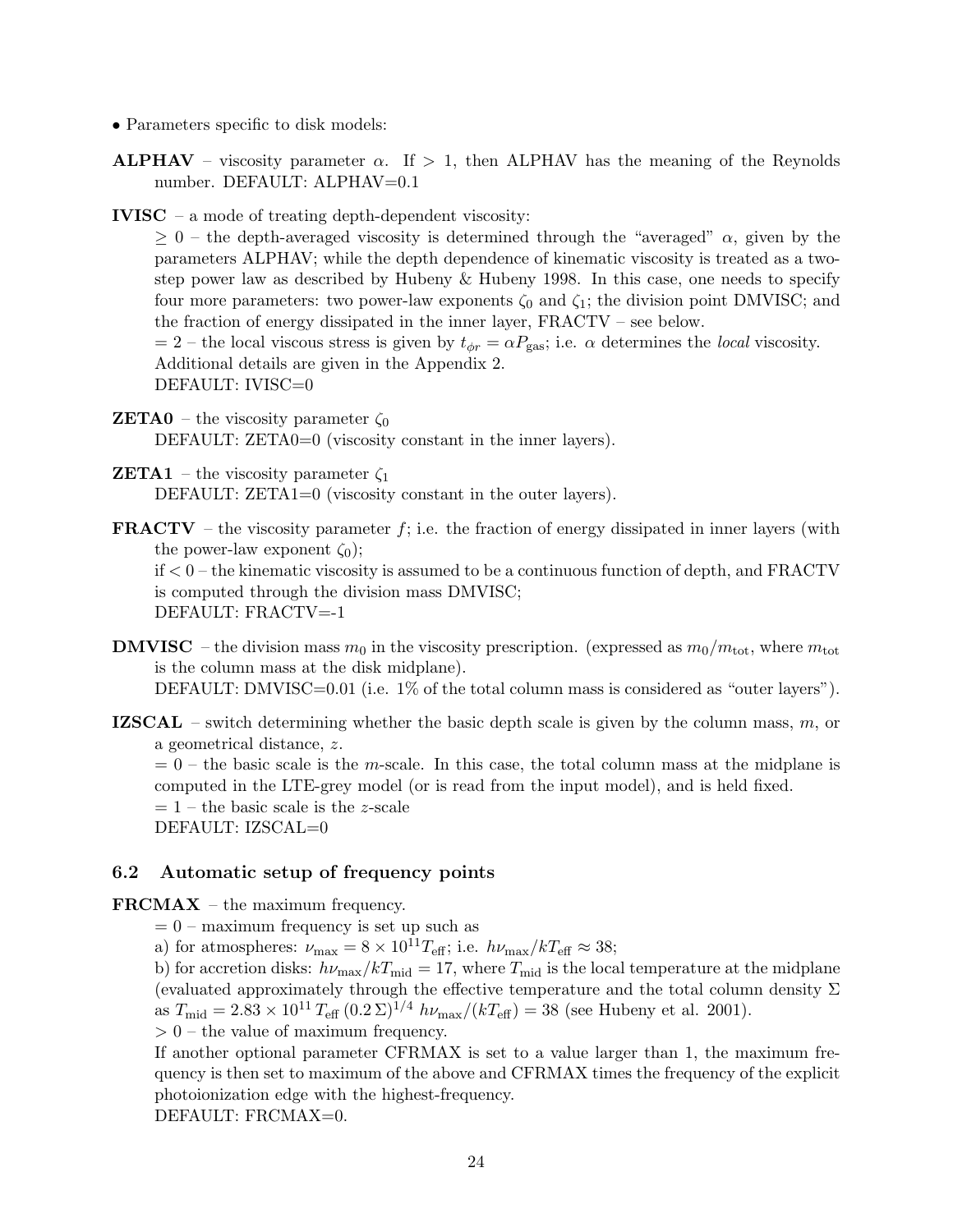• Parameters specific to disk models:

**ALPHAV** – viscosity parameter $\alpha$. If $> 1$, then ALPHAV has the meaning of the Reynolds number. DEFAULT: ALPHAV=0.1

**IVISC** – a mode of treating depth-dependent viscosity:
$\geq 0$ – the depth-averaged viscosity is determined through the "averaged" $\alpha$, given by the parameters ALPHAV; while the depth dependence of kinematic viscosity is treated as a two-step power law as described by Hubeny & Hubeny 1998. In this case, one needs to specify four more parameters: two power-law exponents $\zeta_0$ and $\zeta_1$; the division point DMVISC; and the fraction of energy dissipated in the inner layer, FRACTV – see below.
$= 2$ – the local viscous stress is given by $t_{\phi r} = \alpha P_{\rm gas}$; i.e. $\alpha$ determines the *local* viscosity. Additional details are given in the Appendix 2.
DEFAULT: IVISC=0

**ZETA0** – the viscosity parameter $\zeta_0$
DEFAULT: ZETA0=0 (viscosity constant in the inner layers).

**ZETA1** – the viscosity parameter $\zeta_1$
DEFAULT: ZETA1=0 (viscosity constant in the outer layers).

**FRACTV** – the viscosity parameter $f$; i.e. the fraction of energy dissipated in inner layers (with the power-law exponent $\zeta_0$);
if $< 0$ – the kinematic viscosity is assumed to be a continuous function of depth, and FRACTV is computed through the division mass DMVISC;
DEFAULT: FRACTV=-1

**DMVISC** – the division mass $m_0$ in the viscosity prescription. (expressed as $m_0/m_{\rm tot}$, where $m_{\rm tot}$ is the column mass at the disk midplane).
DEFAULT: DMVISC=0.01 (i.e. 1% of the total column mass is considered as "outer layers").

**IZSCAL** – switch determining whether the basic depth scale is given by the column mass, $m$, or a geometrical distance, $z$.
$= 0$ – the basic scale is the $m$-scale. In this case, the total column mass at the midplane is computed in the LTE-grey model (or is read from the input model), and is held fixed.
$= 1$ – the basic scale is the $z$-scale
DEFAULT: IZSCAL=0

### 6.2 Automatic setup of frequency points

**FRCMAX** – the maximum frequency.
$= 0$ – maximum frequency is set up such as
a) for atmospheres: $\nu_{\rm max} = 8 \times 10^{11} T_{\rm eff}$; i.e. $h\nu_{\rm max}/kT_{\rm eff} \approx 38$;
b) for accretion disks: $h\nu_{\rm max}/kT_{\rm mid} = 17$, where $T_{\rm mid}$ is the local temperature at the midplane (evaluated approximately through the effective temperature and the total column density $\Sigma$ as $T_{\rm mid} = 2.83 \times 10^{11}\, T_{\rm eff}\, (0.2\,\Sigma)^{1/4}\ h\nu_{\rm max}/(kT_{\rm eff}) = 38$ (see Hubeny et al. 2001).
$> 0$ – the value of maximum frequency.
If another optional parameter CFRMAX is set to a value larger than 1, the maximum frequency is then set to maximum of the above and CFRMAX times the frequency of the explicit photoionization edge with the highest-frequency.
DEFAULT: FRCMAX=0.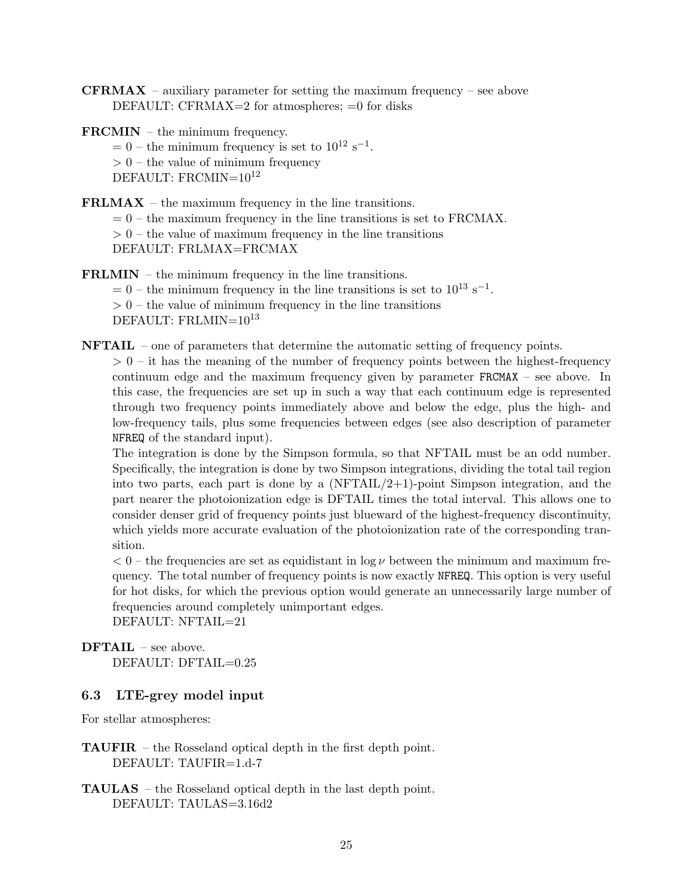**CFRMAX** – auxiliary parameter for setting the maximum frequency – see above
DEFAULT: CFRMAX=2 for atmospheres; =0 for disks

**FRCMIN** – the minimum frequency.
$= 0$ – the minimum frequency is set to $10^{12}$ s$^{-1}$.
$> 0$ – the value of minimum frequency
DEFAULT: FRCMIN=$10^{12}$

**FRLMAX** – the maximum frequency in the line transitions.
$= 0$ – the maximum frequency in the line transitions is set to FRCMAX.
$> 0$ – the value of maximum frequency in the line transitions
DEFAULT: FRLMAX=FRCMAX

**FRLMIN** – the minimum frequency in the line transitions.
$= 0$ – the minimum frequency in the line transitions is set to $10^{13}$ s$^{-1}$.
$> 0$ – the value of minimum frequency in the line transitions
DEFAULT: FRLMIN=$10^{13}$

**NFTAIL** – one of parameters that determine the automatic setting of frequency points.
$> 0$ – it has the meaning of the number of frequency points between the highest-frequency continuum edge and the maximum frequency given by parameter `FRCMAX` – see above. In this case, the frequencies are set up in such a way that each continuum edge is represented through two frequency points immediately above and below the edge, plus the high- and low-frequency tails, plus some frequencies between edges (see also description of parameter `NFREQ` of the standard input).
The integration is done by the Simpson formula, so that NFTAIL must be an odd number. Specifically, the integration is done by two Simpson integrations, dividing the total tail region into two parts, each part is done by a (NFTAIL/2+1)-point Simpson integration, and the part nearer the photoionization edge is DFTAIL times the total interval. This allows one to consider denser grid of frequency points just blueward of the highest-frequency discontinuity, which yields more accurate evaluation of the photoionization rate of the corresponding transition.
$< 0$ – the frequencies are set as equidistant in $\log \nu$ between the minimum and maximum frequency. The total number of frequency points is now exactly `NFREQ`. This option is very useful for hot disks, for which the previous option would generate an unnecessarily large number of frequencies around completely unimportant edges.
DEFAULT: NFTAIL=21

**DFTAIL** – see above.
DEFAULT: DFTAIL=0.25

### 6.3 LTE-grey model input

For stellar atmospheres:

**TAUFIR** – the Rosseland optical depth in the first depth point.
DEFAULT: TAUFIR=1.d-7

**TAULAS** – the Rosseland optical depth in the last depth point.
DEFAULT: TAULAS=3.16d2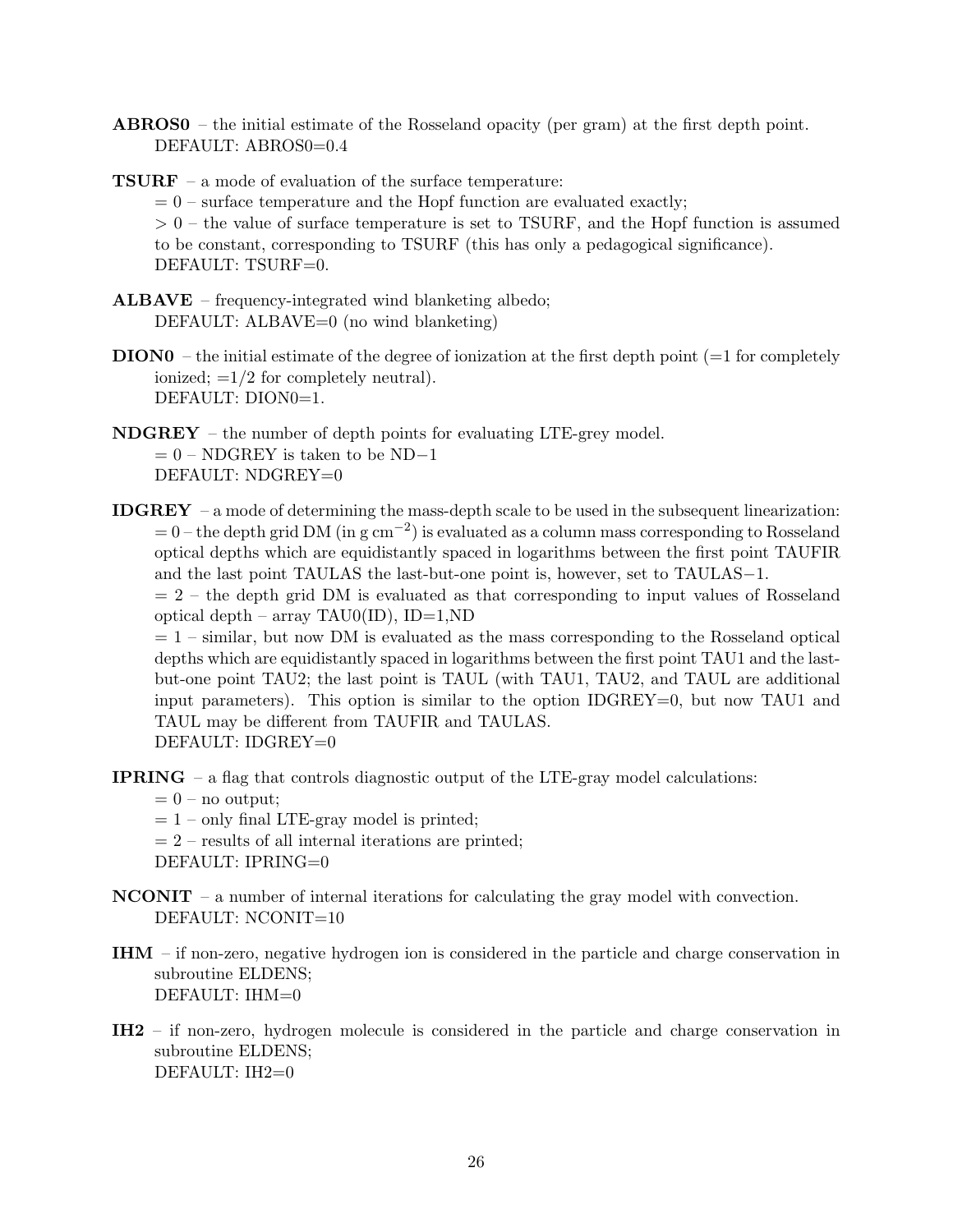**ABROS0** – the initial estimate of the Rosseland opacity (per gram) at the first depth point.
DEFAULT: ABROS0=0.4

**TSURF** – a mode of evaluation of the surface temperature:
= 0 – surface temperature and the Hopf function are evaluated exactly;
> 0 – the value of surface temperature is set to TSURF, and the Hopf function is assumed to be constant, corresponding to TSURF (this has only a pedagogical significance).
DEFAULT: TSURF=0.

**ALBAVE** – frequency-integrated wind blanketing albedo;
DEFAULT: ALBAVE=0 (no wind blanketing)

**DION0** – the initial estimate of the degree of ionization at the first depth point (=1 for completely ionized; =1/2 for completely neutral).
DEFAULT: DION0=1.

**NDGREY** – the number of depth points for evaluating LTE-grey model.
= 0 – NDGREY is taken to be ND−1
DEFAULT: NDGREY=0

**IDGREY** – a mode of determining the mass-depth scale to be used in the subsequent linearization:
= 0 – the depth grid DM (in g $\mathrm{cm}^{-2}$) is evaluated as a column mass corresponding to Rosseland optical depths which are equidistantly spaced in logarithms between the first point TAUFIR and the last point TAULAS the last-but-one point is, however, set to TAULAS−1.
= 2 – the depth grid DM is evaluated as that corresponding to input values of Rosseland optical depth – array TAU0(ID), ID=1,ND
= 1 – similar, but now DM is evaluated as the mass corresponding to the Rosseland optical depths which are equidistantly spaced in logarithms between the first point TAU1 and the last-but-one point TAU2; the last point is TAUL (with TAU1, TAU2, and TAUL are additional input parameters). This option is similar to the option IDGREY=0, but now TAU1 and TAUL may be different from TAUFIR and TAULAS.
DEFAULT: IDGREY=0

**IPRING** – a flag that controls diagnostic output of the LTE-gray model calculations:
= 0 – no output;
= 1 – only final LTE-gray model is printed;
= 2 – results of all internal iterations are printed;
DEFAULT: IPRING=0

**NCONIT** – a number of internal iterations for calculating the gray model with convection.
DEFAULT: NCONIT=10

**IHM** – if non-zero, negative hydrogen ion is considered in the particle and charge conservation in subroutine ELDENS;
DEFAULT: IHM=0

**IH2** – if non-zero, hydrogen molecule is considered in the particle and charge conservation in subroutine ELDENS;
DEFAULT: IH2=0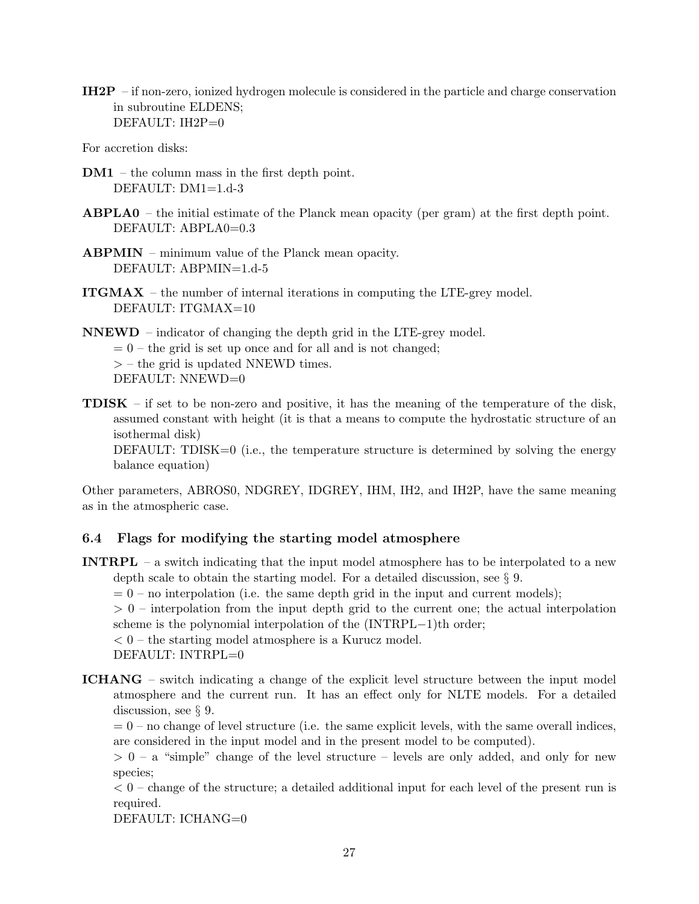**IH2P** – if non-zero, ionized hydrogen molecule is considered in the particle and charge conservation in subroutine ELDENS;
DEFAULT: IH2P=0

For accretion disks:

**DM1** – the column mass in the first depth point.
DEFAULT: DM1=1.d-3

**ABPLA0** – the initial estimate of the Planck mean opacity (per gram) at the first depth point.
DEFAULT: ABPLA0=0.3

**ABPMIN** – minimum value of the Planck mean opacity.
DEFAULT: ABPMIN=1.d-5

**ITGMAX** – the number of internal iterations in computing the LTE-grey model.
DEFAULT: ITGMAX=10

**NNEWD** – indicator of changing the depth grid in the LTE-grey model.
$= 0$ – the grid is set up once and for all and is not changed;
$>$ – the grid is updated NNEWD times.
DEFAULT: NNEWD=0

**TDISK** – if set to be non-zero and positive, it has the meaning of the temperature of the disk, assumed constant with height (it is that a means to compute the hydrostatic structure of an isothermal disk)
DEFAULT: TDISK=0 (i.e., the temperature structure is determined by solving the energy balance equation)

Other parameters, ABROS0, NDGREY, IDGREY, IHM, IH2, and IH2P, have the same meaning as in the atmospheric case.

### 6.4 Flags for modifying the starting model atmosphere

**INTRPL** – a switch indicating that the input model atmosphere has to be interpolated to a new depth scale to obtain the starting model. For a detailed discussion, see § 9.
$= 0$ – no interpolation (i.e. the same depth grid in the input and current models);
$> 0$ – interpolation from the input depth grid to the current one; the actual interpolation scheme is the polynomial interpolation of the (INTRPL−1)th order;
$< 0$ – the starting model atmosphere is a Kurucz model.
DEFAULT: INTRPL=0

**ICHANG** – switch indicating a change of the explicit level structure between the input model atmosphere and the current run. It has an effect only for NLTE models. For a detailed discussion, see § 9.
$= 0$ – no change of level structure (i.e. the same explicit levels, with the same overall indices, are considered in the input model and in the present model to be computed).
$> 0$ – a "simple" change of the level structure – levels are only added, and only for new species;
$< 0$ – change of the structure; a detailed additional input for each level of the present run is required.
DEFAULT: ICHANG=0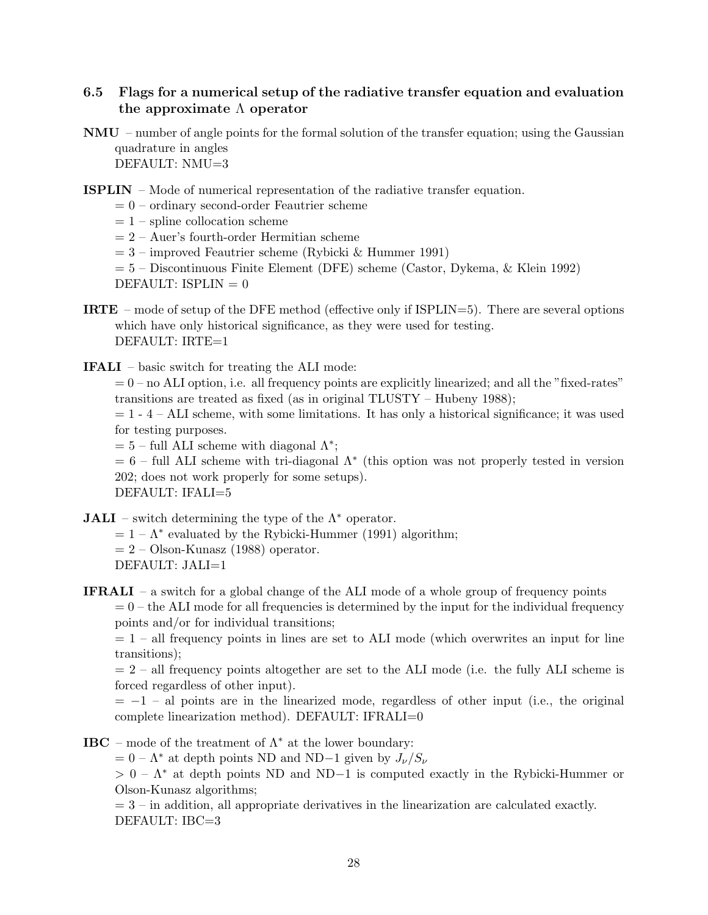### 6.5 Flags for a numerical setup of the radiative transfer equation and evaluation the approximate $\Lambda$ operator

**NMU** – number of angle points for the formal solution of the transfer equation; using the Gaussian quadrature in angles
DEFAULT: NMU=3

**ISPLIN** – Mode of numerical representation of the radiative transfer equation.
= 0 – ordinary second-order Feautrier scheme
= 1 – spline collocation scheme
= 2 – Auer's fourth-order Hermitian scheme
= 3 – improved Feautrier scheme (Rybicki & Hummer 1991)
= 5 – Discontinuous Finite Element (DFE) scheme (Castor, Dykema, & Klein 1992)
DEFAULT: ISPLIN = 0

**IRTE** – mode of setup of the DFE method (effective only if ISPLIN=5). There are several options which have only historical significance, as they were used for testing.
DEFAULT: IRTE=1

**IFALI** – basic switch for treating the ALI mode:
= 0 – no ALI option, i.e. all frequency points are explicitly linearized; and all the "fixed-rates" transitions are treated as fixed (as in original TLUSTY – Hubeny 1988);
= 1 - 4 – ALI scheme, with some limitations. It has only a historical significance; it was used for testing purposes.
= 5 – full ALI scheme with diagonal $\Lambda^*$;
= 6 – full ALI scheme with tri-diagonal $\Lambda^*$ (this option was not properly tested in version 202; does not work properly for some setups).
DEFAULT: IFALI=5

**JALI** – switch determining the type of the $\Lambda^*$ operator.
= 1 – $\Lambda^*$ evaluated by the Rybicki-Hummer (1991) algorithm;
= 2 – Olson-Kunasz (1988) operator.
DEFAULT: JALI=1

**IFRALI** – a switch for a global change of the ALI mode of a whole group of frequency points
= 0 – the ALI mode for all frequencies is determined by the input for the individual frequency points and/or for individual transitions;
= 1 – all frequency points in lines are set to ALI mode (which overwrites an input for line transitions);
= 2 – all frequency points altogether are set to the ALI mode (i.e. the fully ALI scheme is forced regardless of other input).
= −1 – al points are in the linearized mode, regardless of other input (i.e., the original complete linearization method). DEFAULT: IFRALI=0

**IBC** – mode of the treatment of $\Lambda^*$ at the lower boundary:
= 0 – $\Lambda^*$ at depth points ND and ND−1 given by $J_\nu/S_\nu$
> 0 – $\Lambda^*$ at depth points ND and ND−1 is computed exactly in the Rybicki-Hummer or Olson-Kunasz algorithms;
= 3 – in addition, all appropriate derivatives in the linearization are calculated exactly.
DEFAULT: IBC=3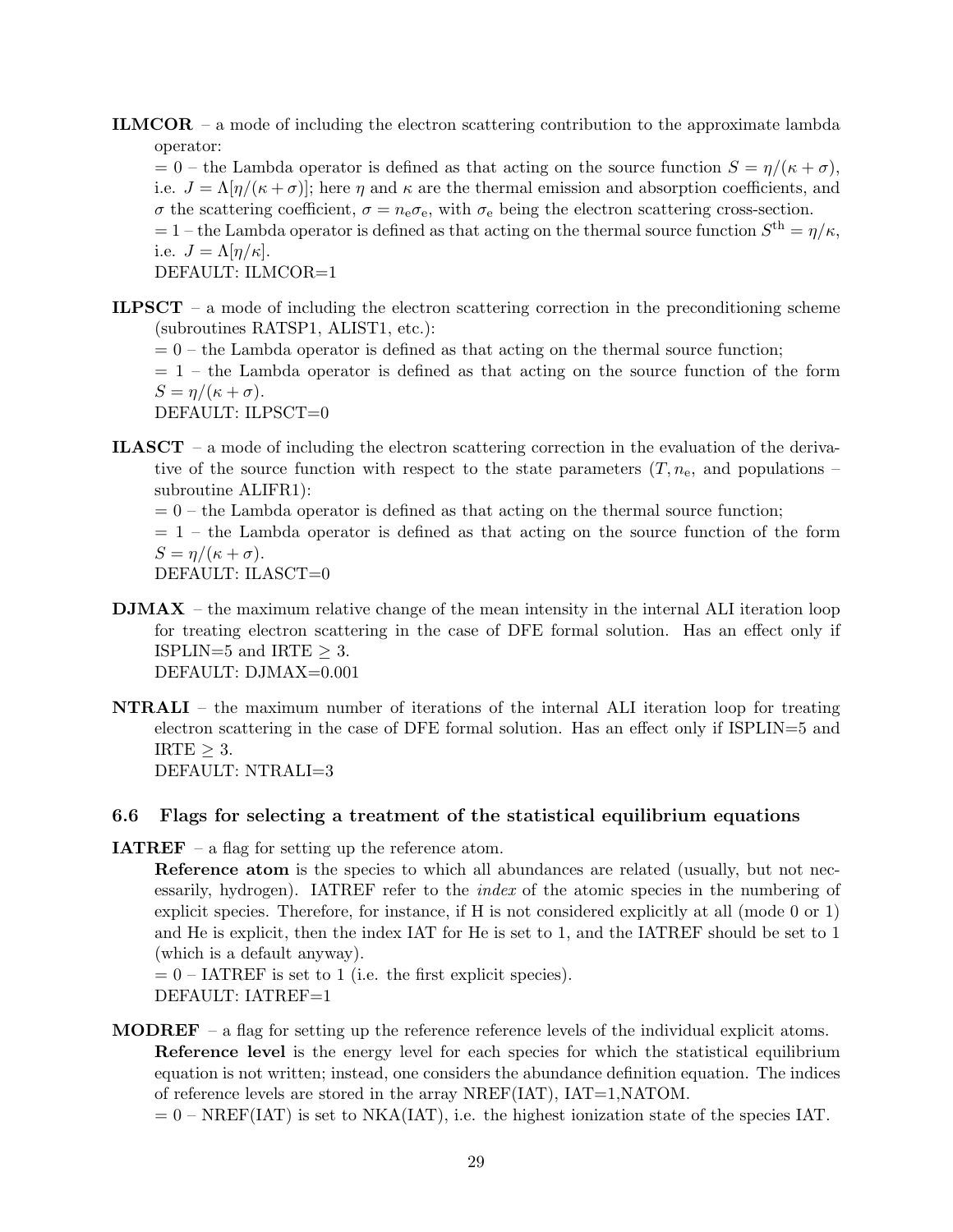**ILMCOR** – a mode of including the electron scattering contribution to the approximate lambda operator:

= 0 – the Lambda operator is defined as that acting on the source function $S = \eta/(\kappa + \sigma)$, i.e. $J = \Lambda[\eta/(\kappa + \sigma)]$; here $\eta$ and $\kappa$ are the thermal emission and absorption coefficients, and $\sigma$ the scattering coefficient, $\sigma = n_e \sigma_e$, with $\sigma_e$ being the electron scattering cross-section.

= 1 – the Lambda operator is defined as that acting on the thermal source function $S^{\rm th} = \eta/\kappa$, i.e. $J = \Lambda[\eta/\kappa]$.

DEFAULT: ILMCOR=1

**ILPSCT** – a mode of including the electron scattering correction in the preconditioning scheme (subroutines RATSP1, ALIST1, etc.):

= 0 – the Lambda operator is defined as that acting on the thermal source function;

= 1 – the Lambda operator is defined as that acting on the source function of the form $S = \eta/(\kappa + \sigma)$.

DEFAULT: ILPSCT=0

**ILASCT** – a mode of including the electron scattering correction in the evaluation of the derivative of the source function with respect to the state parameters ($T, n_e$, and populations – subroutine ALIFR1):

= 0 – the Lambda operator is defined as that acting on the thermal source function;

= 1 – the Lambda operator is defined as that acting on the source function of the form $S = \eta/(\kappa + \sigma)$.

DEFAULT: ILASCT=0

**DJMAX** – the maximum relative change of the mean intensity in the internal ALI iteration loop for treating electron scattering in the case of DFE formal solution. Has an effect only if ISPLIN=5 and IRTE $\geq$ 3.

DEFAULT: DJMAX=0.001

**NTRALI** – the maximum number of iterations of the internal ALI iteration loop for treating electron scattering in the case of DFE formal solution. Has an effect only if ISPLIN=5 and IRTE $\geq$ 3.

DEFAULT: NTRALI=3

### 6.6 Flags for selecting a treatment of the statistical equilibrium equations

**IATREF** – a flag for setting up the reference atom.

**Reference atom** is the species to which all abundances are related (usually, but not necessarily, hydrogen). IATREF refer to the *index* of the atomic species in the numbering of explicit species. Therefore, for instance, if H is not considered explicitly at all (mode 0 or 1) and He is explicit, then the index IAT for He is set to 1, and the IATREF should be set to 1 (which is a default anyway).

= 0 – IATREF is set to 1 (i.e. the first explicit species).

DEFAULT: IATREF=1

**MODREF** – a flag for setting up the reference reference levels of the individual explicit atoms.

**Reference level** is the energy level for each species for which the statistical equilibrium equation is not written; instead, one considers the abundance definition equation. The indices of reference levels are stored in the array NREF(IAT), IAT=1,NATOM.

= 0 – NREF(IAT) is set to NKA(IAT), i.e. the highest ionization state of the species IAT.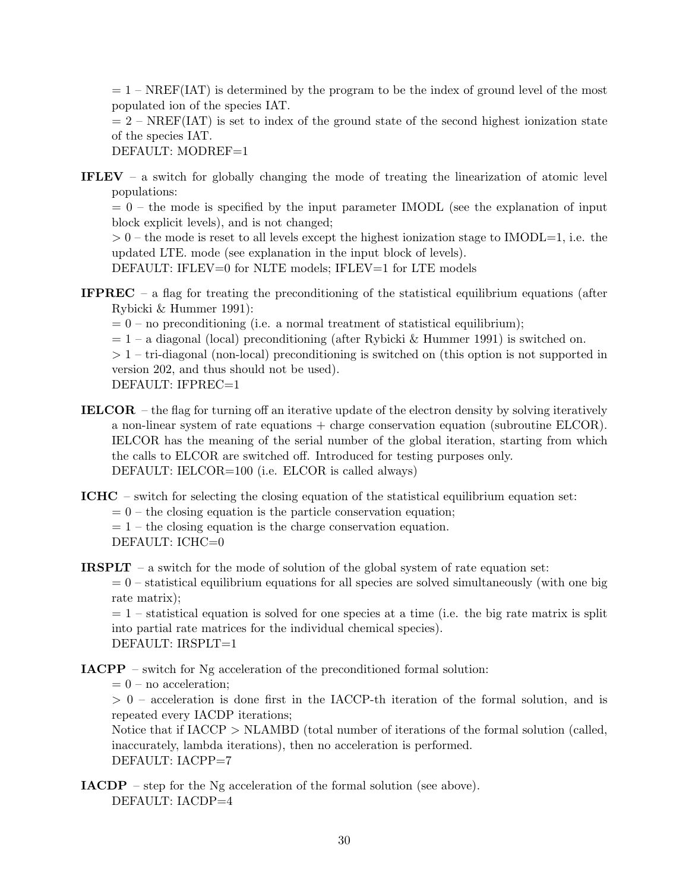= 1 – NREF(IAT) is determined by the program to be the index of ground level of the most populated ion of the species IAT.
= 2 – NREF(IAT) is set to index of the ground state of the second highest ionization state of the species IAT.
DEFAULT: MODREF=1

**IFLEV** – a switch for globally changing the mode of treating the linearization of atomic level populations:
= 0 – the mode is specified by the input parameter IMODL (see the explanation of input block explicit levels), and is not changed;
> 0 – the mode is reset to all levels except the highest ionization stage to IMODL=1, i.e. the updated LTE. mode (see explanation in the input block of levels).
DEFAULT: IFLEV=0 for NLTE models; IFLEV=1 for LTE models

**IFPREC** – a flag for treating the preconditioning of the statistical equilibrium equations (after Rybicki & Hummer 1991):
= 0 – no preconditioning (i.e. a normal treatment of statistical equilibrium);
= 1 – a diagonal (local) preconditioning (after Rybicki & Hummer 1991) is switched on.
> 1 – tri-diagonal (non-local) preconditioning is switched on (this option is not supported in version 202, and thus should not be used).
DEFAULT: IFPREC=1

**IELCOR** – the flag for turning off an iterative update of the electron density by solving iteratively a non-linear system of rate equations + charge conservation equation (subroutine ELCOR). IELCOR has the meaning of the serial number of the global iteration, starting from which the calls to ELCOR are switched off. Introduced for testing purposes only.
DEFAULT: IELCOR=100 (i.e. ELCOR is called always)

**ICHC** – switch for selecting the closing equation of the statistical equilibrium equation set:
= 0 – the closing equation is the particle conservation equation;
= 1 – the closing equation is the charge conservation equation.
DEFAULT: ICHC=0

**IRSPLT** – a switch for the mode of solution of the global system of rate equation set:
= 0 – statistical equilibrium equations for all species are solved simultaneously (with one big rate matrix);
= 1 – statistical equation is solved for one species at a time (i.e. the big rate matrix is split into partial rate matrices for the individual chemical species).
DEFAULT: IRSPLT=1

**IACPP** – switch for Ng acceleration of the preconditioned formal solution:
= 0 – no acceleration;
> 0 – acceleration is done first in the IACCP-th iteration of the formal solution, and is repeated every IACDP iterations;
Notice that if IACCP > NLAMBD (total number of iterations of the formal solution (called, inaccurately, lambda iterations), then no acceleration is performed.
DEFAULT: IACPP=7

**IACDP** – step for the Ng acceleration of the formal solution (see above).
DEFAULT: IACDP=4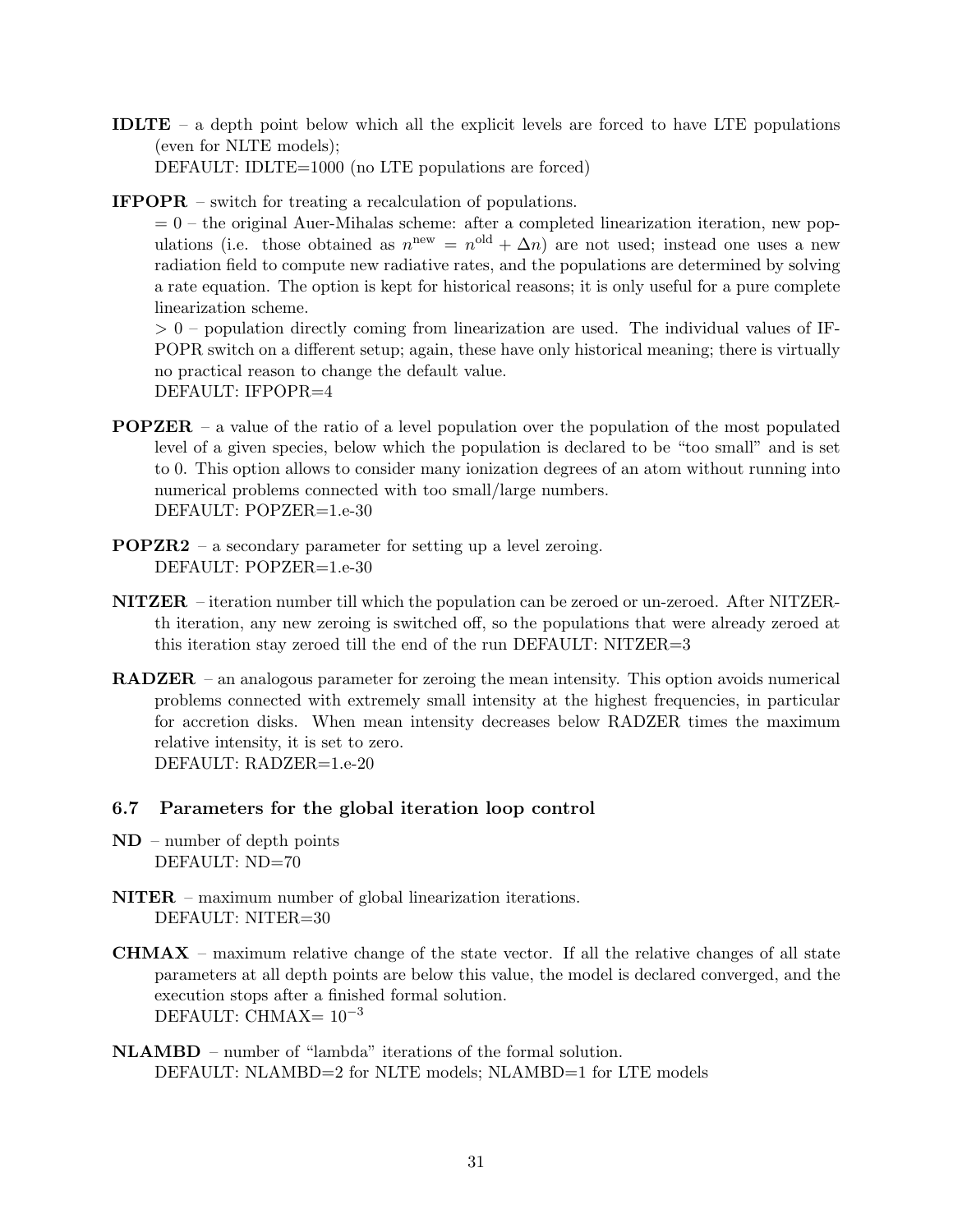**IDLTE** – a depth point below which all the explicit levels are forced to have LTE populations (even for NLTE models);
DEFAULT: IDLTE=1000 (no LTE populations are forced)

**IFPOPR** – switch for treating a recalculation of populations.
= 0 – the original Auer-Mihalas scheme: after a completed linearization iteration, new populations (i.e. those obtained as $n^{\rm new} = n^{\rm old} + \Delta n$) are not used; instead one uses a new radiation field to compute new radiative rates, and the populations are determined by solving a rate equation. The option is kept for historical reasons; it is only useful for a pure complete linearization scheme.
> 0 – population directly coming from linearization are used. The individual values of IFPOPR switch on a different setup; again, these have only historical meaning; there is virtually no practical reason to change the default value.
DEFAULT: IFPOPR=4

**POPZER** – a value of the ratio of a level population over the population of the most populated level of a given species, below which the population is declared to be "too small" and is set to 0. This option allows to consider many ionization degrees of an atom without running into numerical problems connected with too small/large numbers.
DEFAULT: POPZER=1.e-30

**POPZR2** – a secondary parameter for setting up a level zeroing.
DEFAULT: POPZER=1.e-30

**NITZER** – iteration number till which the population can be zeroed or un-zeroed. After NITZER-th iteration, any new zeroing is switched off, so the populations that were already zeroed at this iteration stay zeroed till the end of the run DEFAULT: NITZER=3

**RADZER** – an analogous parameter for zeroing the mean intensity. This option avoids numerical problems connected with extremely small intensity at the highest frequencies, in particular for accretion disks. When mean intensity decreases below RADZER times the maximum relative intensity, it is set to zero.
DEFAULT: RADZER=1.e-20

### 6.7 Parameters for the global iteration loop control

**ND** – number of depth points
DEFAULT: ND=70

**NITER** – maximum number of global linearization iterations.
DEFAULT: NITER=30

**CHMAX** – maximum relative change of the state vector. If all the relative changes of all state parameters at all depth points are below this value, the model is declared converged, and the execution stops after a finished formal solution.
DEFAULT: CHMAX= $10^{-3}$

**NLAMBD** – number of "lambda" iterations of the formal solution.
DEFAULT: NLAMBD=2 for NLTE models; NLAMBD=1 for LTE models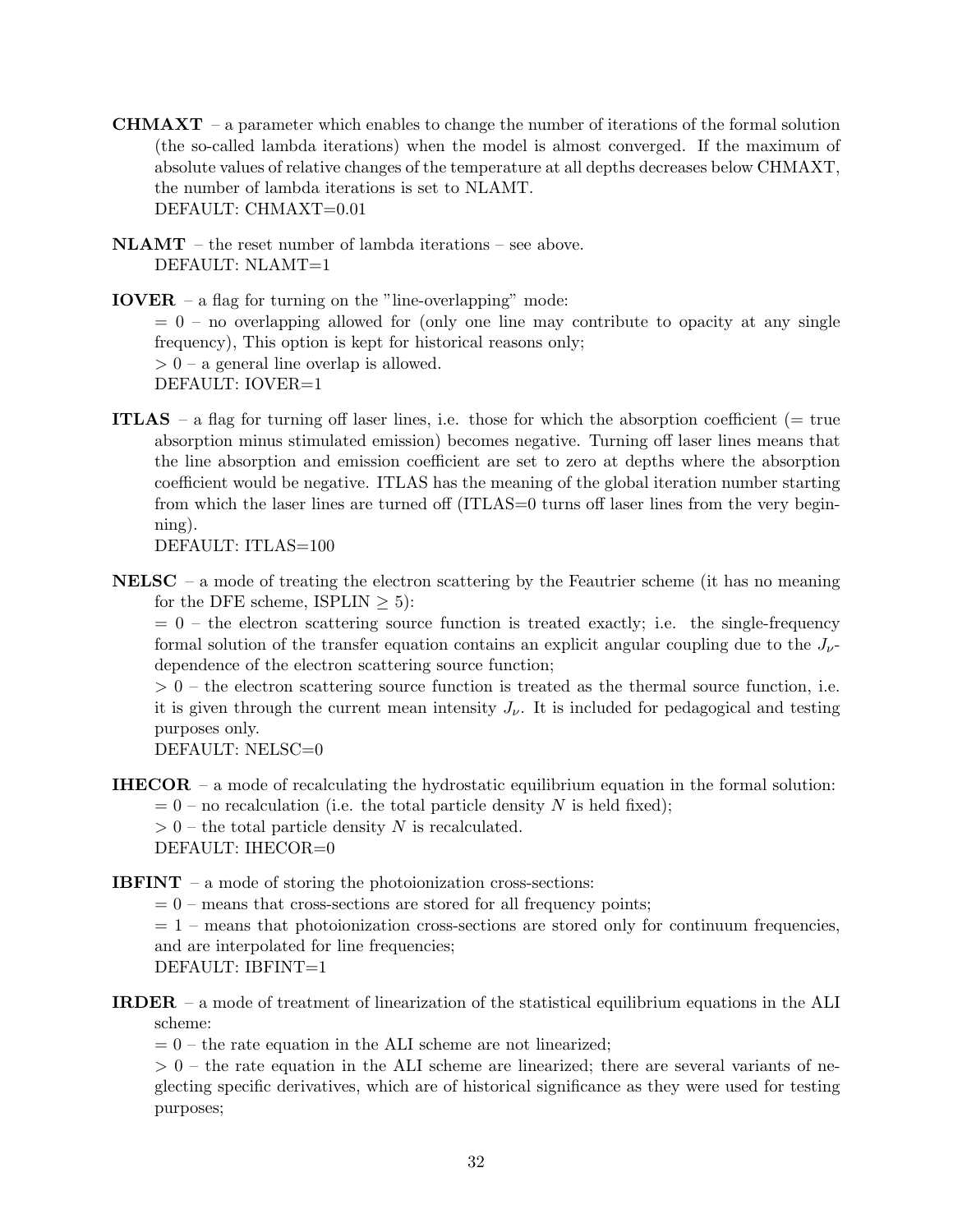**CHMAXT** – a parameter which enables to change the number of iterations of the formal solution (the so-called lambda iterations) when the model is almost converged. If the maximum of absolute values of relative changes of the temperature at all depths decreases below CHMAXT, the number of lambda iterations is set to NLAMT.
DEFAULT: CHMAXT=0.01

**NLAMT** – the reset number of lambda iterations – see above.
DEFAULT: NLAMT=1

**IOVER** – a flag for turning on the "line-overlapping" mode:
$= 0$ – no overlapping allowed for (only one line may contribute to opacity at any single frequency), This option is kept for historical reasons only;
$> 0$ – a general line overlap is allowed.
DEFAULT: IOVER=1

**ITLAS** – a flag for turning off laser lines, i.e. those for which the absorption coefficient (= true absorption minus stimulated emission) becomes negative. Turning off laser lines means that the line absorption and emission coefficient are set to zero at depths where the absorption coefficient would be negative. ITLAS has the meaning of the global iteration number starting from which the laser lines are turned off (ITLAS=0 turns off laser lines from the very beginning).
DEFAULT: ITLAS=100

**NELSC** – a mode of treating the electron scattering by the Feautrier scheme (it has no meaning for the DFE scheme, ISPLIN $\geq 5$):
$= 0$ – the electron scattering source function is treated exactly; i.e. the single-frequency formal solution of the transfer equation contains an explicit angular coupling due to the $J_\nu$-dependence of the electron scattering source function;
$> 0$ – the electron scattering source function is treated as the thermal source function, i.e. it is given through the current mean intensity $J_\nu$. It is included for pedagogical and testing purposes only.
DEFAULT: NELSC=0

**IHECOR** – a mode of recalculating the hydrostatic equilibrium equation in the formal solution:
$= 0$ – no recalculation (i.e. the total particle density $N$ is held fixed);
$> 0$ – the total particle density $N$ is recalculated.
DEFAULT: IHECOR=0

**IBFINT** – a mode of storing the photoionization cross-sections:
$= 0$ – means that cross-sections are stored for all frequency points;
$= 1$ – means that photoionization cross-sections are stored only for continuum frequencies, and are interpolated for line frequencies;
DEFAULT: IBFINT=1

**IRDER** – a mode of treatment of linearization of the statistical equilibrium equations in the ALI scheme:
$= 0$ – the rate equation in the ALI scheme are not linearized;
$> 0$ – the rate equation in the ALI scheme are linearized; there are several variants of neglecting specific derivatives, which are of historical significance as they were used for testing purposes;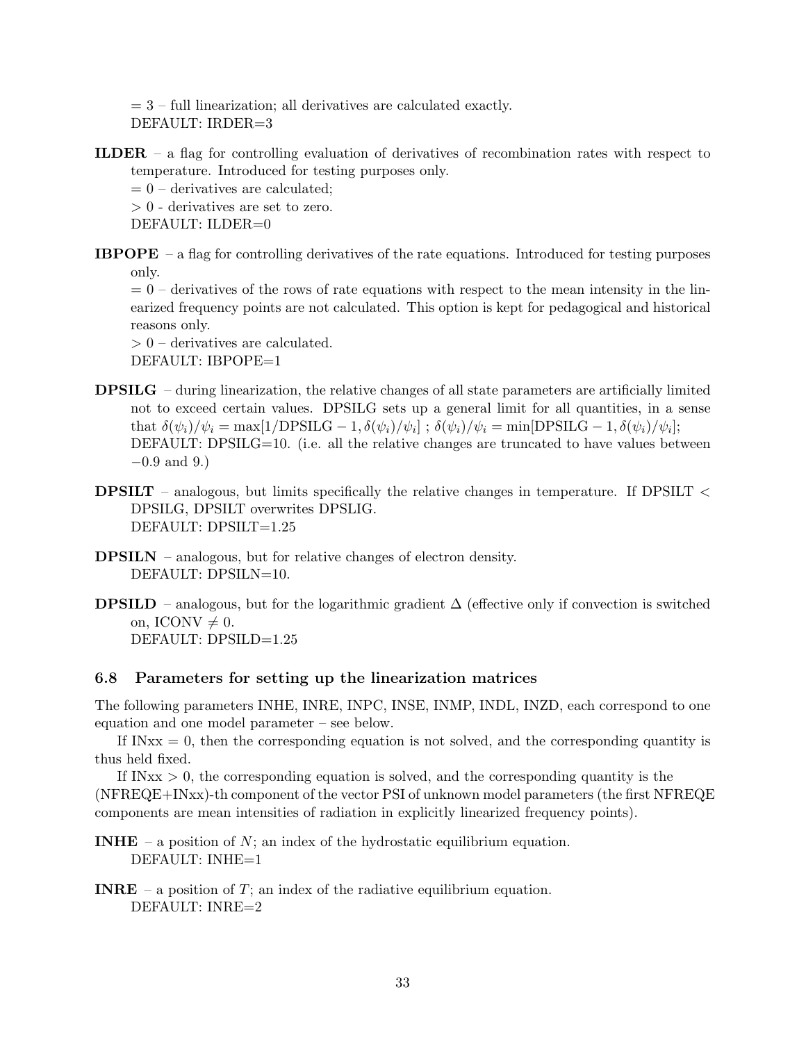= 3 – full linearization; all derivatives are calculated exactly.
DEFAULT: IRDER=3

**ILDER** – a flag for controlling evaluation of derivatives of recombination rates with respect to temperature. Introduced for testing purposes only.
= 0 – derivatives are calculated;
> 0 - derivatives are set to zero.
DEFAULT: ILDER=0

**IBPOPE** – a flag for controlling derivatives of the rate equations. Introduced for testing purposes only.
= 0 – derivatives of the rows of rate equations with respect to the mean intensity in the linearized frequency points are not calculated. This option is kept for pedagogical and historical reasons only.
> 0 – derivatives are calculated.
DEFAULT: IBPOPE=1

**DPSILG** – during linearization, the relative changes of all state parameters are artificially limited not to exceed certain values. DPSILG sets up a general limit for all quantities, in a sense that $\delta(\psi_i)/\psi_i = \max[1/\mathrm{DPSILG} - 1, \delta(\psi_i)/\psi_i]$ ; $\delta(\psi_i)/\psi_i = \min[\mathrm{DPSILG} - 1, \delta(\psi_i)/\psi_i]$;
DEFAULT: DPSILG=10. (i.e. all the relative changes are truncated to have values between $-0.9$ and 9.)

**DPSILT** – analogous, but limits specifically the relative changes in temperature. If DPSILT < DPSILG, DPSILT overwrites DPSLIG.
DEFAULT: DPSILT=1.25

**DPSILN** – analogous, but for relative changes of electron density.
DEFAULT: DPSILN=10.

**DPSILD** – analogous, but for the logarithmic gradient $\Delta$ (effective only if convection is switched on, ICONV $\neq 0$.
DEFAULT: DPSILD=1.25

### 6.8 Parameters for setting up the linearization matrices

The following parameters INHE, INRE, INPC, INSE, INMP, INDL, INZD, each correspond to one equation and one model parameter – see below.

If INxx = 0, then the corresponding equation is not solved, and the corresponding quantity is thus held fixed.

If INxx > 0, the corresponding equation is solved, and the corresponding quantity is the (NFREQE+INxx)-th component of the vector PSI of unknown model parameters (the first NFREQE components are mean intensities of radiation in explicitly linearized frequency points).

**INHE** – a position of $N$; an index of the hydrostatic equilibrium equation.
DEFAULT: INHE=1

**INRE** – a position of $T$; an index of the radiative equilibrium equation.
DEFAULT: INRE=2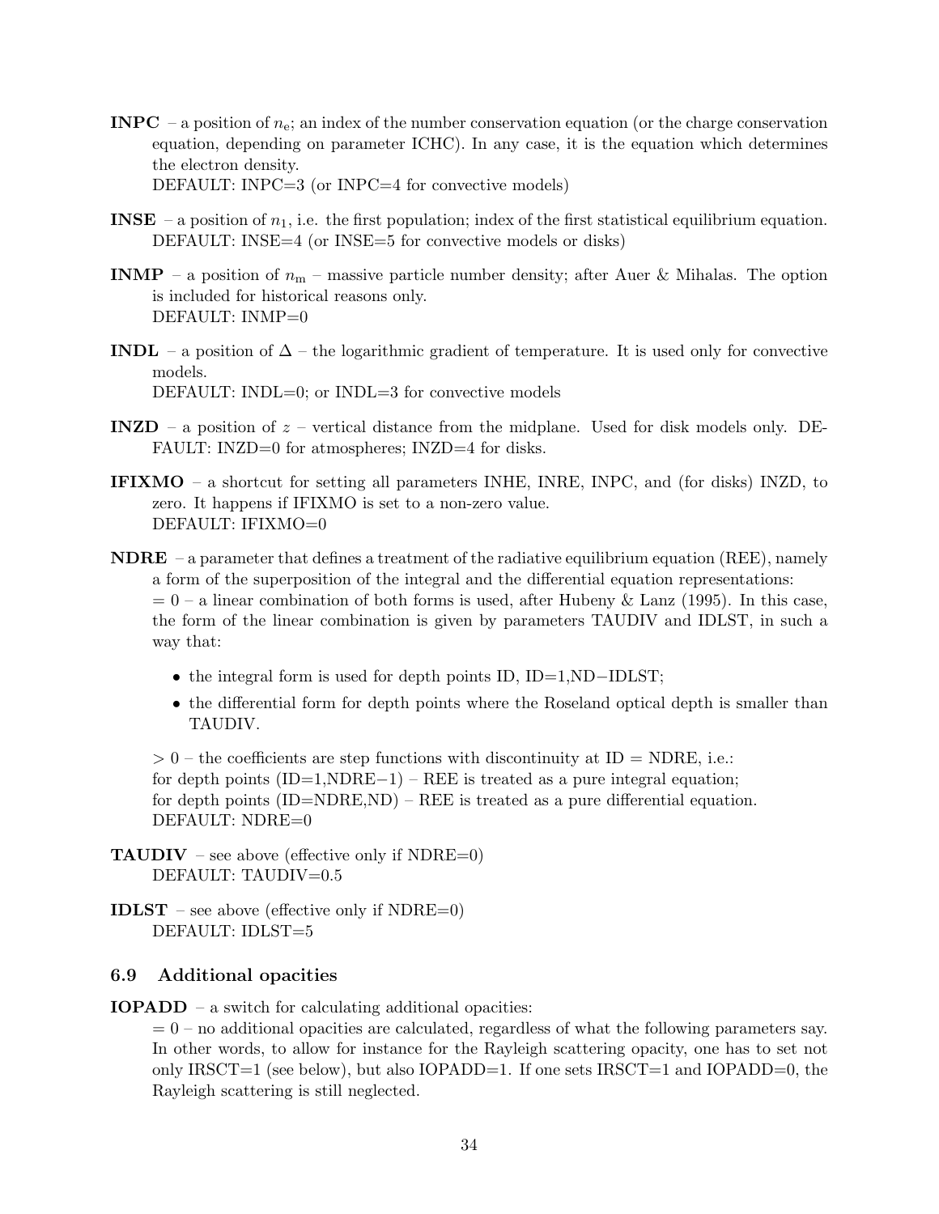**INPC** – a position of $n_e$; an index of the number conservation equation (or the charge conservation equation, depending on parameter ICHC). In any case, it is the equation which determines the electron density.
DEFAULT: INPC=3 (or INPC=4 for convective models)

**INSE** – a position of $n_1$, i.e. the first population; index of the first statistical equilibrium equation.
DEFAULT: INSE=4 (or INSE=5 for convective models or disks)

**INMP** – a position of $n_m$ – massive particle number density; after Auer & Mihalas. The option is included for historical reasons only.
DEFAULT: INMP=0

**INDL** – a position of $\Delta$ – the logarithmic gradient of temperature. It is used only for convective models.
DEFAULT: INDL=0; or INDL=3 for convective models

**INZD** – a position of $z$ – vertical distance from the midplane. Used for disk models only. DEFAULT: INZD=0 for atmospheres; INZD=4 for disks.

**IFIXMO** – a shortcut for setting all parameters INHE, INRE, INPC, and (for disks) INZD, to zero. It happens if IFIXMO is set to a non-zero value.
DEFAULT: IFIXMO=0

**NDRE** – a parameter that defines a treatment of the radiative equilibrium equation (REE), namely a form of the superposition of the integral and the differential equation representations:
= 0 – a linear combination of both forms is used, after Hubeny & Lanz (1995). In this case, the form of the linear combination is given by parameters TAUDIV and IDLST, in such a way that:

- the integral form is used for depth points ID, ID=1,ND−IDLST;
- the differential form for depth points where the Roseland optical depth is smaller than TAUDIV.

> 0 – the coefficients are step functions with discontinuity at ID = NDRE, i.e.:
for depth points (ID=1,NDRE−1) – REE is treated as a pure integral equation;
for depth points (ID=NDRE,ND) – REE is treated as a pure differential equation.
DEFAULT: NDRE=0

**TAUDIV** – see above (effective only if NDRE=0)
DEFAULT: TAUDIV=0.5

**IDLST** – see above (effective only if NDRE=0)
DEFAULT: IDLST=5

### 6.9 Additional opacities

**IOPADD** – a switch for calculating additional opacities:
= 0 – no additional opacities are calculated, regardless of what the following parameters say. In other words, to allow for instance for the Rayleigh scattering opacity, one has to set not only IRSCT=1 (see below), but also IOPADD=1. If one sets IRSCT=1 and IOPADD=0, the Rayleigh scattering is still neglected.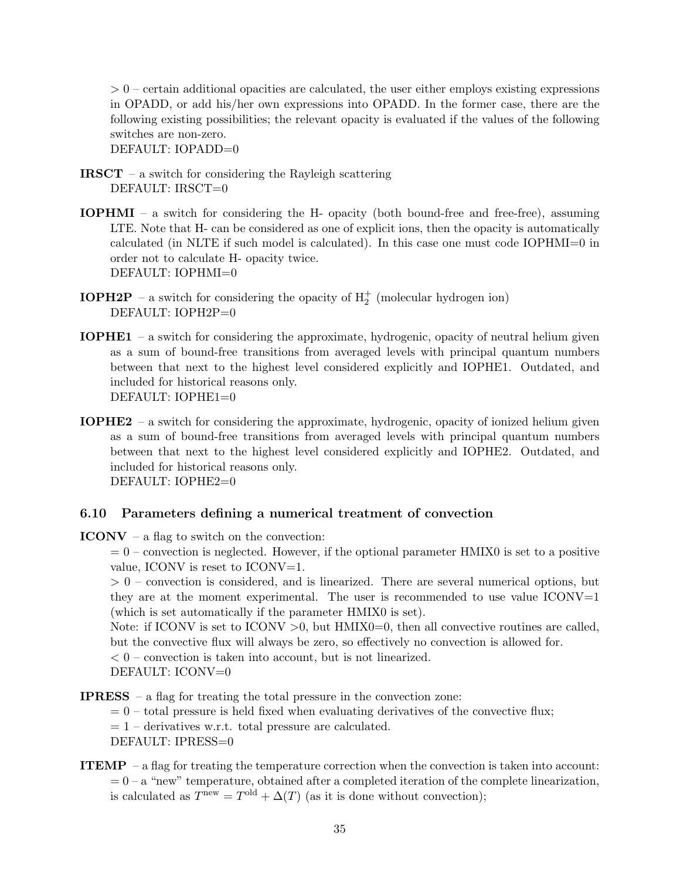$> 0$ – certain additional opacities are calculated, the user either employs existing expressions in OPADD, or add his/her own expressions into OPADD. In the former case, there are the following existing possibilities; the relevant opacity is evaluated if the values of the following switches are non-zero.
DEFAULT: IOPADD=0

**IRSCT** – a switch for considering the Rayleigh scattering
DEFAULT: IRSCT=0

**IOPHMI** – a switch for considering the H- opacity (both bound-free and free-free), assuming LTE. Note that H- can be considered as one of explicit ions, then the opacity is automatically calculated (in NLTE if such model is calculated). In this case one must code IOPHMI=0 in order not to calculate H- opacity twice.
DEFAULT: IOPHMI=0

**IOPH2P** – a switch for considering the opacity of $H_2^+$ (molecular hydrogen ion)
DEFAULT: IOPH2P=0

**IOPHE1** – a switch for considering the approximate, hydrogenic, opacity of neutral helium given as a sum of bound-free transitions from averaged levels with principal quantum numbers between that next to the highest level considered explicitly and IOPHE1. Outdated, and included for historical reasons only.
DEFAULT: IOPHE1=0

**IOPHE2** – a switch for considering the approximate, hydrogenic, opacity of ionized helium given as a sum of bound-free transitions from averaged levels with principal quantum numbers between that next to the highest level considered explicitly and IOPHE2. Outdated, and included for historical reasons only.
DEFAULT: IOPHE2=0

### 6.10 Parameters defining a numerical treatment of convection

**ICONV** – a flag to switch on the convection:
$= 0$ – convection is neglected. However, if the optional parameter HMIX0 is set to a positive value, ICONV is reset to ICONV=1.
$> 0$ – convection is considered, and is linearized. There are several numerical options, but they are at the moment experimental. The user is recommended to use value ICONV=1 (which is set automatically if the parameter HMIX0 is set).
Note: if ICONV is set to ICONV $>0$, but HMIX0=0, then all convective routines are called, but the convective flux will always be zero, so effectively no convection is allowed for.
$< 0$ – convection is taken into account, but is not linearized.
DEFAULT: ICONV=0

**IPRESS** – a flag for treating the total pressure in the convection zone:
$= 0$ – total pressure is held fixed when evaluating derivatives of the convective flux;
$= 1$ – derivatives w.r.t. total pressure are calculated.
DEFAULT: IPRESS=0

**ITEMP** – a flag for treating the temperature correction when the convection is taken into account:
$= 0$ – a "new" temperature, obtained after a completed iteration of the complete linearization, is calculated as $T^{\rm new} = T^{\rm old} + \Delta(T)$ (as it is done without convection);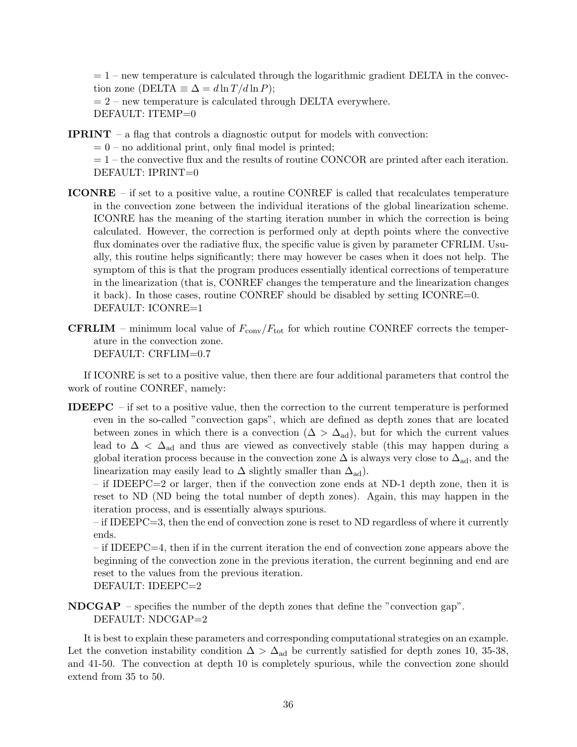= 1 – new temperature is calculated through the logarithmic gradient DELTA in the convection zone (DELTA $\equiv \Delta = d\ln T/d\ln P$);
= 2 – new temperature is calculated through DELTA everywhere.
DEFAULT: ITEMP=0

**IPRINT** – a flag that controls a diagnostic output for models with convection:
= 0 – no additional print, only final model is printed;
= 1 – the convective flux and the results of routine CONCOR are printed after each iteration.
DEFAULT: IPRINT=0

**ICONRE** – if set to a positive value, a routine CONREF is called that recalculates temperature in the convection zone between the individual iterations of the global linearization scheme. ICONRE has the meaning of the starting iteration number in which the correction is being calculated. However, the correction is performed only at depth points where the convective flux dominates over the radiative flux, the specific value is given by parameter CFRLIM. Usually, this routine helps significantly; there may however be cases when it does not help. The symptom of this is that the program produces essentially identical corrections of temperature in the linearization (that is, CONREF changes the temperature and the linearization changes it back). In those cases, routine CONREF should be disabled by setting ICONRE=0.
DEFAULT: ICONRE=1

**CFRLIM** – minimum local value of $F_{\rm conv}/F_{\rm tot}$ for which routine CONREF corrects the temperature in the convection zone.
DEFAULT: CRFLIM=0.7

If ICONRE is set to a positive value, then there are four additional parameters that control the work of routine CONREF, namely:

**IDEEPC** – if set to a positive value, then the correction to the current temperature is performed even in the so-called "convection gaps", which are defined as depth zones that are located between zones in which there is a convection ($\Delta > \Delta_{\rm ad}$), but for which the current values lead to $\Delta < \Delta_{\rm ad}$ and thus are viewed as convectively stable (this may happen during a global iteration process because in the convection zone $\Delta$ is always very close to $\Delta_{\rm ad}$, and the linearization may easily lead to $\Delta$ slightly smaller than $\Delta_{\rm ad}$).
– if IDEEPC=2 or larger, then if the convection zone ends at ND-1 depth zone, then it is reset to ND (ND being the total number of depth zones). Again, this may happen in the iteration process, and is essentially always spurious.
– if IDEEPC=3, then the end of convection zone is reset to ND regardless of where it currently ends.
– if IDEEPC=4, then if in the current iteration the end of convection zone appears above the beginning of the convection zone in the previous iteration, the current beginning and end are reset to the values from the previous iteration.
DEFAULT: IDEEPC=2

**NDCGAP** – specifies the number of the depth zones that define the "convection gap".
DEFAULT: NDCGAP=2

It is best to explain these parameters and corresponding computational strategies on an example. Let the convetion instability condition $\Delta > \Delta_{\rm ad}$ be currently satisfied for depth zones 10, 35-38, and 41-50. The convection at depth 10 is completely spurious, while the convection zone should extend from 35 to 50.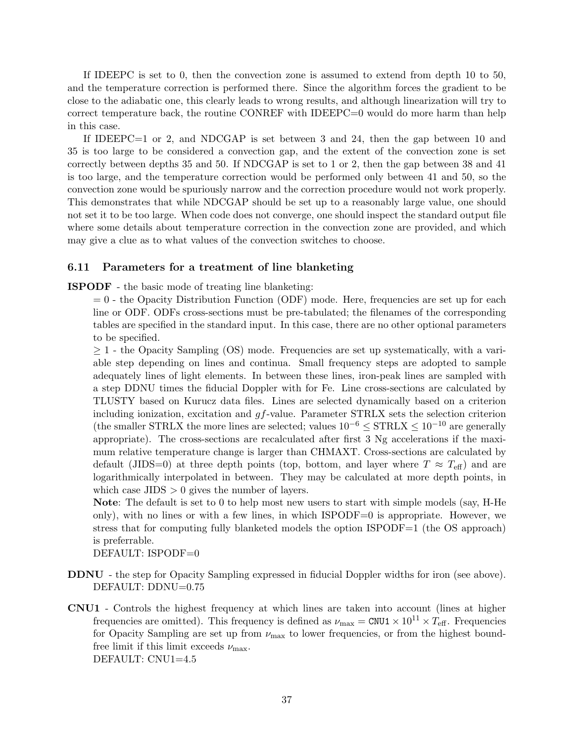If IDEEPC is set to 0, then the convection zone is assumed to extend from depth 10 to 50, and the temperature correction is performed there. Since the algorithm forces the gradient to be close to the adiabatic one, this clearly leads to wrong results, and although linearization will try to correct temperature back, the routine CONREF with IDEEPC=0 would do more harm than help in this case.

If IDEEPC=1 or 2, and NDCGAP is set between 3 and 24, then the gap between 10 and 35 is too large to be considered a convection gap, and the extent of the convection zone is set correctly between depths 35 and 50. If NDCGAP is set to 1 or 2, then the gap between 38 and 41 is too large, and the temperature correction would be performed only between 41 and 50, so the convection zone would be spuriously narrow and the correction procedure would not work properly. This demonstrates that while NDCGAP should be set up to a reasonably large value, one should not set it to be too large. When code does not converge, one should inspect the standard output file where some details about temperature correction in the convection zone are provided, and which may give a clue as to what values of the convection switches to choose.

### 6.11 Parameters for a treatment of line blanketing

**ISPODF** - the basic mode of treating line blanketing:

= 0 - the Opacity Distribution Function (ODF) mode. Here, frequencies are set up for each line or ODF. ODFs cross-sections must be pre-tabulated; the filenames of the corresponding tables are specified in the standard input. In this case, there are no other optional parameters to be specified.

$\geq 1$ - the Opacity Sampling (OS) mode. Frequencies are set up systematically, with a variable step depending on lines and continua. Small frequency steps are adopted to sample adequately lines of light elements. In between these lines, iron-peak lines are sampled with a step DDNU times the fiducial Doppler with for Fe. Line cross-sections are calculated by TLUSTY based on Kurucz data files. Lines are selected dynamically based on a criterion including ionization, excitation and $gf$-value. Parameter STRLX sets the selection criterion (the smaller STRLX the more lines are selected; values $10^{-6} \leq$ STRLX $\leq 10^{-10}$ are generally appropriate). The cross-sections are recalculated after first 3 Ng accelerations if the maximum relative temperature change is larger than CHMAXT. Cross-sections are calculated by default (JIDS=0) at three depth points (top, bottom, and layer where $T \approx T_{\rm eff}$) and are logarithmically interpolated in between. They may be calculated at more depth points, in which case JIDS > 0 gives the number of layers.

**Note**: The default is set to 0 to help most new users to start with simple models (say, H-He only), with no lines or with a few lines, in which ISPODF=0 is appropriate. However, we stress that for computing fully blanketed models the option ISPODF=1 (the OS approach) is preferrable.

DEFAULT: ISPODF=0

**DDNU** - the step for Opacity Sampling expressed in fiducial Doppler widths for iron (see above).
DEFAULT: DDNU=0.75

**CNU1** - Controls the highest frequency at which lines are taken into account (lines at higher frequencies are omitted). This frequency is defined as $\nu_{\rm max} = \texttt{CNU1} \times 10^{11} \times T_{\rm eff}$. Frequencies for Opacity Sampling are set up from $\nu_{\rm max}$ to lower frequencies, or from the highest bound-free limit if this limit exceeds $\nu_{\rm max}$.
DEFAULT: CNU1=4.5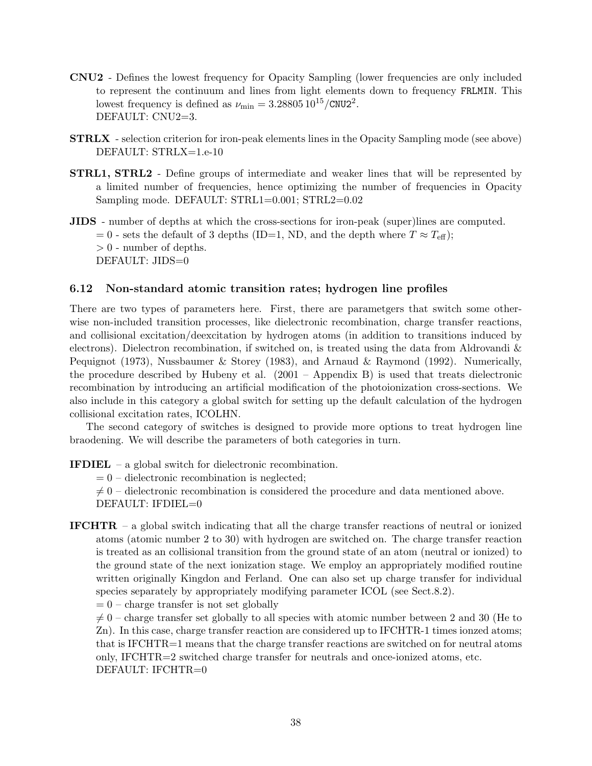**CNU2** - Defines the lowest frequency for Opacity Sampling (lower frequencies are only included to represent the continuum and lines from light elements down to frequency `FRLMIN`. This lowest frequency is defined as $\nu_{\rm min} = 3.28805\,10^{15}/\texttt{CNU2}^2$.
DEFAULT: CNU2=3.

**STRLX** - selection criterion for iron-peak elements lines in the Opacity Sampling mode (see above)
DEFAULT: STRLX=1.e-10

**STRL1, STRL2** - Define groups of intermediate and weaker lines that will be represented by a limited number of frequencies, hence optimizing the number of frequencies in Opacity Sampling mode. DEFAULT: STRL1=0.001; STRL2=0.02

**JIDS** - number of depths at which the cross-sections for iron-peak (super)lines are computed.
$= 0$ - sets the default of 3 depths (ID=1, ND, and the depth where $T \approx T_{\rm eff}$);
$> 0$ - number of depths.
DEFAULT: JIDS=0

### 6.12 Non-standard atomic transition rates; hydrogen line profiles

There are two types of parameters here. First, there are parametgers that switch some otherwise non-included transition processes, like dielectronic recombination, charge transfer reactions, and collisional excitation/deexcitation by hydrogen atoms (in addition to transitions induced by electrons). Dielectron recombination, if switched on, is treated using the data from Aldrovandi & Pequignot (1973), Nussbaumer & Storey (1983), and Arnaud & Raymond (1992). Numerically, the procedure described by Hubeny et al. (2001 – Appendix B) is used that treats dielectronic recombination by introducing an artificial modification of the photoionization cross-sections. We also include in this category a global switch for setting up the default calculation of the hydrogen collisional excitation rates, ICOLHN.

The second category of switches is designed to provide more options to treat hydrogen line braodening. We will describe the parameters of both categories in turn.

**IFDIEL** – a global switch for dielectronic recombination.
$= 0$ – dielectronic recombination is neglected;
$\neq 0$ – dielectronic recombination is considered the procedure and data mentioned above.
DEFAULT: IFDIEL=0

**IFCHTR** – a global switch indicating that all the charge transfer reactions of neutral or ionized atoms (atomic number 2 to 30) with hydrogen are switched on. The charge transfer reaction is treated as an collisional transition from the ground state of an atom (neutral or ionized) to the ground state of the next ionization stage. We employ an appropriately modified routine written originally Kingdon and Ferland. One can also set up charge transfer for individual species separately by appropriately modifying parameter ICOL (see Sect.8.2).
$= 0$ – charge transfer is not set globally
$\neq 0$ – charge transfer set globally to all species with atomic number between 2 and 30 (He to Zn). In this case, charge transfer reaction are considered up to IFCHTR-1 times ionzed atoms; that is IFCHTR=1 means that the charge transfer reactions are switched on for neutral atoms only, IFCHTR=2 switched charge transfer for neutrals and once-ionized atoms, etc.
DEFAULT: IFCHTR=0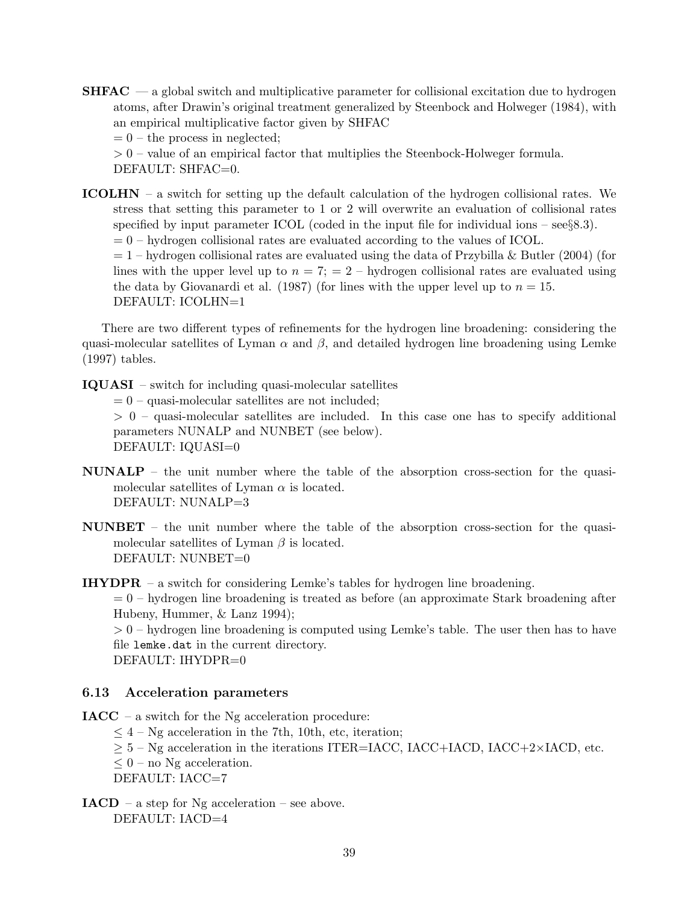**SHFAC** — a global switch and multiplicative parameter for collisional excitation due to hydrogen atoms, after Drawin's original treatment generalized by Steenbock and Holweger (1984), with an empirical multiplicative factor given by SHFAC

$= 0$ – the process in neglected;

$> 0$ – value of an empirical factor that multiplies the Steenbock-Holweger formula.

DEFAULT: SHFAC=0.

**ICOLHN** – a switch for setting up the default calculation of the hydrogen collisional rates. We stress that setting this parameter to 1 or 2 will overwrite an evaluation of collisional rates specified by input parameter ICOL (coded in the input file for individual ions – see§8.3).

$= 0$ – hydrogen collisional rates are evaluated according to the values of ICOL.

$= 1$ – hydrogen collisional rates are evaluated using the data of Przybilla & Butler (2004) (for lines with the upper level up to $n = 7$; $= 2$ – hydrogen collisional rates are evaluated using the data by Giovanardi et al. (1987) (for lines with the upper level up to $n = 15$.

DEFAULT: ICOLHN=1

There are two different types of refinements for the hydrogen line broadening: considering the quasi-molecular satellites of Lyman $\alpha$ and $\beta$, and detailed hydrogen line broadening using Lemke (1997) tables.

**IQUASI** – switch for including quasi-molecular satellites

$= 0$ – quasi-molecular satellites are not included;

$> 0$ – quasi-molecular satellites are included. In this case one has to specify additional parameters NUNALP and NUNBET (see below).

DEFAULT: IQUASI=0

**NUNALP** – the unit number where the table of the absorption cross-section for the quasi-molecular satellites of Lyman $\alpha$ is located.

DEFAULT: NUNALP=3

**NUNBET** – the unit number where the table of the absorption cross-section for the quasi-molecular satellites of Lyman $\beta$ is located.

DEFAULT: NUNBET=0

**IHYDPR** – a switch for considering Lemke's tables for hydrogen line broadening.

$= 0$ – hydrogen line broadening is treated as before (an approximate Stark broadening after Hubeny, Hummer, & Lanz 1994);

$> 0$ – hydrogen line broadening is computed using Lemke's table. The user then has to have file `lemke.dat` in the current directory.

DEFAULT: IHYDPR=0

### 6.13 Acceleration parameters

**IACC** – a switch for the Ng acceleration procedure:

$\leq 4$ – Ng acceleration in the 7th, 10th, etc, iteration;

$\geq 5$ – Ng acceleration in the iterations ITER=IACC, IACC+IACD, IACC+2×IACD, etc.

$\leq 0$ – no Ng acceleration.

DEFAULT: IACC=7

**IACD** – a step for Ng acceleration – see above.

DEFAULT: IACD=4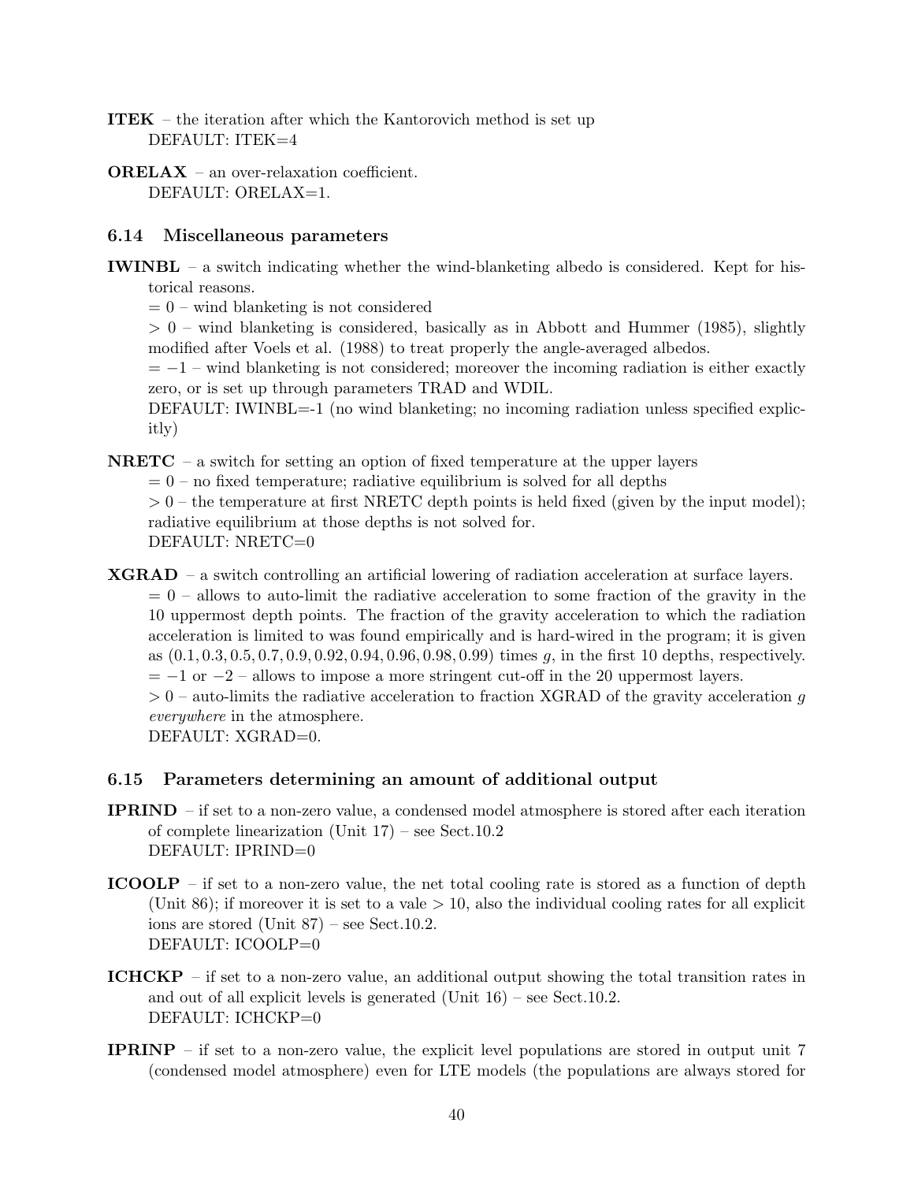**ITEK** – the iteration after which the Kantorovich method is set up
DEFAULT: ITEK=4

**ORELAX** – an over-relaxation coefficient.
DEFAULT: ORELAX=1.

### 6.14 Miscellaneous parameters

**IWINBL** – a switch indicating whether the wind-blanketing albedo is considered. Kept for historical reasons.
$= 0$ – wind blanketing is not considered
$> 0$ – wind blanketing is considered, basically as in Abbott and Hummer (1985), slightly modified after Voels et al. (1988) to treat properly the angle-averaged albedos.
$= -1$ – wind blanketing is not considered; moreover the incoming radiation is either exactly zero, or is set up through parameters TRAD and WDIL.
DEFAULT: IWINBL=-1 (no wind blanketing; no incoming radiation unless specified explicitly)

**NRETC** – a switch for setting an option of fixed temperature at the upper layers
$= 0$ – no fixed temperature; radiative equilibrium is solved for all depths
$> 0$ – the temperature at first NRETC depth points is held fixed (given by the input model); radiative equilibrium at those depths is not solved for.
DEFAULT: NRETC=0

**XGRAD** – a switch controlling an artificial lowering of radiation acceleration at surface layers.
$= 0$ – allows to auto-limit the radiative acceleration to some fraction of the gravity in the 10 uppermost depth points. The fraction of the gravity acceleration to which the radiation acceleration is limited to was found empirically and is hard-wired in the program; it is given as $(0.1, 0.3, 0.5, 0.7, 0.9, 0.92, 0.94, 0.96, 0.98, 0.99)$ times $g$, in the first 10 depths, respectively.
$= -1$ or $-2$ – allows to impose a more stringent cut-off in the 20 uppermost layers.
$> 0$ – auto-limits the radiative acceleration to fraction XGRAD of the gravity acceleration $g$ *everywhere* in the atmosphere.
DEFAULT: XGRAD=0.

### 6.15 Parameters determining an amount of additional output

**IPRIND** – if set to a non-zero value, a condensed model atmosphere is stored after each iteration of complete linearization (Unit 17) – see Sect.10.2
DEFAULT: IPRIND=0

**ICOOLP** – if set to a non-zero value, the net total cooling rate is stored as a function of depth (Unit 86); if moreover it is set to a vale $> 10$, also the individual cooling rates for all explicit ions are stored (Unit 87) – see Sect.10.2.
DEFAULT: ICOOLP=0

**ICHCKP** – if set to a non-zero value, an additional output showing the total transition rates in and out of all explicit levels is generated (Unit 16) – see Sect.10.2.
DEFAULT: ICHCKP=0

**IPRINP** – if set to a non-zero value, the explicit level populations are stored in output unit 7 (condensed model atmosphere) even for LTE models (the populations are always stored for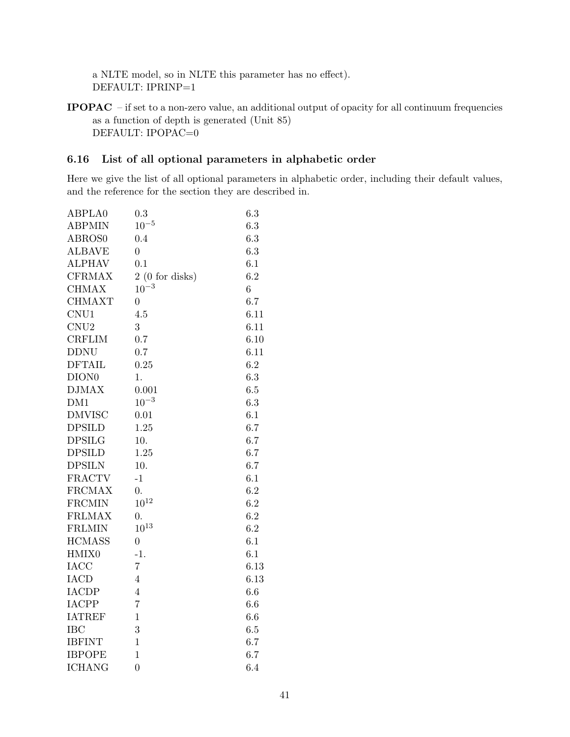a NLTE model, so in NLTE this parameter has no effect).
DEFAULT: IPRINP=1

**IPOPAC** – if set to a non-zero value, an additional output of opacity for all continuum frequencies as a function of depth is generated (Unit 85)
DEFAULT: IPOPAC=0

### 6.16 List of all optional parameters in alphabetic order

Here we give the list of all optional parameters in alphabetic order, including their default values, and the reference for the section they are described in.

| | | |
|---|---|---|
| ABPLA0 | 0.3 | 6.3 |
| ABPMIN | $10^{-5}$ | 6.3 |
| ABROS0 | 0.4 | 6.3 |
| ALBAVE | 0 | 6.3 |
| ALPHAV | 0.1 | 6.1 |
| CFRMAX | 2 (0 for disks) | 6.2 |
| CHMAX | $10^{-3}$ | 6 |
| CHMAXT | 0 | 6.7 |
| CNU1 | 4.5 | 6.11 |
| CNU2 | 3 | 6.11 |
| CRFLIM | 0.7 | 6.10 |
| DDNU | 0.7 | 6.11 |
| DFTAIL | 0.25 | 6.2 |
| DION0 | 1. | 6.3 |
| DJMAX | 0.001 | 6.5 |
| DM1 | $10^{-3}$ | 6.3 |
| DMVISC | 0.01 | 6.1 |
| DPSILD | 1.25 | 6.7 |
| DPSILG | 10. | 6.7 |
| DPSILD | 1.25 | 6.7 |
| DPSILN | 10. | 6.7 |
| FRACTV | -1 | 6.1 |
| FRCMAX | 0. | 6.2 |
| FRCMIN | $10^{12}$ | 6.2 |
| FRLMAX | 0. | 6.2 |
| FRLMIN | $10^{13}$ | 6.2 |
| HCMASS | 0 | 6.1 |
| HMIX0 | -1. | 6.1 |
| IACC | 7 | 6.13 |
| IACD | 4 | 6.13 |
| IACDP | 4 | 6.6 |
| IACPP | 7 | 6.6 |
| IATREF | 1 | 6.6 |
| IBC | 3 | 6.5 |
| IBFINT | 1 | 6.7 |
| IBPOPE | 1 | 6.7 |
| ICHANG | 0 | 6.4 |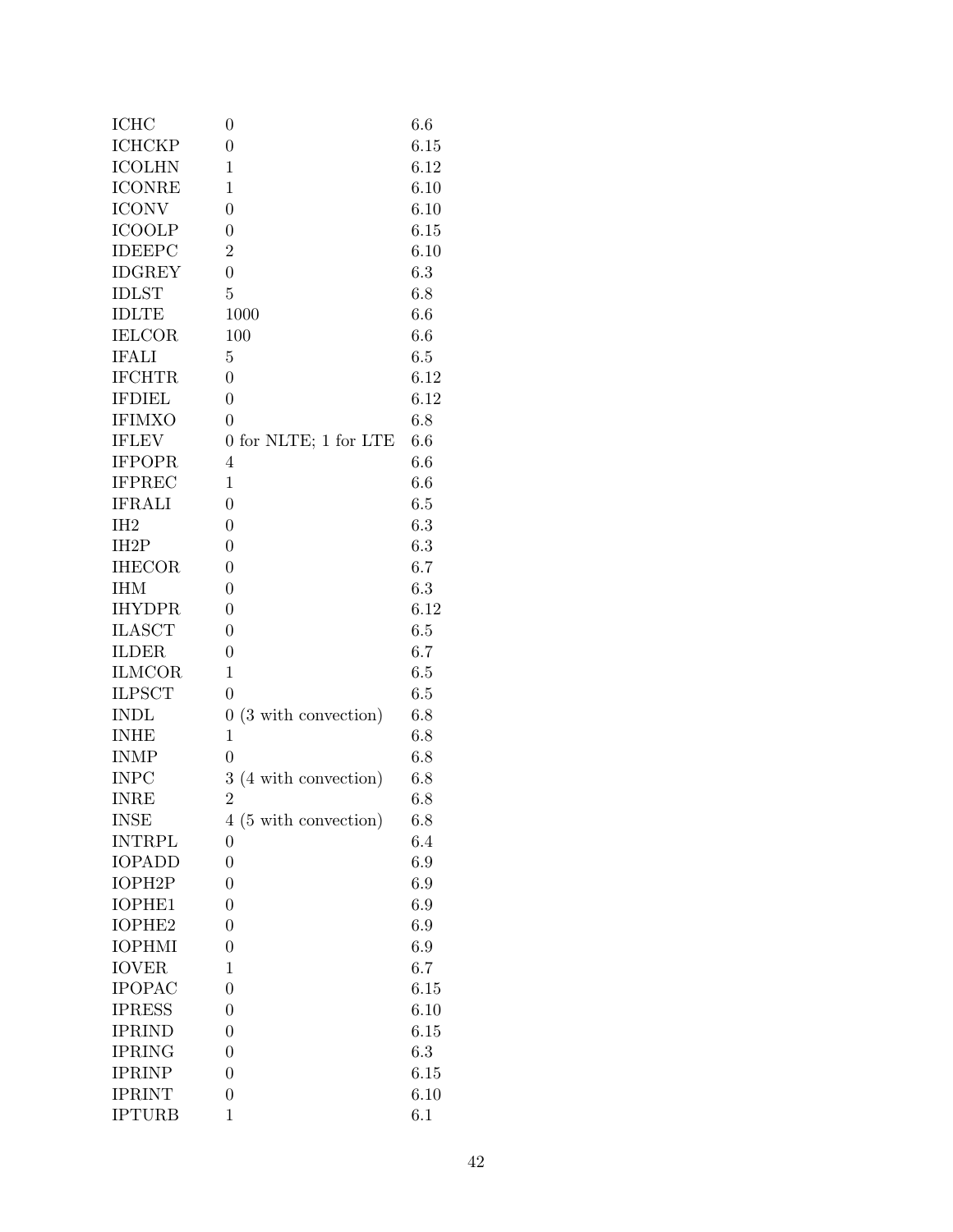| | | |
|---|---|---|
| ICHC | 0 | 6.6 |
| ICHCKP | 0 | 6.15 |
| ICOLHN | 1 | 6.12 |
| ICONRE | 1 | 6.10 |
| ICONV | 0 | 6.10 |
| ICOOLP | 0 | 6.15 |
| IDEEPC | 2 | 6.10 |
| IDGREY | 0 | 6.3 |
| IDLST | 5 | 6.8 |
| IDLTE | 1000 | 6.6 |
| IELCOR | 100 | 6.6 |
| IFALI | 5 | 6.5 |
| IFCHTR | 0 | 6.12 |
| IFDIEL | 0 | 6.12 |
| IFIMXO | 0 | 6.8 |
| IFLEV | 0 for NLTE; 1 for LTE | 6.6 |
| IFPOPR | 4 | 6.6 |
| IFPREC | 1 | 6.6 |
| IFRALI | 0 | 6.5 |
| IH2 | 0 | 6.3 |
| IH2P | 0 | 6.3 |
| IHECOR | 0 | 6.7 |
| IHM | 0 | 6.3 |
| IHYDPR | 0 | 6.12 |
| ILASCT | 0 | 6.5 |
| ILDER | 0 | 6.7 |
| ILMCOR | 1 | 6.5 |
| ILPSCT | 0 | 6.5 |
| INDL | 0 (3 with convection) | 6.8 |
| INHE | 1 | 6.8 |
| INMP | 0 | 6.8 |
| INPC | 3 (4 with convection) | 6.8 |
| INRE | 2 | 6.8 |
| INSE | 4 (5 with convection) | 6.8 |
| INTRPL | 0 | 6.4 |
| IOPADD | 0 | 6.9 |
| IOPH2P | 0 | 6.9 |
| IOPHE1 | 0 | 6.9 |
| IOPHE2 | 0 | 6.9 |
| IOPHMI | 0 | 6.9 |
| IOVER | 1 | 6.7 |
| IPOPAC | 0 | 6.15 |
| IPRESS | 0 | 6.10 |
| IPRIND | 0 | 6.15 |
| IPRING | 0 | 6.3 |
| IPRINP | 0 | 6.15 |
| IPRINT | 0 | 6.10 |
| IPTURB | 1 | 6.1 |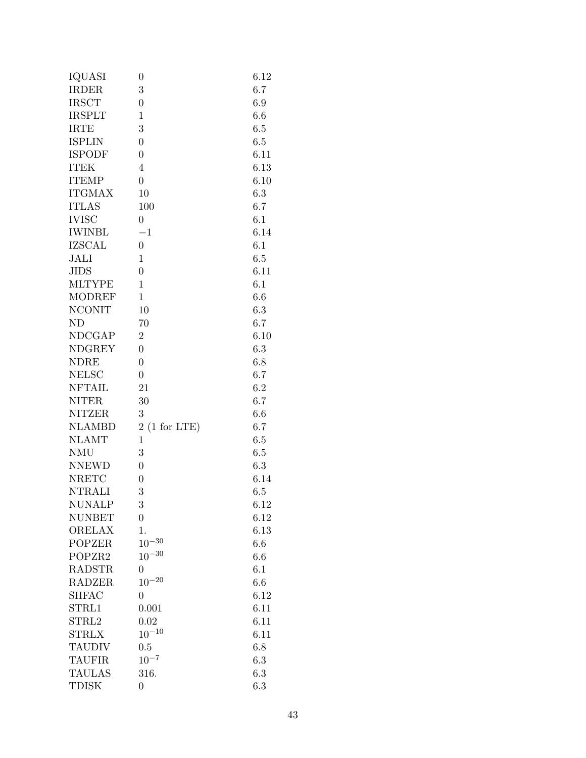| | | |
|---|---|---|
| IQUASI | 0 | 6.12 |
| IRDER | 3 | 6.7 |
| IRSCT | 0 | 6.9 |
| IRSPLT | 1 | 6.6 |
| IRTE | 3 | 6.5 |
| ISPLIN | 0 | 6.5 |
| ISPODF | 0 | 6.11 |
| ITEK | 4 | 6.13 |
| ITEMP | 0 | 6.10 |
| ITGMAX | 10 | 6.3 |
| ITLAS | 100 | 6.7 |
| IVISC | 0 | 6.1 |
| IWINBL | $-1$ | 6.14 |
| IZSCAL | 0 | 6.1 |
| JALI | 1 | 6.5 |
| JIDS | 0 | 6.11 |
| MLTYPE | 1 | 6.1 |
| MODREF | 1 | 6.6 |
| NCONIT | 10 | 6.3 |
| ND | 70 | 6.7 |
| NDCGAP | 2 | 6.10 |
| NDGREY | 0 | 6.3 |
| NDRE | 0 | 6.8 |
| NELSC | 0 | 6.7 |
| NFTAIL | 21 | 6.2 |
| NITER | 30 | 6.7 |
| NITZER | 3 | 6.6 |
| NLAMBD | 2 (1 for LTE) | 6.7 |
| NLAMT | 1 | 6.5 |
| NMU | 3 | 6.5 |
| NNEWD | 0 | 6.3 |
| NRETC | 0 | 6.14 |
| NTRALI | 3 | 6.5 |
| NUNALP | 3 | 6.12 |
| NUNBET | 0 | 6.12 |
| ORELAX | 1. | 6.13 |
| POPZER | $10^{-30}$ | 6.6 |
| POPZR2 | $10^{-30}$ | 6.6 |
| RADSTR | 0 | 6.1 |
| RADZER | $10^{-20}$ | 6.6 |
| SHFAC | 0 | 6.12 |
| STRL1 | 0.001 | 6.11 |
| STRL2 | 0.02 | 6.11 |
| STRLX | $10^{-10}$ | 6.11 |
| TAUDIV | 0.5 | 6.8 |
| TAUFIR | $10^{-7}$ | 6.3 |
| TAULAS | 316. | 6.3 |
| TDISK | 0 | 6.3 |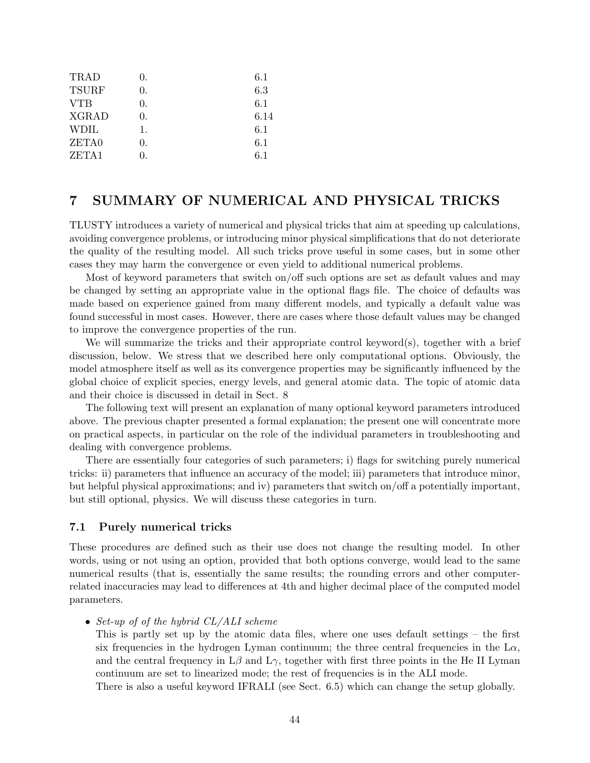| | | |
|---|---|---|
| TRAD | 0. | 6.1 |
| TSURF | 0. | 6.3 |
| VTB | 0. | 6.1 |
| XGRAD | 0. | 6.14 |
| WDIL | 1. | 6.1 |
| ZETA0 | 0. | 6.1 |
| ZETA1 | 0. | 6.1 |

# 7 SUMMARY OF NUMERICAL AND PHYSICAL TRICKS

TLUSTY introduces a variety of numerical and physical tricks that aim at speeding up calculations, avoiding convergence problems, or introducing minor physical simplifications that do not deteriorate the quality of the resulting model. All such tricks prove useful in some cases, but in some other cases they may harm the convergence or even yield to additional numerical problems.

Most of keyword parameters that switch on/off such options are set as default values and may be changed by setting an appropriate value in the optional flags file. The choice of defaults was made based on experience gained from many different models, and typically a default value was found successful in most cases. However, there are cases where those default values may be changed to improve the convergence properties of the run.

We will summarize the tricks and their appropriate control keyword(s), together with a brief discussion, below. We stress that we described here only computational options. Obviously, the model atmosphere itself as well as its convergence properties may be significantly influenced by the global choice of explicit species, energy levels, and general atomic data. The topic of atomic data and their choice is discussed in detail in Sect. 8

The following text will present an explanation of many optional keyword parameters introduced above. The previous chapter presented a formal explanation; the present one will concentrate more on practical aspects, in particular on the role of the individual parameters in troubleshooting and dealing with convergence problems.

There are essentially four categories of such parameters; i) flags for switching purely numerical tricks: ii) parameters that influence an accuracy of the model; iii) parameters that introduce minor, but helpful physical approximations; and iv) parameters that switch on/off a potentially important, but still optional, physics. We will discuss these categories in turn.

## 7.1 Purely numerical tricks

These procedures are defined such as their use does not change the resulting model. In other words, using or not using an option, provided that both options converge, would lead to the same numerical results (that is, essentially the same results; the rounding errors and other computer-related inaccuracies may lead to differences at 4th and higher decimal place of the computed model parameters.

- *Set-up of of the hybrid CL/ALI scheme*
  This is partly set up by the atomic data files, where one uses default settings – the first six frequencies in the hydrogen Lyman continuum; the three central frequencies in the L$\alpha$, and the central frequency in L$\beta$ and L$\gamma$, together with first three points in the He II Lyman continuum are set to linearized mode; the rest of frequencies is in the ALI mode.
  There is also a useful keyword IFRALI (see Sect. 6.5) which can change the setup globally.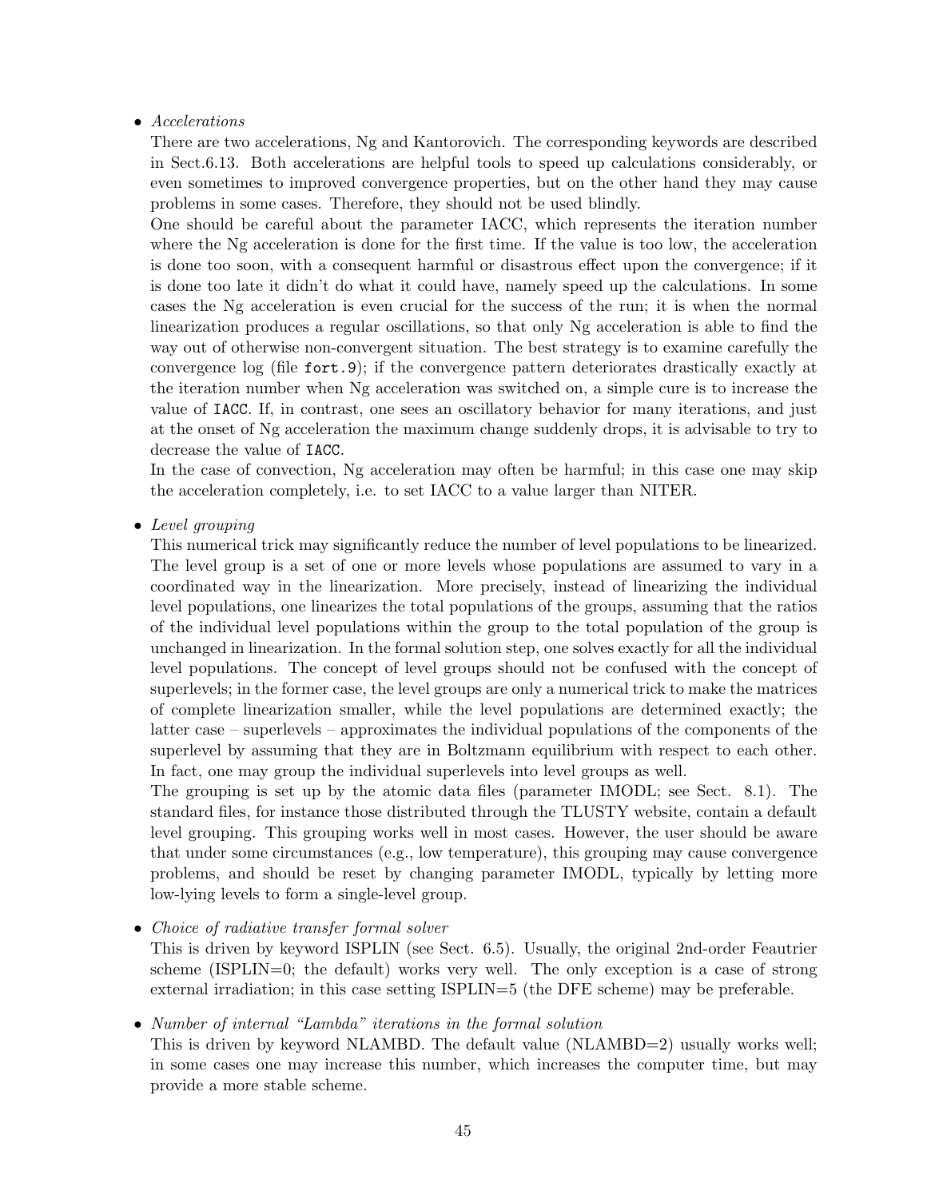- *Accelerations*

  There are two accelerations, Ng and Kantorovich. The corresponding keywords are described in Sect.6.13. Both accelerations are helpful tools to speed up calculations considerably, or even sometimes to improved convergence properties, but on the other hand they may cause problems in some cases. Therefore, they should not be used blindly.

  One should be careful about the parameter IACC, which represents the iteration number where the Ng acceleration is done for the first time. If the value is too low, the acceleration is done too soon, with a consequent harmful or disastrous effect upon the convergence; if it is done too late it didn't do what it could have, namely speed up the calculations. In some cases the Ng acceleration is even crucial for the success of the run; it is when the normal linearization produces a regular oscillations, so that only Ng acceleration is able to find the way out of otherwise non-convergent situation. The best strategy is to examine carefully the convergence log (file `fort.9`); if the convergence pattern deteriorates drastically exactly at the iteration number when Ng acceleration was switched on, a simple cure is to increase the value of `IACC`. If, in contrast, one sees an oscillatory behavior for many iterations, and just at the onset of Ng acceleration the maximum change suddenly drops, it is advisable to try to decrease the value of `IACC`.

  In the case of convection, Ng acceleration may often be harmful; in this case one may skip the acceleration completely, i.e. to set IACC to a value larger than NITER.

- *Level grouping*

  This numerical trick may significantly reduce the number of level populations to be linearized. The level group is a set of one or more levels whose populations are assumed to vary in a coordinated way in the linearization. More precisely, instead of linearizing the individual level populations, one linearizes the total populations of the groups, assuming that the ratios of the individual level populations within the group to the total population of the group is unchanged in linearization. In the formal solution step, one solves exactly for all the individual level populations. The concept of level groups should not be confused with the concept of superlevels; in the former case, the level groups are only a numerical trick to make the matrices of complete linearization smaller, while the level populations are determined exactly; the latter case – superlevels – approximates the individual populations of the components of the superlevel by assuming that they are in Boltzmann equilibrium with respect to each other. In fact, one may group the individual superlevels into level groups as well.

  The grouping is set up by the atomic data files (parameter IMODL; see Sect. 8.1). The standard files, for instance those distributed through the TLUSTY website, contain a default level grouping. This grouping works well in most cases. However, the user should be aware that under some circumstances (e.g., low temperature), this grouping may cause convergence problems, and should be reset by changing parameter IMODL, typically by letting more low-lying levels to form a single-level group.

- *Choice of radiative transfer formal solver*

  This is driven by keyword ISPLIN (see Sect. 6.5). Usually, the original 2nd-order Feautrier scheme (ISPLIN=0; the default) works very well. The only exception is a case of strong external irradiation; in this case setting ISPLIN=5 (the DFE scheme) may be preferable.

- *Number of internal "Lambda" iterations in the formal solution*

  This is driven by keyword NLAMBD. The default value (NLAMBD=2) usually works well; in some cases one may increase this number, which increases the computer time, but may provide a more stable scheme.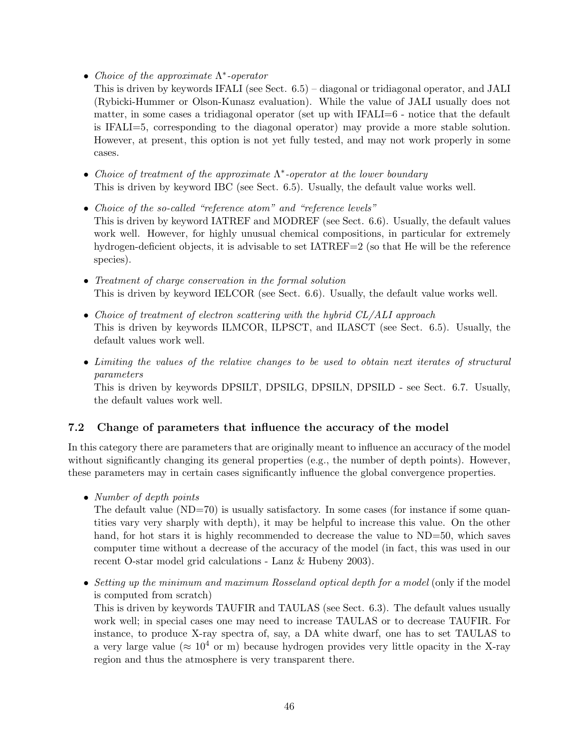- *Choice of the approximate $\Lambda^*$-operator*
  This is driven by keywords IFALI (see Sect. 6.5) – diagonal or tridiagonal operator, and JALI (Rybicki-Hummer or Olson-Kunasz evaluation). While the value of JALI usually does not matter, in some cases a tridiagonal operator (set up with IFALI=6 - notice that the default is IFALI=5, corresponding to the diagonal operator) may provide a more stable solution. However, at present, this option is not yet fully tested, and may not work properly in some cases.

- *Choice of treatment of the approximate $\Lambda^*$-operator at the lower boundary*
  This is driven by keyword IBC (see Sect. 6.5). Usually, the default value works well.

- *Choice of the so-called "reference atom" and "reference levels"*
  This is driven by keyword IATREF and MODREF (see Sect. 6.6). Usually, the default values work well. However, for highly unusual chemical compositions, in particular for extremely hydrogen-deficient objects, it is advisable to set IATREF=2 (so that He will be the reference species).

- *Treatment of charge conservation in the formal solution*
  This is driven by keyword IELCOR (see Sect. 6.6). Usually, the default value works well.

- *Choice of treatment of electron scattering with the hybrid CL/ALI approach*
  This is driven by keywords ILMCOR, ILPSCT, and ILASCT (see Sect. 6.5). Usually, the default values work well.

- *Limiting the values of the relative changes to be used to obtain next iterates of structural parameters*
  This is driven by keywords DPSILT, DPSILG, DPSILN, DPSILD - see Sect. 6.7. Usually, the default values work well.

### 7.2 Change of parameters that influence the accuracy of the model

In this category there are parameters that are originally meant to influence an accuracy of the model without significantly changing its general properties (e.g., the number of depth points). However, these parameters may in certain cases significantly influence the global convergence properties.

- *Number of depth points*
  The default value (ND=70) is usually satisfactory. In some cases (for instance if some quantities vary very sharply with depth), it may be helpful to increase this value. On the other hand, for hot stars it is highly recommended to decrease the value to ND=50, which saves computer time without a decrease of the accuracy of the model (in fact, this was used in our recent O-star model grid calculations - Lanz & Hubeny 2003).

- *Setting up the minimum and maximum Rosseland optical depth for a model* (only if the model is computed from scratch)
  This is driven by keywords TAUFIR and TAULAS (see Sect. 6.3). The default values usually work well; in special cases one may need to increase TAULAS or to decrease TAUFIR. For instance, to produce X-ray spectra of, say, a DA white dwarf, one has to set TAULAS to a very large value ($\approx 10^4$ or m) because hydrogen provides very little opacity in the X-ray region and thus the atmosphere is very transparent there.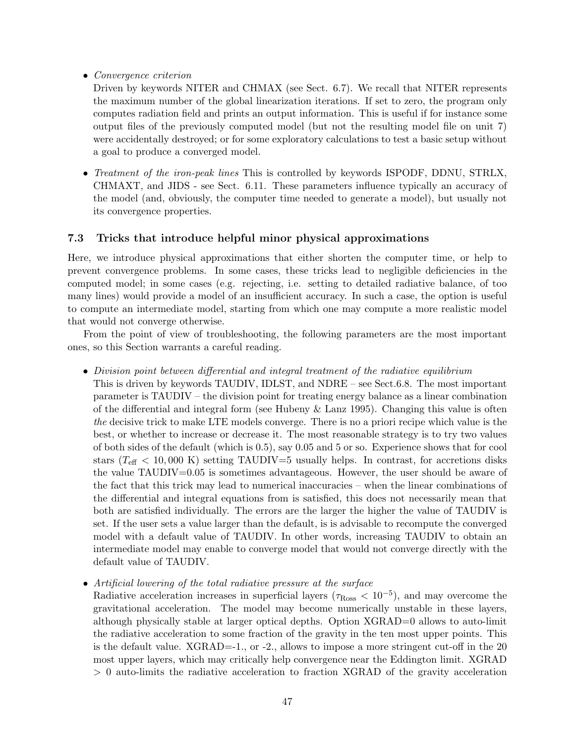- *Convergence criterion*
  Driven by keywords NITER and CHMAX (see Sect. 6.7). We recall that NITER represents the maximum number of the global linearization iterations. If set to zero, the program only computes radiation field and prints an output information. This is useful if for instance some output files of the previously computed model (but not the resulting model file on unit 7) were accidentally destroyed; or for some exploratory calculations to test a basic setup without a goal to produce a converged model.

- *Treatment of the iron-peak lines* This is controlled by keywords ISPODF, DDNU, STRLX, CHMAXT, and JIDS - see Sect. 6.11. These parameters influence typically an accuracy of the model (and, obviously, the computer time needed to generate a model), but usually not its convergence properties.

### 7.3 Tricks that introduce helpful minor physical approximations

Here, we introduce physical approximations that either shorten the computer time, or help to prevent convergence problems. In some cases, these tricks lead to negligible deficiencies in the computed model; in some cases (e.g. rejecting, i.e. setting to detailed radiative balance, of too many lines) would provide a model of an insufficient accuracy. In such a case, the option is useful to compute an intermediate model, starting from which one may compute a more realistic model that would not converge otherwise.

From the point of view of troubleshooting, the following parameters are the most important ones, so this Section warrants a careful reading.

- *Division point between differential and integral treatment of the radiative equilibrium*
  This is driven by keywords TAUDIV, IDLST, and NDRE – see Sect.6.8. The most important parameter is TAUDIV – the division point for treating energy balance as a linear combination of the differential and integral form (see Hubeny & Lanz 1995). Changing this value is often *the* decisive trick to make LTE models converge. There is no a priori recipe which value is the best, or whether to increase or decrease it. The most reasonable strategy is to try two values of both sides of the default (which is 0.5), say 0.05 and 5 or so. Experience shows that for cool stars ($T_{\rm eff} < 10,000$ K) setting TAUDIV=5 usually helps. In contrast, for accretions disks the value TAUDIV=0.05 is sometimes advantageous. However, the user should be aware of the fact that this trick may lead to numerical inaccuracies – when the linear combinations of the differential and integral equations from is satisfied, this does not necessarily mean that both are satisfied individually. The errors are the larger the higher the value of TAUDIV is set. If the user sets a value larger than the default, is is advisable to recompute the converged model with a default value of TAUDIV. In other words, increasing TAUDIV to obtain an intermediate model may enable to converge model that would not converge directly with the default value of TAUDIV.

- *Artificial lowering of the total radiative pressure at the surface*
  Radiative acceleration increases in superficial layers ($\tau_{\rm Ross} < 10^{-5}$), and may overcome the gravitational acceleration. The model may become numerically unstable in these layers, although physically stable at larger optical depths. Option XGRAD=0 allows to auto-limit the radiative acceleration to some fraction of the gravity in the ten most upper points. This is the default value. XGRAD=-1., or -2., allows to impose a more stringent cut-off in the 20 most upper layers, which may critically help convergence near the Eddington limit. XGRAD > 0 auto-limits the radiative acceleration to fraction XGRAD of the gravity acceleration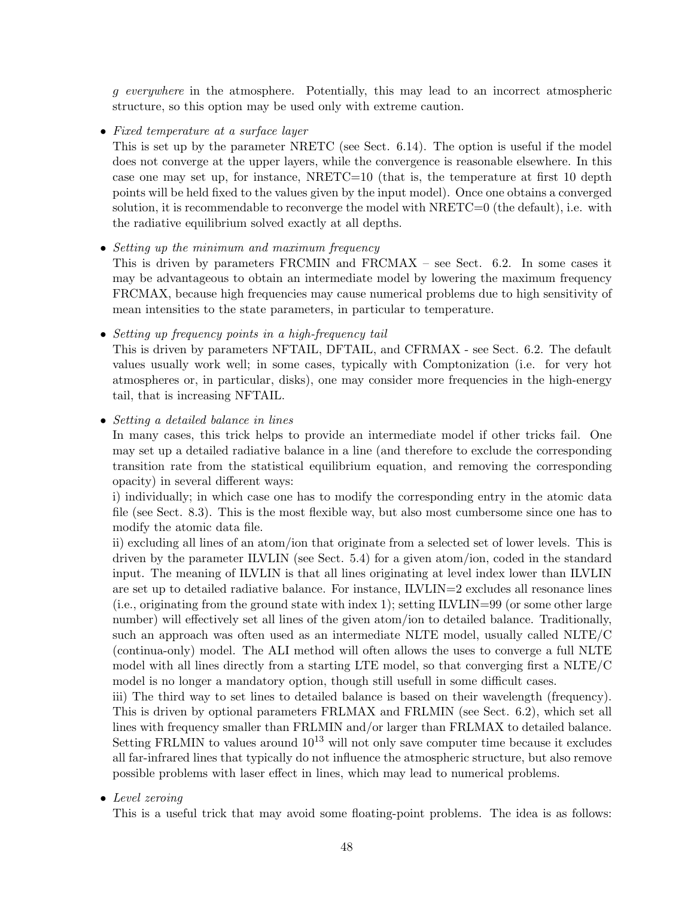*g everywhere* in the atmosphere. Potentially, this may lead to an incorrect atmospheric structure, so this option may be used only with extreme caution.

- *Fixed temperature at a surface layer*
  This is set up by the parameter NRETC (see Sect. 6.14). The option is useful if the model does not converge at the upper layers, while the convergence is reasonable elsewhere. In this case one may set up, for instance, NRETC=10 (that is, the temperature at first 10 depth points will be held fixed to the values given by the input model). Once one obtains a converged solution, it is recommendable to reconverge the model with NRETC=0 (the default), i.e. with the radiative equilibrium solved exactly at all depths.

- *Setting up the minimum and maximum frequency*
  This is driven by parameters FRCMIN and FRCMAX – see Sect. 6.2. In some cases it may be advantageous to obtain an intermediate model by lowering the maximum frequency FRCMAX, because high frequencies may cause numerical problems due to high sensitivity of mean intensities to the state parameters, in particular to temperature.

- *Setting up frequency points in a high-frequency tail*
  This is driven by parameters NFTAIL, DFTAIL, and CFRMAX - see Sect. 6.2. The default values usually work well; in some cases, typically with Comptonization (i.e. for very hot atmospheres or, in particular, disks), one may consider more frequencies in the high-energy tail, that is increasing NFTAIL.

- *Setting a detailed balance in lines*
  In many cases, this trick helps to provide an intermediate model if other tricks fail. One may set up a detailed radiative balance in a line (and therefore to exclude the corresponding transition rate from the statistical equilibrium equation, and removing the corresponding opacity) in several different ways:
  i) individually; in which case one has to modify the corresponding entry in the atomic data file (see Sect. 8.3). This is the most flexible way, but also most cumbersome since one has to modify the atomic data file.
  ii) excluding all lines of an atom/ion that originate from a selected set of lower levels. This is driven by the parameter ILVLIN (see Sect. 5.4) for a given atom/ion, coded in the standard input. The meaning of ILVLIN is that all lines originating at level index lower than ILVLIN are set up to detailed radiative balance. For instance, ILVLIN=2 excludes all resonance lines (i.e., originating from the ground state with index 1); setting ILVLIN=99 (or some other large number) will effectively set all lines of the given atom/ion to detailed balance. Traditionally, such an approach was often used as an intermediate NLTE model, usually called NLTE/C (continua-only) model. The ALI method will often allows the uses to converge a full NLTE model with all lines directly from a starting LTE model, so that converging first a NLTE/C model is no longer a mandatory option, though still usefull in some difficult cases.
  iii) The third way to set lines to detailed balance is based on their wavelength (frequency). This is driven by optional parameters FRLMAX and FRLMIN (see Sect. 6.2), which set all lines with frequency smaller than FRLMIN and/or larger than FRLMAX to detailed balance. Setting FRLMIN to values around $10^{13}$ will not only save computer time because it excludes all far-infrared lines that typically do not influence the atmospheric structure, but also remove possible problems with laser effect in lines, which may lead to numerical problems.

- *Level zeroing*
  This is a useful trick that may avoid some floating-point problems. The idea is as follows: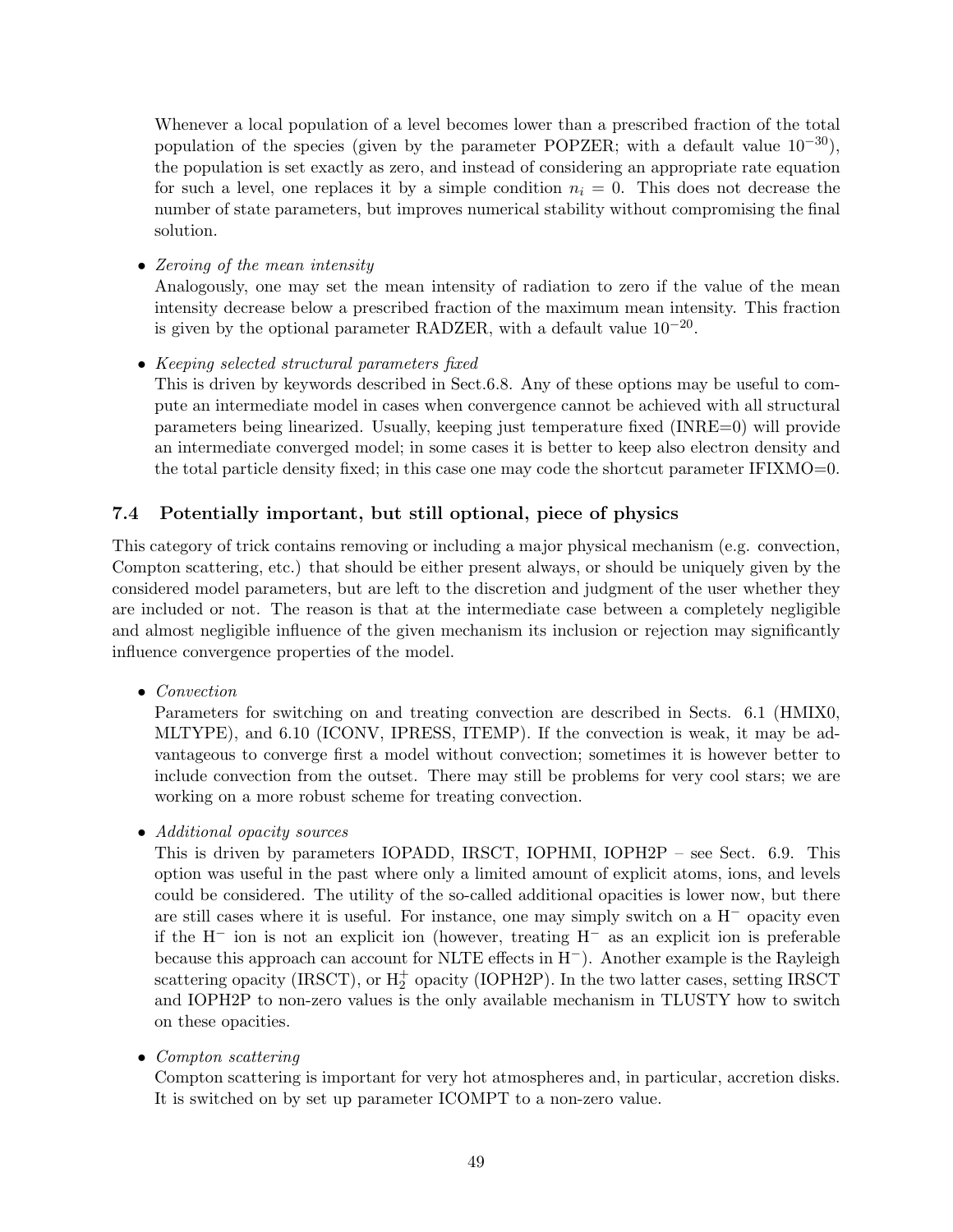Whenever a local population of a level becomes lower than a prescribed fraction of the total population of the species (given by the parameter POPZER; with a default value $10^{-30}$), the population is set exactly as zero, and instead of considering an appropriate rate equation for such a level, one replaces it by a simple condition $n_i = 0$. This does not decrease the number of state parameters, but improves numerical stability without compromising the final solution.

- *Zeroing of the mean intensity*
  Analogously, one may set the mean intensity of radiation to zero if the value of the mean intensity decrease below a prescribed fraction of the maximum mean intensity. This fraction is given by the optional parameter RADZER, with a default value $10^{-20}$.

- *Keeping selected structural parameters fixed*
  This is driven by keywords described in Sect.6.8. Any of these options may be useful to compute an intermediate model in cases when convergence cannot be achieved with all structural parameters being linearized. Usually, keeping just temperature fixed (INRE=0) will provide an intermediate converged model; in some cases it is better to keep also electron density and the total particle density fixed; in this case one may code the shortcut parameter IFIXMO=0.

## 7.4 Potentially important, but still optional, piece of physics

This category of trick contains removing or including a major physical mechanism (e.g. convection, Compton scattering, etc.) that should be either present always, or should be uniquely given by the considered model parameters, but are left to the discretion and judgment of the user whether they are included or not. The reason is that at the intermediate case between a completely negligible and almost negligible influence of the given mechanism its inclusion or rejection may significantly influence convergence properties of the model.

- *Convection*
  Parameters for switching on and treating convection are described in Sects. 6.1 (HMIX0, MLTYPE), and 6.10 (ICONV, IPRESS, ITEMP). If the convection is weak, it may be advantageous to converge first a model without convection; sometimes it is however better to include convection from the outset. There may still be problems for very cool stars; we are working on a more robust scheme for treating convection.

- *Additional opacity sources*
  This is driven by parameters IOPADD, IRSCT, IOPHMI, IOPH2P – see Sect. 6.9. This option was useful in the past where only a limited amount of explicit atoms, ions, and levels could be considered. The utility of the so-called additional opacities is lower now, but there are still cases where it is useful. For instance, one may simply switch on a $H^-$ opacity even if the $H^-$ ion is not an explicit ion (however, treating $H^-$ as an explicit ion is preferable because this approach can account for NLTE effects in $H^-$). Another example is the Rayleigh scattering opacity (IRSCT), or $H_2^+$ opacity (IOPH2P). In the two latter cases, setting IRSCT and IOPH2P to non-zero values is the only available mechanism in TLUSTY how to switch on these opacities.

- *Compton scattering*
  Compton scattering is important for very hot atmospheres and, in particular, accretion disks. It is switched on by set up parameter ICOMPT to a non-zero value.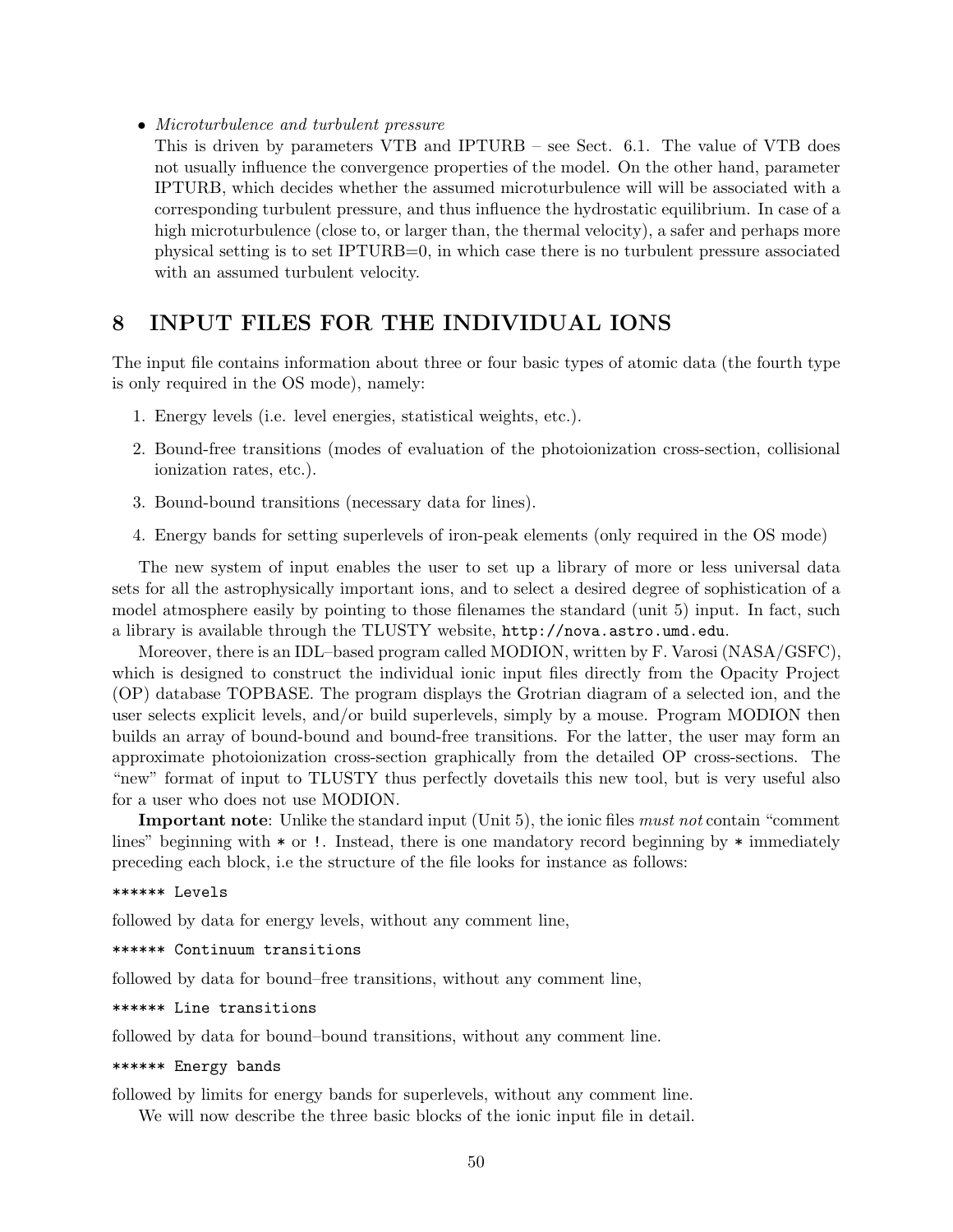- *Microturbulence and turbulent pressure*
  This is driven by parameters VTB and IPTURB – see Sect. 6.1. The value of VTB does not usually influence the convergence properties of the model. On the other hand, parameter IPTURB, which decides whether the assumed microturbulence will will be associated with a corresponding turbulent pressure, and thus influence the hydrostatic equilibrium. In case of a high microturbulence (close to, or larger than, the thermal velocity), a safer and perhaps more physical setting is to set IPTURB=0, in which case there is no turbulent pressure associated with an assumed turbulent velocity.

# 8 INPUT FILES FOR THE INDIVIDUAL IONS

The input file contains information about three or four basic types of atomic data (the fourth type is only required in the OS mode), namely:

1. Energy levels (i.e. level energies, statistical weights, etc.).
2. Bound-free transitions (modes of evaluation of the photoionization cross-section, collisional ionization rates, etc.).
3. Bound-bound transitions (necessary data for lines).
4. Energy bands for setting superlevels of iron-peak elements (only required in the OS mode)

The new system of input enables the user to set up a library of more or less universal data sets for all the astrophysically important ions, and to select a desired degree of sophistication of a model atmosphere easily by pointing to those filenames the standard (unit 5) input. In fact, such a library is available through the TLUSTY website, `http://nova.astro.umd.edu`.

Moreover, there is an IDL–based program called MODION, written by F. Varosi (NASA/GSFC), which is designed to construct the individual ionic input files directly from the Opacity Project (OP) database TOPBASE. The program displays the Grotrian diagram of a selected ion, and the user selects explicit levels, and/or build superlevels, simply by a mouse. Program MODION then builds an array of bound-bound and bound-free transitions. For the latter, the user may form an approximate photoionization cross-section graphically from the detailed OP cross-sections. The "new" format of input to TLUSTY thus perfectly dovetails this new tool, but is very useful also for a user who does not use MODION.

**Important note**: Unlike the standard input (Unit 5), the ionic files *must not* contain "comment lines" beginning with `*` or `!`. Instead, there is one mandatory record beginning by `*` immediately preceding each block, i.e the structure of the file looks for instance as follows:

```
****** Levels
```

followed by data for energy levels, without any comment line,

```
****** Continuum transitions
```

followed by data for bound–free transitions, without any comment line,

```
****** Line transitions
```

followed by data for bound–bound transitions, without any comment line.

```
****** Energy bands
```

followed by limits for energy bands for superlevels, without any comment line.

We will now describe the three basic blocks of the ionic input file in detail.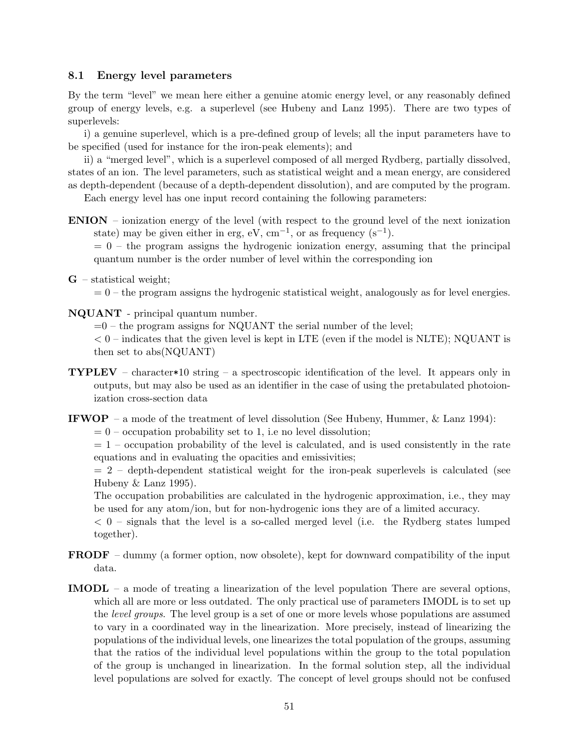### 8.1 Energy level parameters

By the term "level" we mean here either a genuine atomic energy level, or any reasonably defined group of energy levels, e.g. a superlevel (see Hubeny and Lanz 1995). There are two types of superlevels:

i) a genuine superlevel, which is a pre-defined group of levels; all the input parameters have to be specified (used for instance for the iron-peak elements); and

ii) a "merged level", which is a superlevel composed of all merged Rydberg, partially dissolved, states of an ion. The level parameters, such as statistical weight and a mean energy, are considered as depth-dependent (because of a depth-dependent dissolution), and are computed by the program.

Each energy level has one input record containing the following parameters:

**ENION** – ionization energy of the level (with respect to the ground level of the next ionization state) may be given either in erg, eV, $cm^{-1}$, or as frequency ($s^{-1}$).
= 0 – the program assigns the hydrogenic ionization energy, assuming that the principal quantum number is the order number of level within the corresponding ion

**G** – statistical weight;
= 0 – the program assigns the hydrogenic statistical weight, analogously as for level energies.

**NQUANT** - principal quantum number.
=0 – the program assigns for NQUANT the serial number of the level;
< 0 – indicates that the given level is kept in LTE (even if the model is NLTE); NQUANT is then set to abs(NQUANT)

**TYPLEV** – character*10 string – a spectroscopic identification of the level. It appears only in outputs, but may also be used as an identifier in the case of using the pretabulated photoionization cross-section data

**IFWOP** – a mode of the treatment of level dissolution (See Hubeny, Hummer, & Lanz 1994):
= 0 – occupation probability set to 1, i.e no level dissolution;
= 1 – occupation probability of the level is calculated, and is used consistently in the rate equations and in evaluating the opacities and emissivities;
= 2 – depth-dependent statistical weight for the iron-peak superlevels is calculated (see Hubeny & Lanz 1995).
The occupation probabilities are calculated in the hydrogenic approximation, i.e., they may be used for any atom/ion, but for non-hydrogenic ions they are of a limited accuracy.
< 0 – signals that the level is a so-called merged level (i.e. the Rydberg states lumped together).

**FRODF** – dummy (a former option, now obsolete), kept for downward compatibility of the input data.

**IMODL** – a mode of treating a linearization of the level population There are several options, which all are more or less outdated. The only practical use of parameters IMODL is to set up the *level groups*. The level group is a set of one or more levels whose populations are assumed to vary in a coordinated way in the linearization. More precisely, instead of linearizing the populations of the individual levels, one linearizes the total population of the groups, assuming that the ratios of the individual level populations within the group to the total population of the group is unchanged in linearization. In the formal solution step, all the individual level populations are solved for exactly. The concept of level groups should not be confused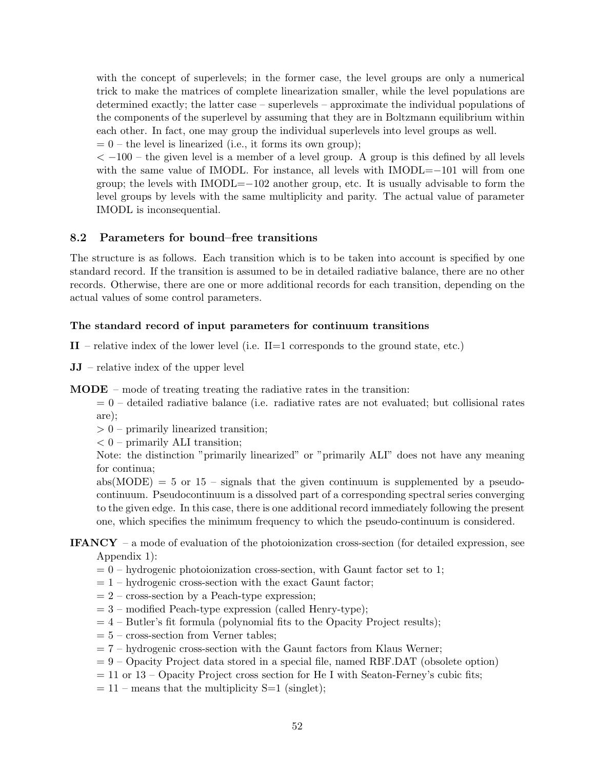with the concept of superlevels; in the former case, the level groups are only a numerical trick to make the matrices of complete linearization smaller, while the level populations are determined exactly; the latter case – superlevels – approximate the individual populations of the components of the superlevel by assuming that they are in Boltzmann equilibrium within each other. In fact, one may group the individual superlevels into level groups as well.

$= 0$ – the level is linearized (i.e., it forms its own group);

$< -100$ – the given level is a member of a level group. A group is this defined by all levels with the same value of IMODL. For instance, all levels with IMODL=$-101$ will from one group; the levels with IMODL=$-102$ another group, etc. It is usually advisable to form the level groups by levels with the same multiplicity and parity. The actual value of parameter IMODL is inconsequential.

## 8.2 Parameters for bound–free transitions

The structure is as follows. Each transition which is to be taken into account is specified by one standard record. If the transition is assumed to be in detailed radiative balance, there are no other records. Otherwise, there are one or more additional records for each transition, depending on the actual values of some control parameters.

**The standard record of input parameters for continuum transitions**

**II** – relative index of the lower level (i.e. II=1 corresponds to the ground state, etc.)

**JJ** – relative index of the upper level

**MODE** – mode of treating treating the radiative rates in the transition:

$= 0$ – detailed radiative balance (i.e. radiative rates are not evaluated; but collisional rates are);

$> 0$ – primarily linearized transition;

$< 0$ – primarily ALI transition;

Note: the distinction "primarily linearized" or "primarily ALI" does not have any meaning for continua;

abs(MODE) = 5 or 15 – signals that the given continuum is supplemented by a pseudo-continuum. Pseudocontinuum is a dissolved part of a corresponding spectral series converging to the given edge. In this case, there is one additional record immediately following the present one, which specifies the minimum frequency to which the pseudo-continuum is considered.

**IFANCY** – a mode of evaluation of the photoionization cross-section (for detailed expression, see Appendix 1):

$= 0$ – hydrogenic photoionization cross-section, with Gaunt factor set to 1;

$= 1$ – hydrogenic cross-section with the exact Gaunt factor;

$= 2$ – cross-section by a Peach-type expression;

$= 3$ – modified Peach-type expression (called Henry-type);

$= 4$ – Butler's fit formula (polynomial fits to the Opacity Project results);

$= 5$ – cross-section from Verner tables;

$= 7$ – hydrogenic cross-section with the Gaunt factors from Klaus Werner;

$= 9$ – Opacity Project data stored in a special file, named RBF.DAT (obsolete option)

$= 11$ or $13$ – Opacity Project cross section for He I with Seaton-Ferney's cubic fits;

$= 11$ – means that the multiplicity S=1 (singlet);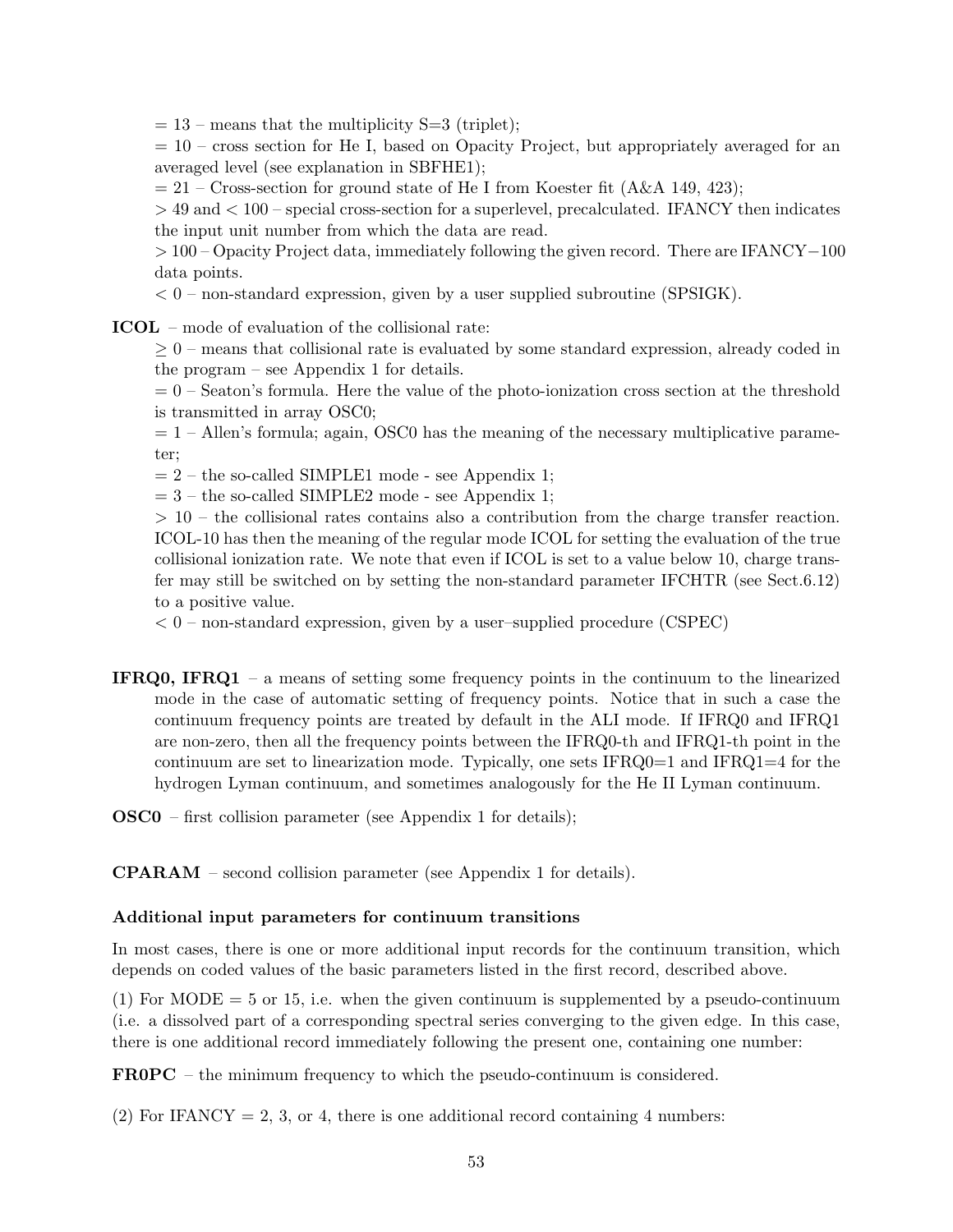= 13 – means that the multiplicity S=3 (triplet);

= 10 – cross section for He I, based on Opacity Project, but appropriately averaged for an averaged level (see explanation in SBFHE1);

= 21 – Cross-section for ground state of He I from Koester fit (A&A 149, 423);

$> 49$ and $< 100$ – special cross-section for a superlevel, precalculated. IFANCY then indicates the input unit number from which the data are read.

$> 100$ – Opacity Project data, immediately following the given record. There are IFANCY$-100$ data points.

$< 0$ – non-standard expression, given by a user supplied subroutine (SPSIGK).

**ICOL** – mode of evaluation of the collisional rate:

$\geq 0$ – means that collisional rate is evaluated by some standard expression, already coded in the program – see Appendix 1 for details.

= 0 – Seaton's formula. Here the value of the photo-ionization cross section at the threshold is transmitted in array OSC0;

= 1 – Allen's formula; again, OSC0 has the meaning of the necessary multiplicative parameter;

= 2 – the so-called SIMPLE1 mode - see Appendix 1;

= 3 – the so-called SIMPLE2 mode - see Appendix 1;

$> 10$ – the collisional rates contains also a contribution from the charge transfer reaction. ICOL-10 has then the meaning of the regular mode ICOL for setting the evaluation of the true collisional ionization rate. We note that even if ICOL is set to a value below 10, charge transfer may still be switched on by setting the non-standard parameter IFCHTR (see Sect.6.12) to a positive value.

$< 0$ – non-standard expression, given by a user–supplied procedure (CSPEC)

**IFRQ0, IFRQ1** – a means of setting some frequency points in the continuum to the linearized mode in the case of automatic setting of frequency points. Notice that in such a case the continuum frequency points are treated by default in the ALI mode. If IFRQ0 and IFRQ1 are non-zero, then all the frequency points between the IFRQ0-th and IFRQ1-th point in the continuum are set to linearization mode. Typically, one sets IFRQ0=1 and IFRQ1=4 for the hydrogen Lyman continuum, and sometimes analogously for the He II Lyman continuum.

**OSC0** – first collision parameter (see Appendix 1 for details);

**CPARAM** – second collision parameter (see Appendix 1 for details).

**Additional input parameters for continuum transitions**

In most cases, there is one or more additional input records for the continuum transition, which depends on coded values of the basic parameters listed in the first record, described above.

(1) For MODE = 5 or 15, i.e. when the given continuum is supplemented by a pseudo-continuum (i.e. a dissolved part of a corresponding spectral series converging to the given edge. In this case, there is one additional record immediately following the present one, containing one number:

**FR0PC** – the minimum frequency to which the pseudo-continuum is considered.

(2) For IFANCY = 2, 3, or 4, there is one additional record containing 4 numbers: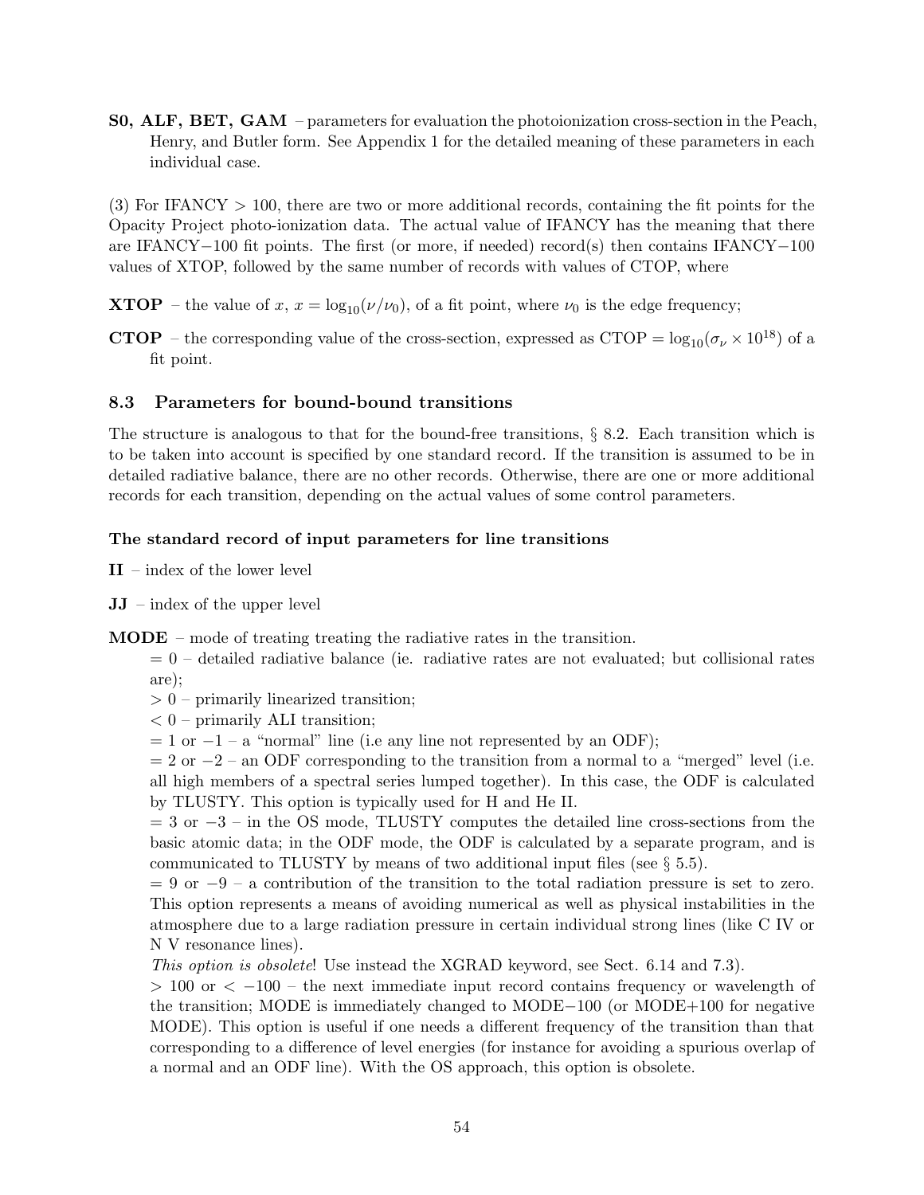**S0, ALF, BET, GAM** – parameters for evaluation the photoionization cross-section in the Peach, Henry, and Butler form. See Appendix 1 for the detailed meaning of these parameters in each individual case.

(3) For IFANCY > 100, there are two or more additional records, containing the fit points for the Opacity Project photo-ionization data. The actual value of IFANCY has the meaning that there are IFANCY−100 fit points. The first (or more, if needed) record(s) then contains IFANCY−100 values of XTOP, followed by the same number of records with values of CTOP, where

**XTOP** – the value of $x$, $x = \log_{10}(\nu/\nu_0)$, of a fit point, where $\nu_0$ is the edge frequency;

**CTOP** – the corresponding value of the cross-section, expressed as CTOP $= \log_{10}(\sigma_\nu \times 10^{18})$ of a fit point.

## 8.3 Parameters for bound-bound transitions

The structure is analogous to that for the bound-free transitions, § 8.2. Each transition which is to be taken into account is specified by one standard record. If the transition is assumed to be in detailed radiative balance, there are no other records. Otherwise, there are one or more additional records for each transition, depending on the actual values of some control parameters.

**The standard record of input parameters for line transitions**

**II** – index of the lower level

**JJ** – index of the upper level

**MODE** – mode of treating treating the radiative rates in the transition.
= 0 – detailed radiative balance (ie. radiative rates are not evaluated; but collisional rates are);
> 0 – primarily linearized transition;
< 0 – primarily ALI transition;
= 1 or −1 – a "normal" line (i.e any line not represented by an ODF);
= 2 or −2 – an ODF corresponding to the transition from a normal to a "merged" level (i.e. all high members of a spectral series lumped together). In this case, the ODF is calculated by TLUSTY. This option is typically used for H and He II.
= 3 or −3 – in the OS mode, TLUSTY computes the detailed line cross-sections from the basic atomic data; in the ODF mode, the ODF is calculated by a separate program, and is communicated to TLUSTY by means of two additional input files (see § 5.5).
= 9 or −9 – a contribution of the transition to the total radiation pressure is set to zero. This option represents a means of avoiding numerical as well as physical instabilities in the atmosphere due to a large radiation pressure in certain individual strong lines (like C IV or N V resonance lines).
*This option is obsolete*! Use instead the XGRAD keyword, see Sect. 6.14 and 7.3).
> 100 or < −100 – the next immediate input record contains frequency or wavelength of the transition; MODE is immediately changed to MODE−100 (or MODE+100 for negative MODE). This option is useful if one needs a different frequency of the transition than that corresponding to a difference of level energies (for instance for avoiding a spurious overlap of a normal and an ODF line). With the OS approach, this option is obsolete.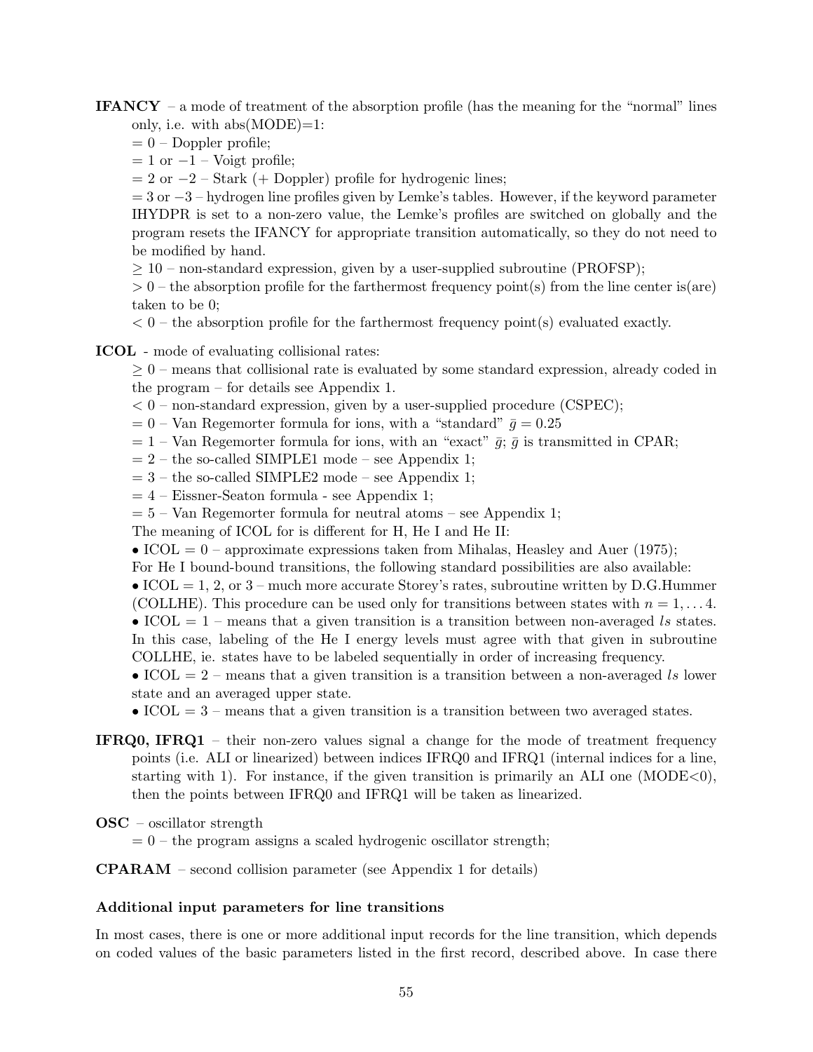**IFANCY** – a mode of treatment of the absorption profile (has the meaning for the "normal" lines only, i.e. with abs(MODE)=1:

$= 0$ – Doppler profile;

$= 1$ or $-1$ – Voigt profile;

$= 2$ or $-2$ – Stark (+ Doppler) profile for hydrogenic lines;

$= 3$ or $-3$ – hydrogen line profiles given by Lemke's tables. However, if the keyword parameter IHYDPR is set to a non-zero value, the Lemke's profiles are switched on globally and the program resets the IFANCY for appropriate transition automatically, so they do not need to be modified by hand.

$\geq 10$ – non-standard expression, given by a user-supplied subroutine (PROFSP);

$> 0$ – the absorption profile for the farthermost frequency point(s) from the line center is(are) taken to be 0;

$< 0$ – the absorption profile for the farthermost frequency point(s) evaluated exactly.

**ICOL** - mode of evaluating collisional rates:

$\geq 0$ – means that collisional rate is evaluated by some standard expression, already coded in the program – for details see Appendix 1.

$< 0$ – non-standard expression, given by a user-supplied procedure (CSPEC);

$= 0$ – Van Regemorter formula for ions, with a "standard" $\bar{g} = 0.25$

$= 1$ – Van Regemorter formula for ions, with an "exact" $\bar{g}$; $\bar{g}$ is transmitted in CPAR;

$= 2$ – the so-called SIMPLE1 mode – see Appendix 1;

$= 3$ – the so-called SIMPLE2 mode – see Appendix 1;

$= 4$ – Eissner-Seaton formula - see Appendix 1;

$= 5$ – Van Regemorter formula for neutral atoms – see Appendix 1;

The meaning of ICOL for is different for H, He I and He II:

• ICOL $= 0$ – approximate expressions taken from Mihalas, Heasley and Auer (1975);

For He I bound-bound transitions, the following standard possibilities are also available:

• ICOL $= 1$, 2, or 3 – much more accurate Storey's rates, subroutine written by D.G.Hummer (COLLHE). This procedure can be used only for transitions between states with $n = 1, \ldots 4$.

• ICOL $= 1$ – means that a given transition is a transition between non-averaged $ls$ states. In this case, labeling of the He I energy levels must agree with that given in subroutine COLLHE, ie. states have to be labeled sequentially in order of increasing frequency.

• ICOL $= 2$ – means that a given transition is a transition between a non-averaged $ls$ lower state and an averaged upper state.

• ICOL $= 3$ – means that a given transition is a transition between two averaged states.

**IFRQ0, IFRQ1** – their non-zero values signal a change for the mode of treatment frequency points (i.e. ALI or linearized) between indices IFRQ0 and IFRQ1 (internal indices for a line, starting with 1). For instance, if the given transition is primarily an ALI one (MODE<0), then the points between IFRQ0 and IFRQ1 will be taken as linearized.

**OSC** – oscillator strength

$= 0$ – the program assigns a scaled hydrogenic oscillator strength;

**CPARAM** – second collision parameter (see Appendix 1 for details)

#### Additional input parameters for line transitions

In most cases, there is one or more additional input records for the line transition, which depends on coded values of the basic parameters listed in the first record, described above. In case there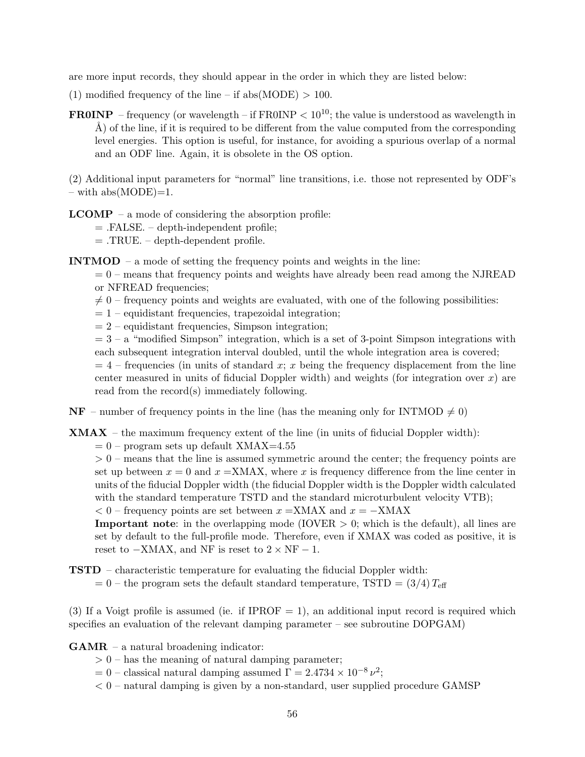are more input records, they should appear in the order in which they are listed below:

(1) modified frequency of the line – if abs(MODE) > 100.

**FR0INP** – frequency (or wavelength – if FR0INP $< 10^{10}$; the value is understood as wavelength in Å) of the line, if it is required to be different from the value computed from the corresponding level energies. This option is useful, for instance, for avoiding a spurious overlap of a normal and an ODF line. Again, it is obsolete in the OS option.

(2) Additional input parameters for "normal" line transitions, i.e. those not represented by ODF's – with abs(MODE)=1.

**LCOMP** – a mode of considering the absorption profile:
= .FALSE. – depth-independent profile;
= .TRUE. – depth-dependent profile.

**INTMOD** – a mode of setting the frequency points and weights in the line:
= 0 – means that frequency points and weights have already been read among the NJREAD or NFREAD frequencies;
$\neq 0$ – frequency points and weights are evaluated, with one of the following possibilities:
= 1 – equidistant frequencies, trapezoidal integration;
= 2 – equidistant frequencies, Simpson integration;
= 3 – a "modified Simpson" integration, which is a set of 3-point Simpson integrations with each subsequent integration interval doubled, until the whole integration area is covered;
= 4 – frequencies (in units of standard $x$; $x$ being the frequency displacement from the line center measured in units of fiducial Doppler width) and weights (for integration over $x$) are read from the record(s) immediately following.

**NF** – number of frequency points in the line (has the meaning only for INTMOD $\neq 0$)

**XMAX** – the maximum frequency extent of the line (in units of fiducial Doppler width):
= 0 – program sets up default XMAX=4.55
> 0 – means that the line is assumed symmetric around the center; the frequency points are set up between $x = 0$ and $x =$XMAX, where $x$ is frequency difference from the line center in units of the fiducial Doppler width (the fiducial Doppler width is the Doppler width calculated with the standard temperature TSTD and the standard microturbulent velocity VTB);
< 0 – frequency points are set between $x =$XMAX and $x = -$XMAX
**Important note**: in the overlapping mode (IOVER > 0; which is the default), all lines are set by default to the full-profile mode. Therefore, even if XMAX was coded as positive, it is reset to $-$XMAX, and NF is reset to $2 \times \mathrm{NF} - 1$.

**TSTD** – characteristic temperature for evaluating the fiducial Doppler width:
= 0 – the program sets the default standard temperature, TSTD = $(3/4)\, T_{\rm eff}$

(3) If a Voigt profile is assumed (ie. if IPROF = 1), an additional input record is required which specifies an evaluation of the relevant damping parameter – see subroutine DOPGAM)

**GAMR** – a natural broadening indicator:
> 0 – has the meaning of natural damping parameter;
= 0 – classical natural damping assumed $\Gamma = 2.4734 \times 10^{-8}\, \nu^2$;
< 0 – natural damping is given by a non-standard, user supplied procedure GAMSP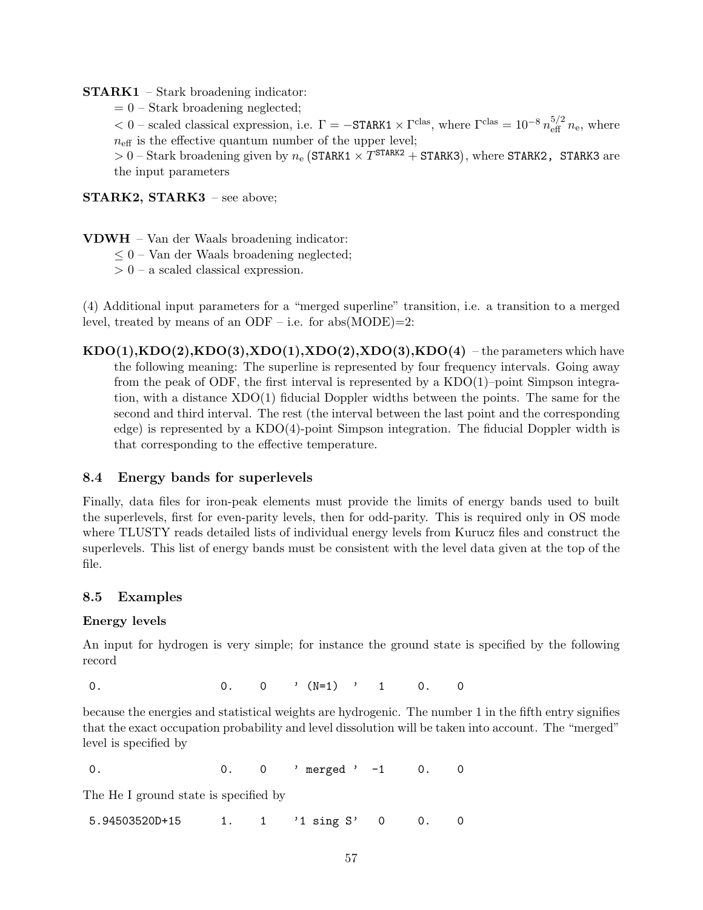**STARK1** – Stark broadening indicator:

= 0 – Stark broadening neglected;

< 0 – scaled classical expression, i.e. $\Gamma = -\texttt{STARK1} \times \Gamma^{\rm clas}$, where $\Gamma^{\rm clas} = 10^{-8}\, n_{\rm eff}^{5/2}\, n_{\rm e}$, where $n_{\rm eff}$ is the effective quantum number of the upper level;

> 0 – Stark broadening given by $n_{\rm e}\left(\texttt{STARK1} \times T^{\texttt{STARK2}} + \texttt{STARK3}\right)$, where `STARK2, STARK3` are the input parameters

**STARK2, STARK3** – see above;

**VDWH** – Van der Waals broadening indicator:

≤ 0 – Van der Waals broadening neglected;

> 0 – a scaled classical expression.

(4) Additional input parameters for a "merged superline" transition, i.e. a transition to a merged level, treated by means of an ODF – i.e. for abs(MODE)=2:

**KDO(1),KDO(2),KDO(3),XDO(1),XDO(2),XDO(3),KDO(4)** – the parameters which have the following meaning: The superline is represented by four frequency intervals. Going away from the peak of ODF, the first interval is represented by a KDO(1)–point Simpson integration, with a distance XDO(1) fiducial Doppler widths between the points. The same for the second and third interval. The rest (the interval between the last point and the corresponding edge) is represented by a KDO(4)-point Simpson integration. The fiducial Doppler width is that corresponding to the effective temperature.

### 8.4 Energy bands for superlevels

Finally, data files for iron-peak elements must provide the limits of energy bands used to built the superlevels, first for even-parity levels, then for odd-parity. This is required only in OS mode where TLUSTY reads detailed lists of individual energy levels from Kurucz files and construct the superlevels. This list of energy bands must be consistent with the level data given at the top of the file.

### 8.5 Examples

**Energy levels**

An input for hydrogen is very simple; for instance the ground state is specified by the following record

```
 0.                  0.    0    ' (N=1)  '   1     0.    0
```

because the energies and statistical weights are hydrogenic. The number 1 in the fifth entry signifies that the exact occupation probability and level dissolution will be taken into account. The "merged" level is specified by

```
 0.                  0.    0    ' merged '  -1     0.    0
```

The He I ground state is specified by

```
 5.94503520D+15      1.    1    '1 sing S'   0     0.    0
```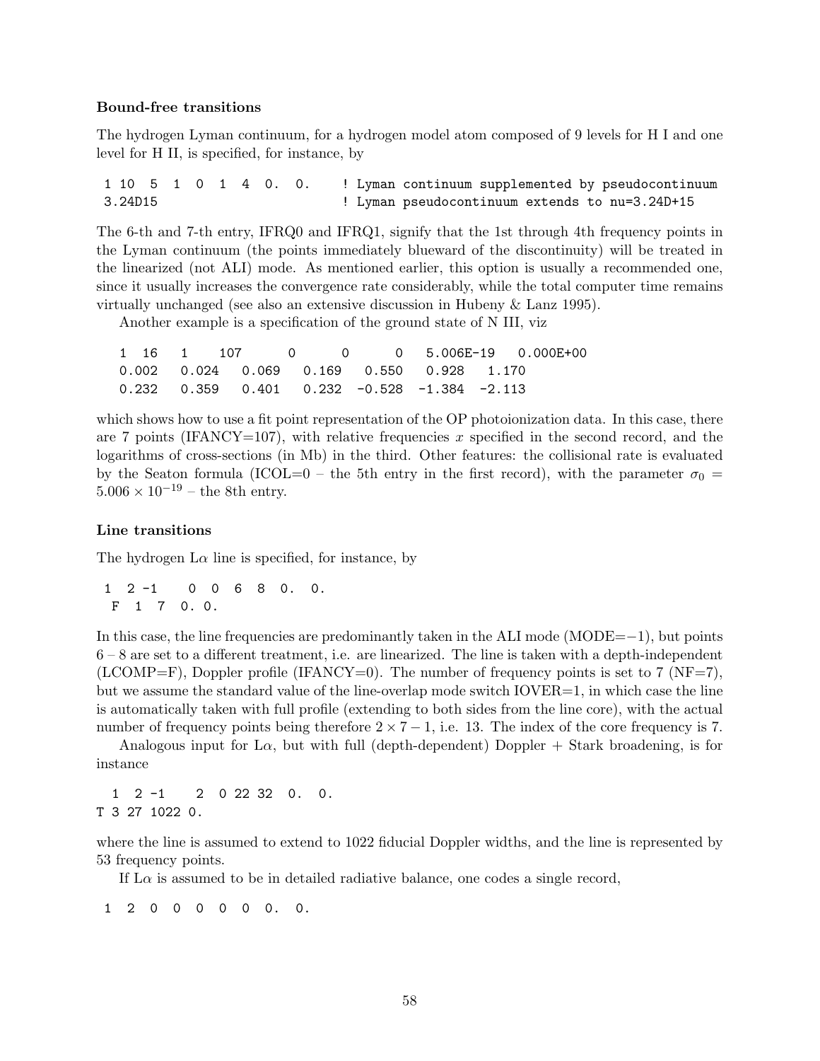**Bound-free transitions**

The hydrogen Lyman continuum, for a hydrogen model atom composed of 9 levels for H I and one level for H II, is specified, for instance, by

```
 1 10  5  1  0  1  4  0.  0.     ! Lyman continuum supplemented by pseudocontinuum
 3.24D15                         ! Lyman pseudocontinuum extends to nu=3.24D+15
```

The 6-th and 7-th entry, IFRQ0 and IFRQ1, signify that the 1st through 4th frequency points in the Lyman continuum (the points immediately blueward of the discontinuity) will be treated in the linearized (not ALI) mode. As mentioned earlier, this option is usually a recommended one, since it usually increases the convergence rate considerably, while the total computer time remains virtually unchanged (see also an extensive discussion in Hubeny & Lanz 1995).

Another example is a specification of the ground state of N III, viz

```
  1  16   1    107      0      0      0   5.006E-19   0.000E+00
  0.002   0.024   0.069   0.169   0.550   0.928   1.170
  0.232   0.359   0.401   0.232  -0.528  -1.384  -2.113
```

which shows how to use a fit point representation of the OP photoionization data. In this case, there are 7 points (IFANCY=107), with relative frequencies $x$ specified in the second record, and the logarithms of cross-sections (in Mb) in the third. Other features: the collisional rate is evaluated by the Seaton formula (ICOL=0 – the 5th entry in the first record), with the parameter $\sigma_0 = 5.006 \times 10^{-19}$ – the 8th entry.

**Line transitions**

The hydrogen L$\alpha$ line is specified, for instance, by

```
 1  2 -1    0  0  6  8  0.  0.
  F  1  7  0. 0.
```

In this case, the line frequencies are predominantly taken in the ALI mode (MODE=$-1$), but points 6 – 8 are set to a different treatment, i.e. are linearized. The line is taken with a depth-independent (LCOMP=F), Doppler profile (IFANCY=0). The number of frequency points is set to 7 (NF=7), but we assume the standard value of the line-overlap mode switch IOVER=1, in which case the line is automatically taken with full profile (extending to both sides from the line core), with the actual number of frequency points being therefore $2 \times 7 - 1$, i.e. 13. The index of the core frequency is 7.

Analogous input for L$\alpha$, but with full (depth-dependent) Doppler + Stark broadening, is for instance

```
  1  2 -1    2  0 22 32  0.  0.
T 3 27 1022 0.
```

where the line is assumed to extend to 1022 fiducial Doppler widths, and the line is represented by 53 frequency points.

If L$\alpha$ is assumed to be in detailed radiative balance, one codes a single record,

```
 1  2  0  0  0  0  0  0.  0.
```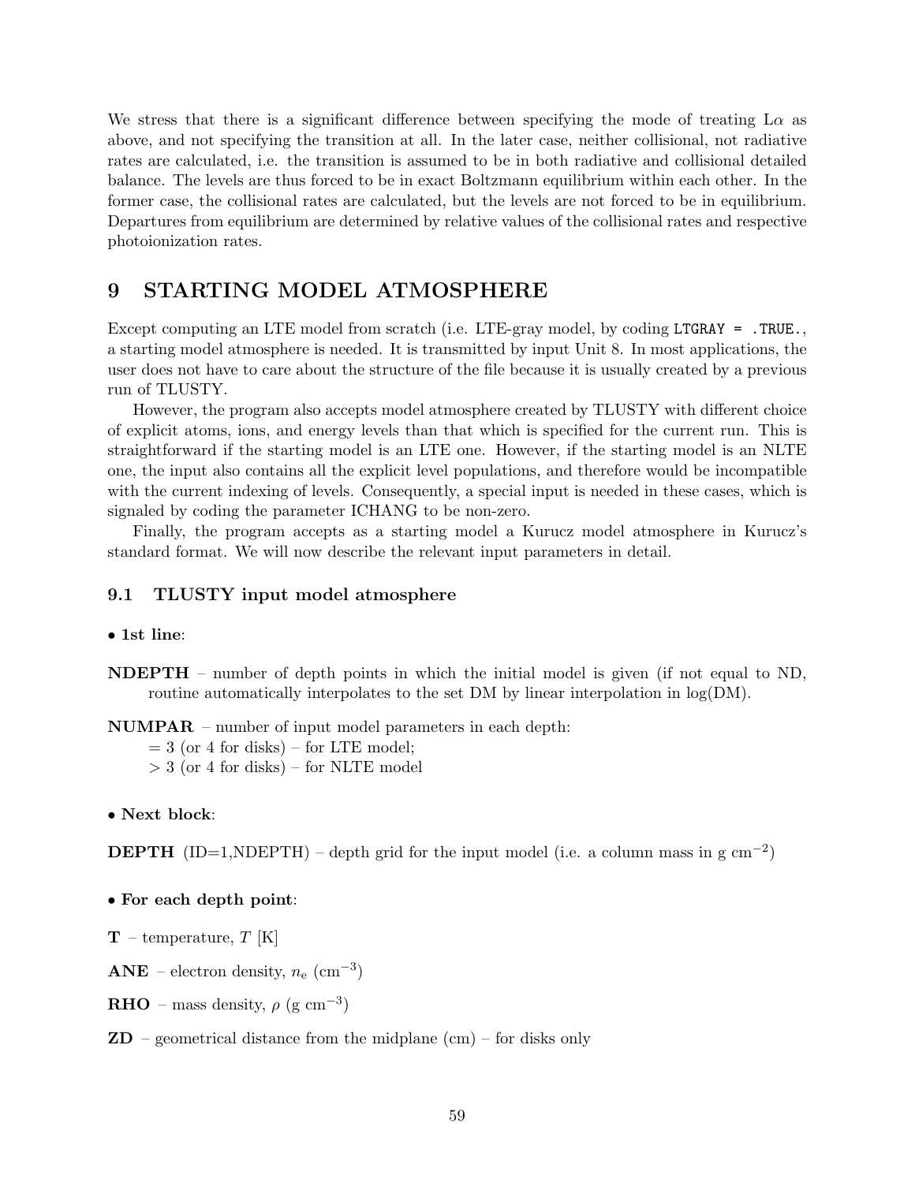We stress that there is a significant difference between specifying the mode of treating L$\alpha$ as above, and not specifying the transition at all. In the later case, neither collisional, not radiative rates are calculated, i.e. the transition is assumed to be in both radiative and collisional detailed balance. The levels are thus forced to be in exact Boltzmann equilibrium within each other. In the former case, the collisional rates are calculated, but the levels are not forced to be in equilibrium. Departures from equilibrium are determined by relative values of the collisional rates and respective photoionization rates.

# 9 STARTING MODEL ATMOSPHERE

Except computing an LTE model from scratch (i.e. LTE-gray model, by coding `LTGRAY = .TRUE.`, a starting model atmosphere is needed. It is transmitted by input Unit 8. In most applications, the user does not have to care about the structure of the file because it is usually created by a previous run of TLUSTY.

However, the program also accepts model atmosphere created by TLUSTY with different choice of explicit atoms, ions, and energy levels than that which is specified for the current run. This is straightforward if the starting model is an LTE one. However, if the starting model is an NLTE one, the input also contains all the explicit level populations, and therefore would be incompatible with the current indexing of levels. Consequently, a special input is needed in these cases, which is signaled by coding the parameter ICHANG to be non-zero.

Finally, the program accepts as a starting model a Kurucz model atmosphere in Kurucz's standard format. We will now describe the relevant input parameters in detail.

## 9.1 TLUSTY input model atmosphere

• **1st line**:

**NDEPTH** – number of depth points in which the initial model is given (if not equal to ND, routine automatically interpolates to the set DM by linear interpolation in log(DM).

**NUMPAR** – number of input model parameters in each depth:
= 3 (or 4 for disks) – for LTE model;
> 3 (or 4 for disks) – for NLTE model

• **Next block**:

**DEPTH** (ID=1,NDEPTH) – depth grid for the input model (i.e. a column mass in g cm$^{-2}$)

• **For each depth point**:

**T** – temperature, $T$ [K]

**ANE** – electron density, $n_{\rm e}$ (cm$^{-3}$)

**RHO** – mass density, $\rho$ (g cm$^{-3}$)

**ZD** – geometrical distance from the midplane (cm) – for disks only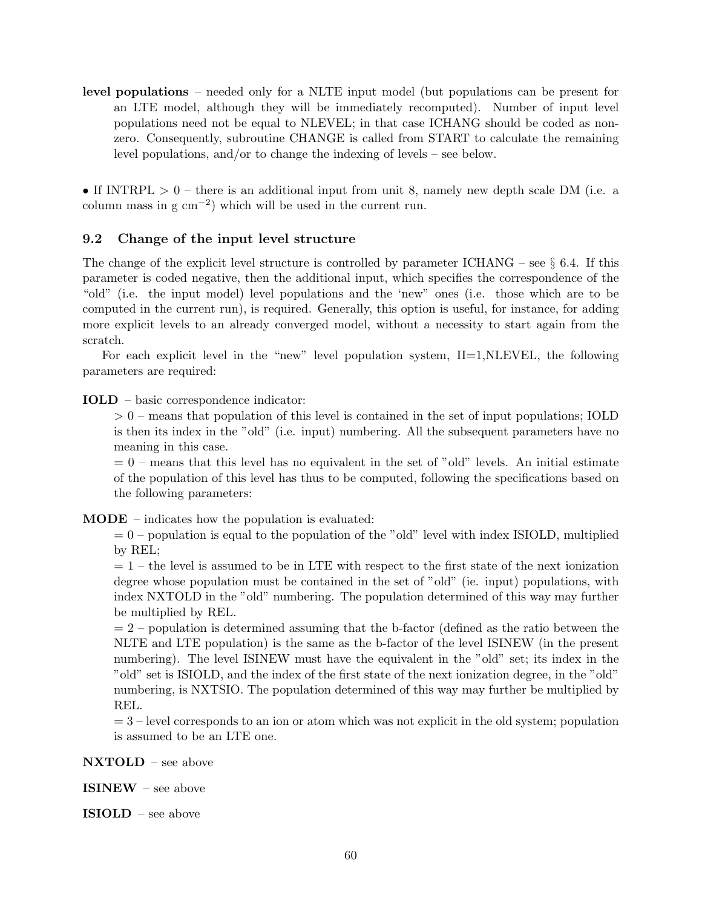**level populations** – needed only for a NLTE input model (but populations can be present for an LTE model, although they will be immediately recomputed). Number of input level populations need not be equal to NLEVEL; in that case ICHANG should be coded as non-zero. Consequently, subroutine CHANGE is called from START to calculate the remaining level populations, and/or to change the indexing of levels – see below.

• If INTRPL > 0 – there is an additional input from unit 8, namely new depth scale DM (i.e. a column mass in g cm$^{-2}$) which will be used in the current run.

### 9.2 Change of the input level structure

The change of the explicit level structure is controlled by parameter ICHANG – see § 6.4. If this parameter is coded negative, then the additional input, which specifies the correspondence of the "old" (i.e. the input model) level populations and the 'new" ones (i.e. those which are to be computed in the current run), is required. Generally, this option is useful, for instance, for adding more explicit levels to an already converged model, without a necessity to start again from the scratch.

For each explicit level in the "new" level population system, II=1,NLEVEL, the following parameters are required:

**IOLD** – basic correspondence indicator:

> 0 – means that population of this level is contained in the set of input populations; IOLD is then its index in the "old" (i.e. input) numbering. All the subsequent parameters have no meaning in this case.

= 0 – means that this level has no equivalent in the set of "old" levels. An initial estimate of the population of this level has thus to be computed, following the specifications based on the following parameters:

**MODE** – indicates how the population is evaluated:

= 0 – population is equal to the population of the "old" level with index ISIOLD, multiplied by REL;

= 1 – the level is assumed to be in LTE with respect to the first state of the next ionization degree whose population must be contained in the set of "old" (ie. input) populations, with index NXTOLD in the "old" numbering. The population determined of this way may further be multiplied by REL.

= 2 – population is determined assuming that the b-factor (defined as the ratio between the NLTE and LTE population) is the same as the b-factor of the level ISINEW (in the present numbering). The level ISINEW must have the equivalent in the "old" set; its index in the "old" set is ISIOLD, and the index of the first state of the next ionization degree, in the "old" numbering, is NXTSIO. The population determined of this way may further be multiplied by REL.

= 3 – level corresponds to an ion or atom which was not explicit in the old system; population is assumed to be an LTE one.

**NXTOLD** – see above

**ISINEW** – see above

**ISIOLD** – see above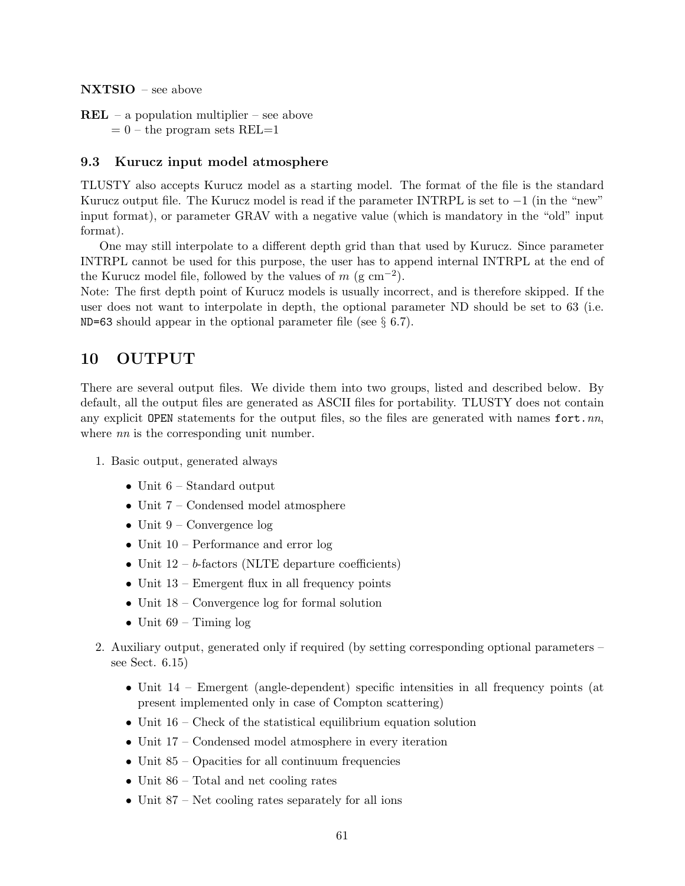**NXTSIO** – see above

**REL** – a population multiplier – see above
= 0 – the program sets REL=1

### 9.3 Kurucz input model atmosphere

TLUSTY also accepts Kurucz model as a starting model. The format of the file is the standard Kurucz output file. The Kurucz model is read if the parameter INTRPL is set to $-1$ (in the "new" input format), or parameter GRAV with a negative value (which is mandatory in the "old" input format).

One may still interpolate to a different depth grid than that used by Kurucz. Since parameter INTRPL cannot be used for this purpose, the user has to append internal INTRPL at the end of the Kurucz model file, followed by the values of $m$ (g cm$^{-2}$).

Note: The first depth point of Kurucz models is usually incorrect, and is therefore skipped. If the user does not want to interpolate in depth, the optional parameter ND should be set to 63 (i.e. `ND=63` should appear in the optional parameter file (see § 6.7).

## 10 OUTPUT

There are several output files. We divide them into two groups, listed and described below. By default, all the output files are generated as ASCII files for portability. TLUSTY does not contain any explicit `OPEN` statements for the output files, so the files are generated with names `fort.`*nn*, where *nn* is the corresponding unit number.

1. Basic output, generated always
   - Unit 6 – Standard output
   - Unit 7 – Condensed model atmosphere
   - Unit 9 – Convergence log
   - Unit 10 – Performance and error log
   - Unit 12 – *b*-factors (NLTE departure coefficients)
   - Unit 13 – Emergent flux in all frequency points
   - Unit 18 – Convergence log for formal solution
   - Unit 69 – Timing log
2. Auxiliary output, generated only if required (by setting corresponding optional parameters – see Sect. 6.15)
   - Unit 14 – Emergent (angle-dependent) specific intensities in all frequency points (at present implemented only in case of Compton scattering)
   - Unit 16 – Check of the statistical equilibrium equation solution
   - Unit 17 – Condensed model atmosphere in every iteration
   - Unit 85 – Opacities for all continuum frequencies
   - Unit 86 – Total and net cooling rates
   - Unit 87 – Net cooling rates separately for all ions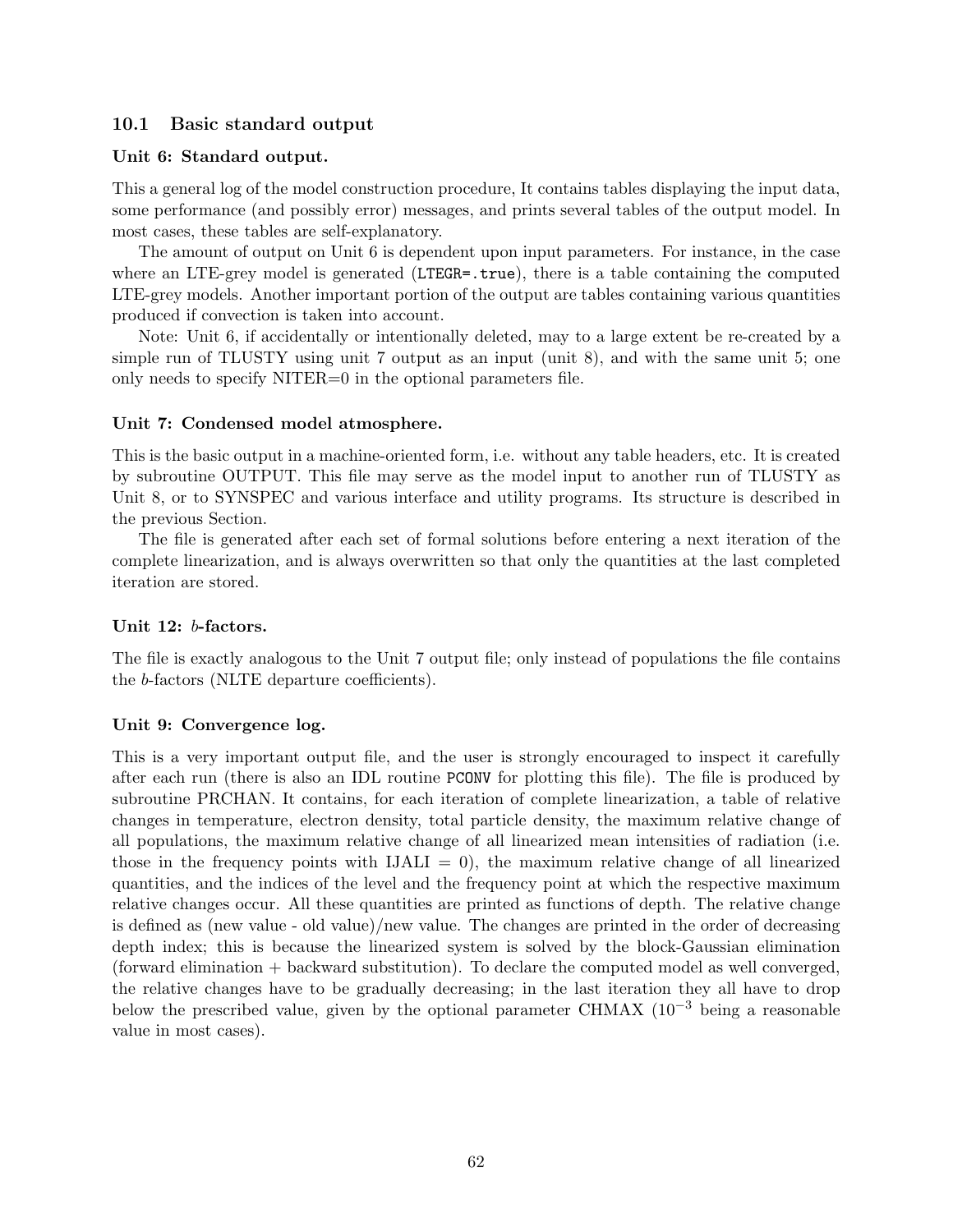## 10.1 Basic standard output

### Unit 6: Standard output.

This a general log of the model construction procedure, It contains tables displaying the input data, some performance (and possibly error) messages, and prints several tables of the output model. In most cases, these tables are self-explanatory.

The amount of output on Unit 6 is dependent upon input parameters. For instance, in the case where an LTE-grey model is generated (`LTEGR=.true`), there is a table containing the computed LTE-grey models. Another important portion of the output are tables containing various quantities produced if convection is taken into account.

Note: Unit 6, if accidentally or intentionally deleted, may to a large extent be re-created by a simple run of TLUSTY using unit 7 output as an input (unit 8), and with the same unit 5; one only needs to specify NITER=0 in the optional parameters file.

### Unit 7: Condensed model atmosphere.

This is the basic output in a machine-oriented form, i.e. without any table headers, etc. It is created by subroutine OUTPUT. This file may serve as the model input to another run of TLUSTY as Unit 8, or to SYNSPEC and various interface and utility programs. Its structure is described in the previous Section.

The file is generated after each set of formal solutions before entering a next iteration of the complete linearization, and is always overwritten so that only the quantities at the last completed iteration are stored.

### Unit 12: *b*-factors.

The file is exactly analogous to the Unit 7 output file; only instead of populations the file contains the *b*-factors (NLTE departure coefficients).

### Unit 9: Convergence log.

This is a very important output file, and the user is strongly encouraged to inspect it carefully after each run (there is also an IDL routine `PCONV` for plotting this file). The file is produced by subroutine PRCHAN. It contains, for each iteration of complete linearization, a table of relative changes in temperature, electron density, total particle density, the maximum relative change of all populations, the maximum relative change of all linearized mean intensities of radiation (i.e. those in the frequency points with IJALI = 0), the maximum relative change of all linearized quantities, and the indices of the level and the frequency point at which the respective maximum relative changes occur. All these quantities are printed as functions of depth. The relative change is defined as (new value - old value)/new value. The changes are printed in the order of decreasing depth index; this is because the linearized system is solved by the block-Gaussian elimination (forward elimination + backward substitution). To declare the computed model as well converged, the relative changes have to be gradually decreasing; in the last iteration they all have to drop below the prescribed value, given by the optional parameter CHMAX ($10^{-3}$ being a reasonable value in most cases).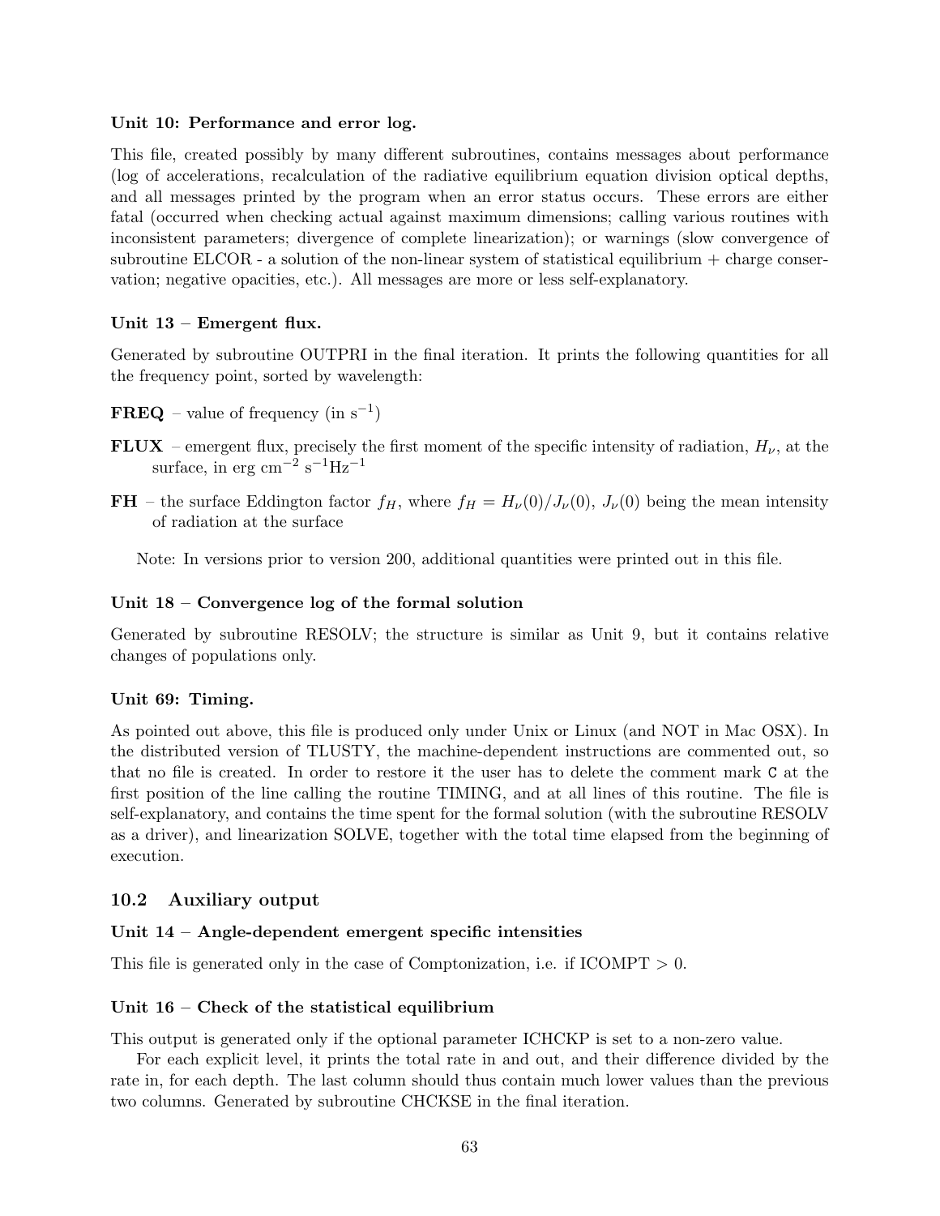**Unit 10: Performance and error log.**

This file, created possibly by many different subroutines, contains messages about performance (log of accelerations, recalculation of the radiative equilibrium equation division optical depths, and all messages printed by the program when an error status occurs. These errors are either fatal (occurred when checking actual against maximum dimensions; calling various routines with inconsistent parameters; divergence of complete linearization); or warnings (slow convergence of subroutine ELCOR - a solution of the non-linear system of statistical equilibrium + charge conservation; negative opacities, etc.). All messages are more or less self-explanatory.

**Unit 13 – Emergent flux.**

Generated by subroutine OUTPRI in the final iteration. It prints the following quantities for all the frequency point, sorted by wavelength:

**FREQ** – value of frequency (in $s^{-1}$)

**FLUX** – emergent flux, precisely the first moment of the specific intensity of radiation, $H_\nu$, at the surface, in erg $cm^{-2}$ $s^{-1}Hz^{-1}$

**FH** – the surface Eddington factor $f_H$, where $f_H = H_\nu(0)/J_\nu(0)$, $J_\nu(0)$ being the mean intensity of radiation at the surface

Note: In versions prior to version 200, additional quantities were printed out in this file.

**Unit 18 – Convergence log of the formal solution**

Generated by subroutine RESOLV; the structure is similar as Unit 9, but it contains relative changes of populations only.

**Unit 69: Timing.**

As pointed out above, this file is produced only under Unix or Linux (and NOT in Mac OSX). In the distributed version of TLUSTY, the machine-dependent instructions are commented out, so that no file is created. In order to restore it the user has to delete the comment mark `C` at the first position of the line calling the routine TIMING, and at all lines of this routine. The file is self-explanatory, and contains the time spent for the formal solution (with the subroutine RESOLV as a driver), and linearization SOLVE, together with the total time elapsed from the beginning of execution.

## 10.2 Auxiliary output

**Unit 14 – Angle-dependent emergent specific intensities**

This file is generated only in the case of Comptonization, i.e. if ICOMPT > 0.

**Unit 16 – Check of the statistical equilibrium**

This output is generated only if the optional parameter ICHCKP is set to a non-zero value.

For each explicit level, it prints the total rate in and out, and their difference divided by the rate in, for each depth. The last column should thus contain much lower values than the previous two columns. Generated by subroutine CHCKSE in the final iteration.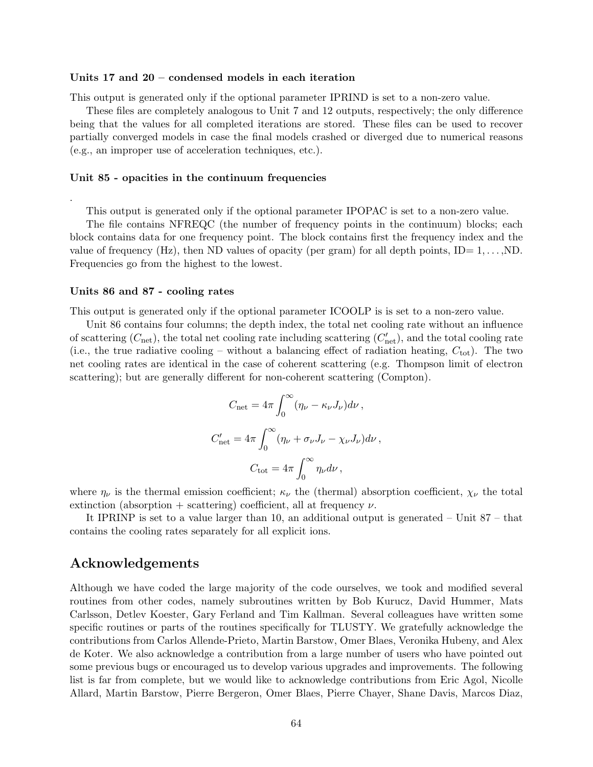### Units 17 and 20 – condensed models in each iteration

This output is generated only if the optional parameter IPRIND is set to a non-zero value.

These files are completely analogous to Unit 7 and 12 outputs, respectively; the only difference being that the values for all completed iterations are stored. These files can be used to recover partially converged models in case the final models crashed or diverged due to numerical reasons (e.g., an improper use of acceleration techniques, etc.).

### Unit 85 - opacities in the continuum frequencies

.

This output is generated only if the optional parameter IPOPAC is set to a non-zero value.

The file contains NFREQC (the number of frequency points in the continuum) blocks; each block contains data for one frequency point. The block contains first the frequency index and the value of frequency (Hz), then ND values of opacity (per gram) for all depth points, ID= 1, . . . ,ND. Frequencies go from the highest to the lowest.

### Units 86 and 87 - cooling rates

This output is generated only if the optional parameter ICOOLP is is set to a non-zero value.

Unit 86 contains four columns; the depth index, the total net cooling rate without an influence of scattering ($C_{\rm net}$), the total net cooling rate including scattering ($C'_{\rm net}$), and the total cooling rate (i.e., the true radiative cooling – without a balancing effect of radiation heating, $C_{\rm tot}$). The two net cooling rates are identical in the case of coherent scattering (e.g. Thompson limit of electron scattering); but are generally different for non-coherent scattering (Compton).

$$C_{\rm net} = 4\pi \int_0^\infty (\eta_\nu - \kappa_\nu J_\nu) d\nu \,,$$

$$C'_{\rm net} = 4\pi \int_0^\infty (\eta_\nu + \sigma_\nu J_\nu - \chi_\nu J_\nu) d\nu \,,$$

$$C_{\rm tot} = 4\pi \int_0^\infty \eta_\nu d\nu \,,$$

where $\eta_\nu$ is the thermal emission coefficient; $\kappa_\nu$ the (thermal) absorption coefficient, $\chi_\nu$ the total extinction (absorption + scattering) coefficient, all at frequency $\nu$.

It IPRINP is set to a value larger than 10, an additional output is generated – Unit 87 – that contains the cooling rates separately for all explicit ions.

## Acknowledgements

Although we have coded the large majority of the code ourselves, we took and modified several routines from other codes, namely subroutines written by Bob Kurucz, David Hummer, Mats Carlsson, Detlev Koester, Gary Ferland and Tim Kallman. Several colleagues have written some specific routines or parts of the routines specifically for TLUSTY. We gratefully acknowledge the contributions from Carlos Allende-Prieto, Martin Barstow, Omer Blaes, Veronika Hubeny, and Alex de Koter. We also acknowledge a contribution from a large number of users who have pointed out some previous bugs or encouraged us to develop various upgrades and improvements. The following list is far from complete, but we would like to acknowledge contributions from Eric Agol, Nicolle Allard, Martin Barstow, Pierre Bergeron, Omer Blaes, Pierre Chayer, Shane Davis, Marcos Diaz,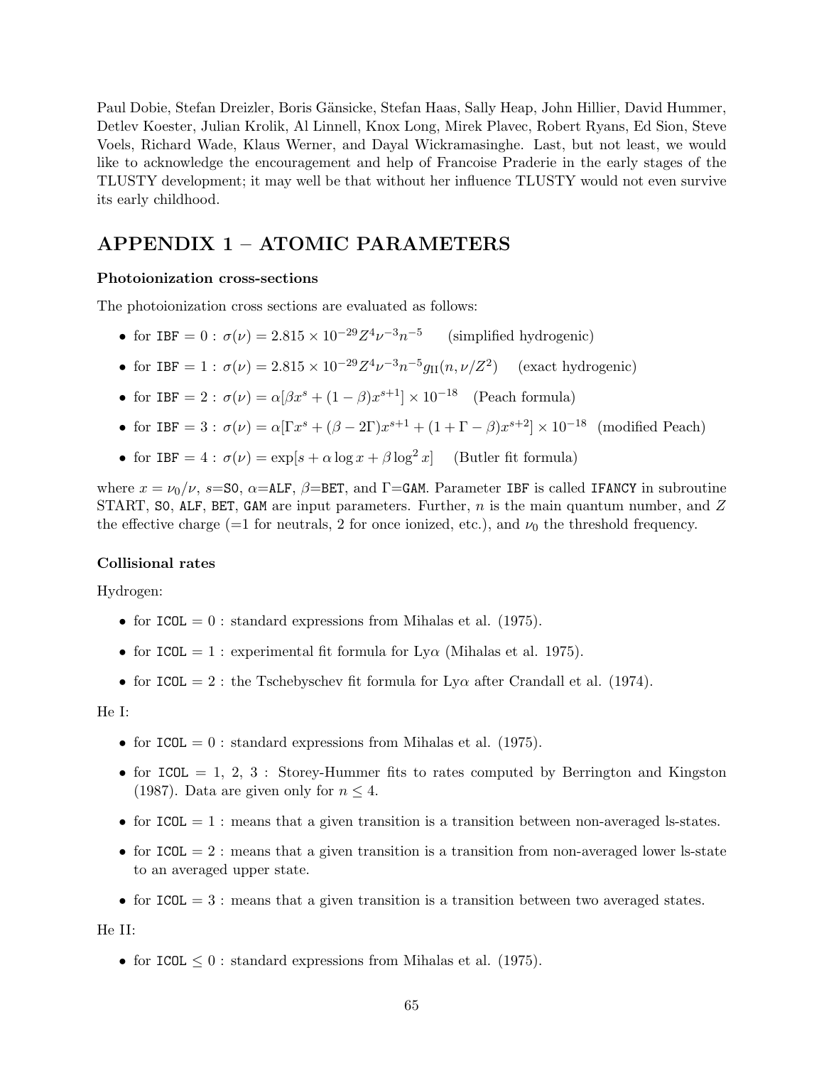Paul Dobie, Stefan Dreizler, Boris Gänsicke, Stefan Haas, Sally Heap, John Hillier, David Hummer, Detlev Koester, Julian Krolik, Al Linnell, Knox Long, Mirek Plavec, Robert Ryans, Ed Sion, Steve Voels, Richard Wade, Klaus Werner, and Dayal Wickramasinghe. Last, but not least, we would like to acknowledge the encouragement and help of Francoise Praderie in the early stages of the TLUSTY development; it may well be that without her influence TLUSTY would not even survive its early childhood.

## APPENDIX 1 – ATOMIC PARAMETERS

### Photoionization cross-sections

The photoionization cross sections are evaluated as follows:

- for `IBF` = 0 : $\sigma(\nu) = 2.815 \times 10^{-29} Z^4 \nu^{-3} n^{-5}$ (simplified hydrogenic)
- for `IBF` = 1 : $\sigma(\nu) = 2.815 \times 10^{-29} Z^4 \nu^{-3} n^{-5} g_{\rm II}(n, \nu/Z^2)$ (exact hydrogenic)
- for `IBF` = 2 : $\sigma(\nu) = \alpha[\beta x^s + (1-\beta) x^{s+1}] \times 10^{-18}$ (Peach formula)
- for `IBF` = 3 : $\sigma(\nu) = \alpha[\Gamma x^s + (\beta - 2\Gamma) x^{s+1} + (1 + \Gamma - \beta) x^{s+2}] \times 10^{-18}$ (modified Peach)
- for `IBF` = 4 : $\sigma(\nu) = \exp[s + \alpha \log x + \beta \log^2 x]$ (Butler fit formula)

where $x = \nu_0/\nu$, $s$=`S0`, $\alpha$=`ALF`, $\beta$=`BET`, and $\Gamma$=`GAM`. Parameter `IBF` is called `IFANCY` in subroutine START, `S0`, `ALF`, `BET`, `GAM` are input parameters. Further, $n$ is the main quantum number, and $Z$ the effective charge (=1 for neutrals, 2 for once ionized, etc.), and $\nu_0$ the threshold frequency.

### Collisional rates

Hydrogen:

- for `ICOL` = 0 : standard expressions from Mihalas et al. (1975).
- for `ICOL` = 1 : experimental fit formula for Ly$\alpha$ (Mihalas et al. 1975).
- for `ICOL` = 2 : the Tschebyschev fit formula for Ly$\alpha$ after Crandall et al. (1974).

He I:

- for `ICOL` = 0 : standard expressions from Mihalas et al. (1975).
- for `ICOL` = 1, 2, 3 : Storey-Hummer fits to rates computed by Berrington and Kingston (1987). Data are given only for $n \leq 4$.
- for `ICOL` = 1 : means that a given transition is a transition between non-averaged ls-states.
- for `ICOL` = 2 : means that a given transition is a transition from non-averaged lower ls-state to an averaged upper state.
- for `ICOL` = 3 : means that a given transition is a transition between two averaged states.

He II:

- for `ICOL` $\leq 0$ : standard expressions from Mihalas et al. (1975).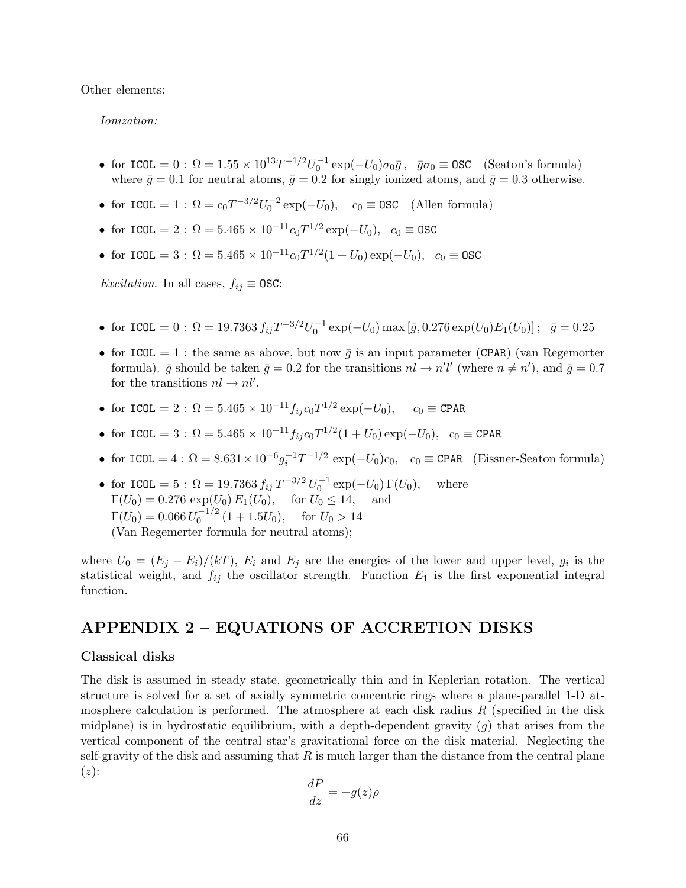Other elements:

*Ionization:*

- for ICOL $= 0$ : $\Omega = 1.55 \times 10^{13} T^{-1/2} U_0^{-1} \exp(-U_0) \sigma_0 \bar{g}$, $\bar{g}\sigma_0 \equiv$ OSC (Seaton's formula) where $\bar{g} = 0.1$ for neutral atoms, $\bar{g} = 0.2$ for singly ionized atoms, and $\bar{g} = 0.3$ otherwise.
- for ICOL $= 1$ : $\Omega = c_0 T^{-3/2} U_0^{-2} \exp(-U_0)$, $c_0 \equiv$ OSC (Allen formula)
- for ICOL $= 2$ : $\Omega = 5.465 \times 10^{-11} c_0 T^{1/2} \exp(-U_0)$, $c_0 \equiv$ OSC
- for ICOL $= 3$ : $\Omega = 5.465 \times 10^{-11} c_0 T^{1/2} (1 + U_0) \exp(-U_0)$, $c_0 \equiv$ OSC

*Excitation.* In all cases, $f_{ij} \equiv$ OSC:

- for ICOL $= 0$ : $\Omega = 19.7363 \, f_{ij} T^{-3/2} U_0^{-1} \exp(-U_0) \max\left[\bar{g}, 0.276 \exp(U_0) E_1(U_0)\right]$; $\bar{g} = 0.25$
- for ICOL $= 1$ : the same as above, but now $\bar{g}$ is an input parameter (CPAR) (van Regemorter formula). $\bar{g}$ should be taken $\bar{g} = 0.2$ for the transitions $nl \to n'l'$ (where $n \neq n'$), and $\bar{g} = 0.7$ for the transitions $nl \to nl'$.
- for ICOL $= 2$ : $\Omega = 5.465 \times 10^{-11} f_{ij} c_0 T^{1/2} \exp(-U_0)$, $c_0 \equiv$ CPAR
- for ICOL $= 3$ : $\Omega = 5.465 \times 10^{-11} f_{ij} c_0 T^{1/2} (1 + U_0) \exp(-U_0)$, $c_0 \equiv$ CPAR
- for ICOL $= 4$ : $\Omega = 8.631 \times 10^{-6} g_i^{-1} T^{-1/2} \exp(-U_0) c_0$, $c_0 \equiv$ CPAR (Eissner-Seaton formula)
- for ICOL $= 5$ : $\Omega = 19.7363 \, f_{ij} \, T^{-3/2} \, U_0^{-1} \exp(-U_0) \, \Gamma(U_0)$, where $\Gamma(U_0) = 0.276 \exp(U_0) \, E_1(U_0)$, for $U_0 \leq 14$, and $\Gamma(U_0) = 0.066 \, U_0^{-1/2} \, (1 + 1.5 U_0)$, for $U_0 > 14$ (Van Regemerter formula for neutral atoms);

where $U_0 = (E_j - E_i)/(kT)$, $E_i$ and $E_j$ are the energies of the lower and upper level, $g_i$ is the statistical weight, and $f_{ij}$ the oscillator strength. Function $E_1$ is the first exponential integral function.

# APPENDIX 2 – EQUATIONS OF ACCRETION DISKS

### Classical disks

The disk is assumed in steady state, geometrically thin and in Keplerian rotation. The vertical structure is solved for a set of axially symmetric concentric rings where a plane-parallel 1-D atmosphere calculation is performed. The atmosphere at each disk radius $R$ (specified in the disk midplane) is in hydrostatic equilibrium, with a depth-dependent gravity ($g$) that arises from the vertical component of the central star's gravitational force on the disk material. Neglecting the self-gravity of the disk and assuming that $R$ is much larger than the distance from the central plane ($z$):

$$\frac{dP}{dz} = -g(z)\rho$$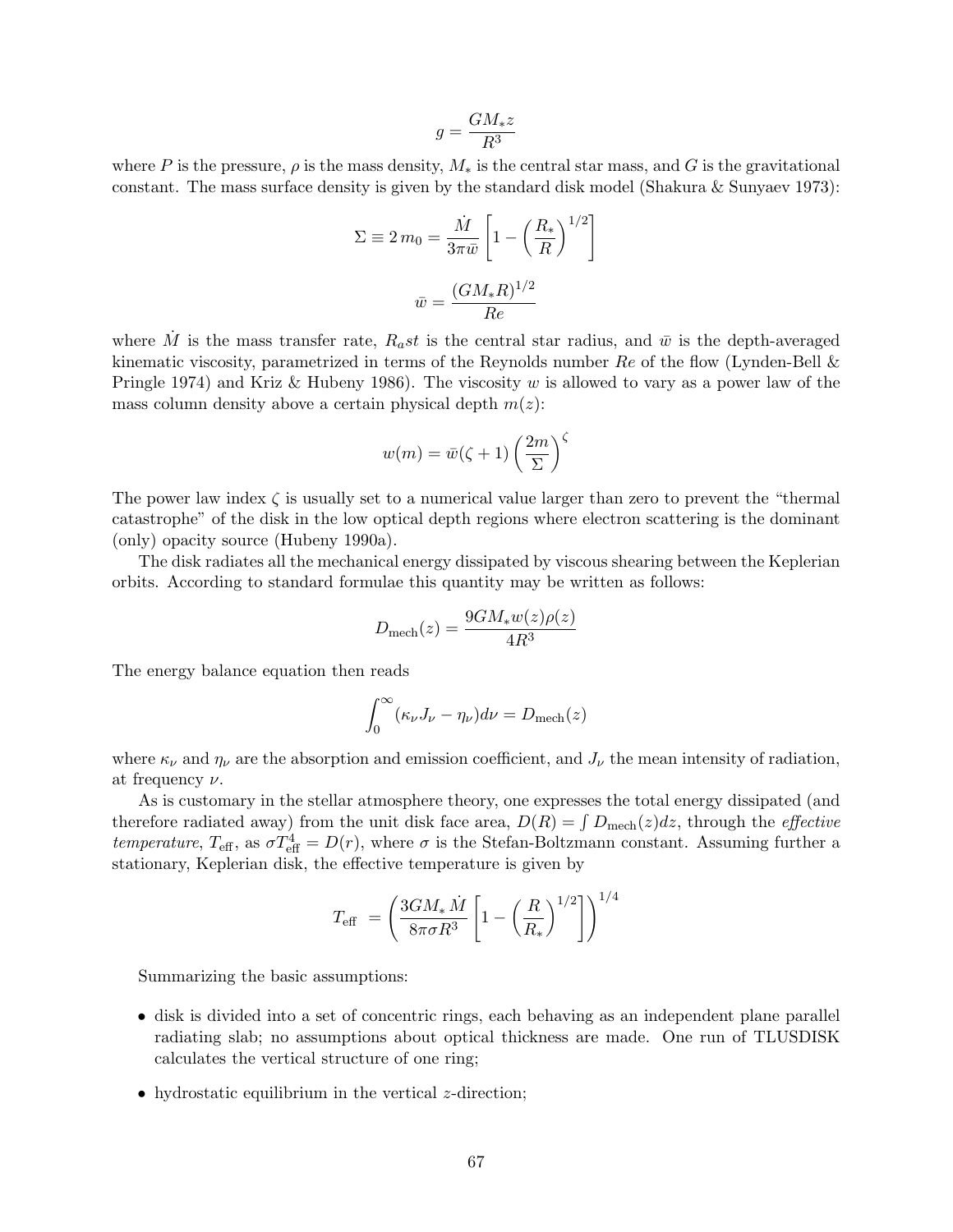$$g = \frac{GM_* z}{R^3}$$

where $P$ is the pressure, $\rho$ is the mass density, $M_*$ is the central star mass, and $G$ is the gravitational constant. The mass surface density is given by the standard disk model (Shakura & Sunyaev 1973):

$$\Sigma \equiv 2\, m_0 = \frac{\dot{M}}{3\pi \bar{w}} \left[ 1 - \left( \frac{R_*}{R} \right)^{1/2} \right]$$

$$\bar{w} = \frac{(GM_* R)^{1/2}}{Re}$$

where $\dot{M}$ is the mass transfer rate, $R_ast$ is the central star radius, and $\bar{w}$ is the depth-averaged kinematic viscosity, parametrized in terms of the Reynolds number $Re$ of the flow (Lynden-Bell & Pringle 1974) and Kriz & Hubeny 1986). The viscosity $w$ is allowed to vary as a power law of the mass column density above a certain physical depth $m(z)$:

$$w(m) = \bar{w}(\zeta + 1) \left( \frac{2m}{\Sigma} \right)^{\zeta}$$

The power law index $\zeta$ is usually set to a numerical value larger than zero to prevent the "thermal catastrophe" of the disk in the low optical depth regions where electron scattering is the dominant (only) opacity source (Hubeny 1990a).

The disk radiates all the mechanical energy dissipated by viscous shearing between the Keplerian orbits. According to standard formulae this quantity may be written as follows:

$$D_{\rm mech}(z) = \frac{9GM_* w(z) \rho(z)}{4R^3}$$

The energy balance equation then reads

$$\int_0^\infty (\kappa_\nu J_\nu - \eta_\nu) d\nu = D_{\rm mech}(z)$$

where $\kappa_\nu$ and $\eta_\nu$ are the absorption and emission coefficient, and $J_\nu$ the mean intensity of radiation, at frequency $\nu$.

As is customary in the stellar atmosphere theory, one expresses the total energy dissipated (and therefore radiated away) from the unit disk face area, $D(R) = \int D_{\rm mech}(z) dz$, through the *effective temperature*, $T_{\rm eff}$, as $\sigma T_{\rm eff}^4 = D(r)$, where $\sigma$ is the Stefan-Boltzmann constant. Assuming further a stationary, Keplerian disk, the effective temperature is given by

$$T_{\rm eff} = \left( \frac{3GM_* \dot{M}}{8\pi \sigma R^3} \left[ 1 - \left( \frac{R}{R_*} \right)^{1/2} \right] \right)^{1/4}$$

Summarizing the basic assumptions:

- disk is divided into a set of concentric rings, each behaving as an independent plane parallel radiating slab; no assumptions about optical thickness are made. One run of TLUSDISK calculates the vertical structure of one ring;
- hydrostatic equilibrium in the vertical $z$-direction;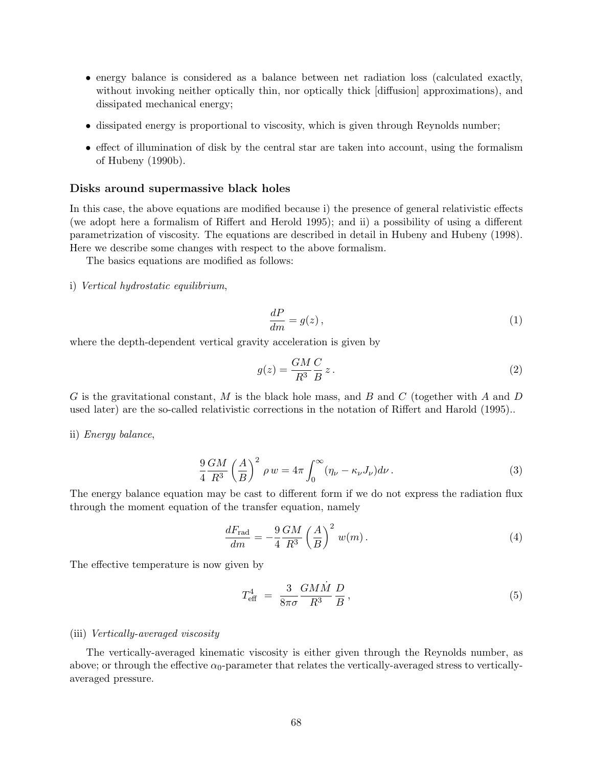- energy balance is considered as a balance between net radiation loss (calculated exactly, without invoking neither optically thin, nor optically thick [diffusion] approximations), and dissipated mechanical energy;
- dissipated energy is proportional to viscosity, which is given through Reynolds number;
- effect of illumination of disk by the central star are taken into account, using the formalism of Hubeny (1990b).

### Disks around supermassive black holes

In this case, the above equations are modified because i) the presence of general relativistic effects (we adopt here a formalism of Riffert and Herold 1995); and ii) a possibility of using a different parametrization of viscosity. The equations are described in detail in Hubeny and Hubeny (1998). Here we describe some changes with respect to the above formalism.

The basics equations are modified as follows:

i) *Vertical hydrostatic equilibrium*,

$$\frac{dP}{dm} = g(z)\,, \tag{1}$$

where the depth-dependent vertical gravity acceleration is given by

$$g(z) = \frac{GM}{R^3}\,\frac{C}{B}\,z\,. \tag{2}$$

$G$ is the gravitational constant, $M$ is the black hole mass, and $B$ and $C$ (together with $A$ and $D$ used later) are the so-called relativistic corrections in the notation of Riffert and Harold (1995)..

ii) *Energy balance*,

$$\frac{9}{4}\frac{GM}{R^3}\left(\frac{A}{B}\right)^2\rho\, w = 4\pi\int_0^\infty(\eta_\nu - \kappa_\nu J_\nu)d\nu\,. \tag{3}$$

The energy balance equation may be cast to different form if we do not express the radiation flux through the moment equation of the transfer equation, namely

$$\frac{dF_{\rm rad}}{dm} = -\frac{9}{4}\frac{GM}{R^3}\left(\frac{A}{B}\right)^2 w(m)\,. \tag{4}$$

The effective temperature is now given by

$$T_{\rm eff}^4 \;=\; \frac{3}{8\pi\sigma}\frac{GM\dot{M}}{R^3}\,\frac{D}{B}\,, \tag{5}$$

(iii) *Vertically-averaged viscosity*

The vertically-averaged kinematic viscosity is either given through the Reynolds number, as above; or through the effective $\alpha_0$-parameter that relates the vertically-averaged stress to vertically-averaged pressure.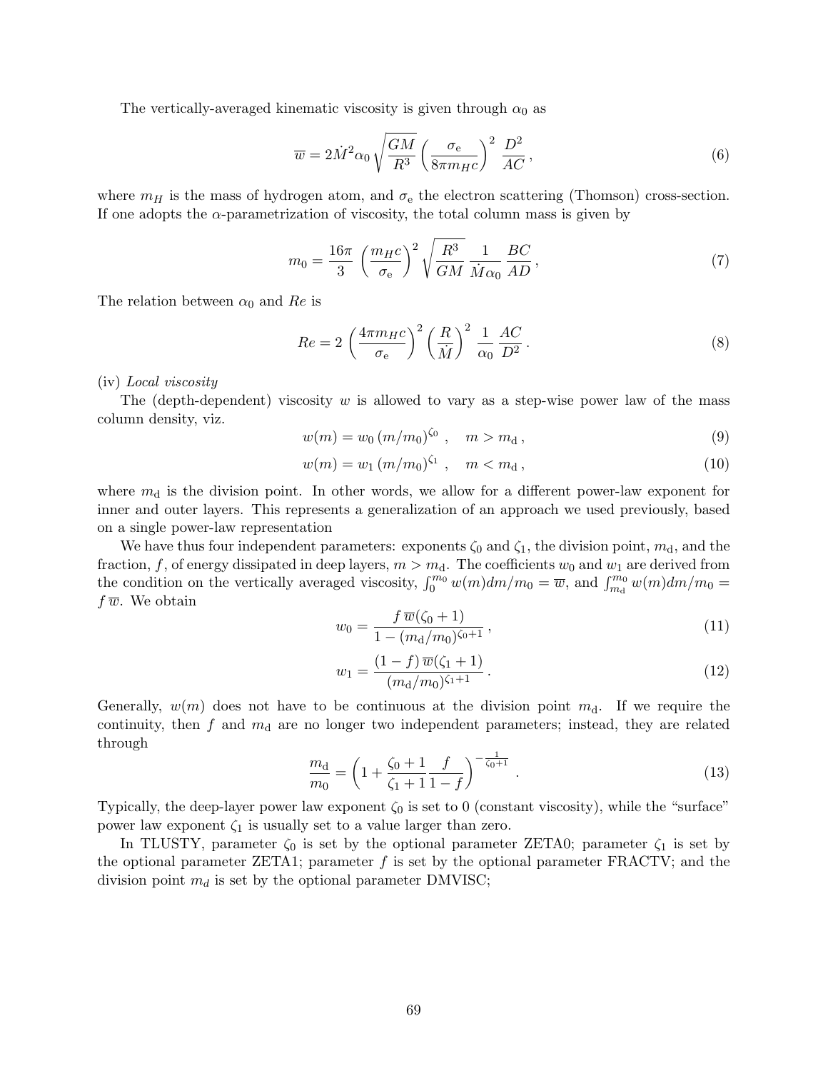The vertically-averaged kinematic viscosity is given through $\alpha_0$ as

$$\overline{w} = 2\dot{M}^2\alpha_0 \sqrt{\frac{GM}{R^3}} \left(\frac{\sigma_{\rm e}}{8\pi m_H c}\right)^2 \frac{D^2}{AC}\,, \tag{6}$$

where $m_H$ is the mass of hydrogen atom, and $\sigma_{\rm e}$ the electron scattering (Thomson) cross-section. If one adopts the $\alpha$-parametrization of viscosity, the total column mass is given by

$$m_0 = \frac{16\pi}{3} \left(\frac{m_H c}{\sigma_{\rm e}}\right)^2 \sqrt{\frac{R^3}{GM}} \frac{1}{\dot{M}\alpha_0} \frac{BC}{AD}\,, \tag{7}$$

The relation between $\alpha_0$ and $Re$ is

$$Re = 2 \left(\frac{4\pi m_H c}{\sigma_{\rm e}}\right)^2 \left(\frac{R}{\dot{M}}\right)^2 \frac{1}{\alpha_0} \frac{AC}{D^2}\,. \tag{8}$$

(iv) *Local viscosity*

The (depth-dependent) viscosity $w$ is allowed to vary as a step-wise power law of the mass column density, viz.

$$w(m) = w_0\,(m/m_0)^{\zeta_0}\,, \quad m > m_{\rm d}\,, \tag{9}$$

$$w(m) = w_1\,(m/m_0)^{\zeta_1}\,, \quad m < m_{\rm d}\,, \tag{10}$$

where $m_{\rm d}$ is the division point. In other words, we allow for a different power-law exponent for inner and outer layers. This represents a generalization of an approach we used previously, based on a single power-law representation

We have thus four independent parameters: exponents $\zeta_0$ and $\zeta_1$, the division point, $m_{\rm d}$, and the fraction, $f$, of energy dissipated in deep layers, $m > m_{\rm d}$. The coefficients $w_0$ and $w_1$ are derived from the condition on the vertically averaged viscosity, $\int_0^{m_0} w(m)dm/m_0 = \overline{w}$, and $\int_{m_{\rm d}}^{m_0} w(m)dm/m_0 = f\,\overline{w}$. We obtain

$$w_0 = \frac{f\,\overline{w}(\zeta_0+1)}{1-(m_{\rm d}/m_0)^{\zeta_0+1}}\,, \tag{11}$$

$$w_1 = \frac{(1-f)\,\overline{w}(\zeta_1+1)}{(m_{\rm d}/m_0)^{\zeta_1+1}}\,. \tag{12}$$

Generally, $w(m)$ does not have to be continuous at the division point $m_{\rm d}$. If we require the continuity, then $f$ and $m_{\rm d}$ are no longer two independent parameters; instead, they are related through

$$\frac{m_{\rm d}}{m_0} = \left(1 + \frac{\zeta_0+1}{\zeta_1+1}\frac{f}{1-f}\right)^{-\frac{1}{\zeta_0+1}}\,. \tag{13}$$

Typically, the deep-layer power law exponent $\zeta_0$ is set to 0 (constant viscosity), while the "surface" power law exponent $\zeta_1$ is usually set to a value larger than zero.

In TLUSTY, parameter $\zeta_0$ is set by the optional parameter ZETA0; parameter $\zeta_1$ is set by the optional parameter ZETA1; parameter $f$ is set by the optional parameter FRACTV; and the division point $m_d$ is set by the optional parameter DMVISC;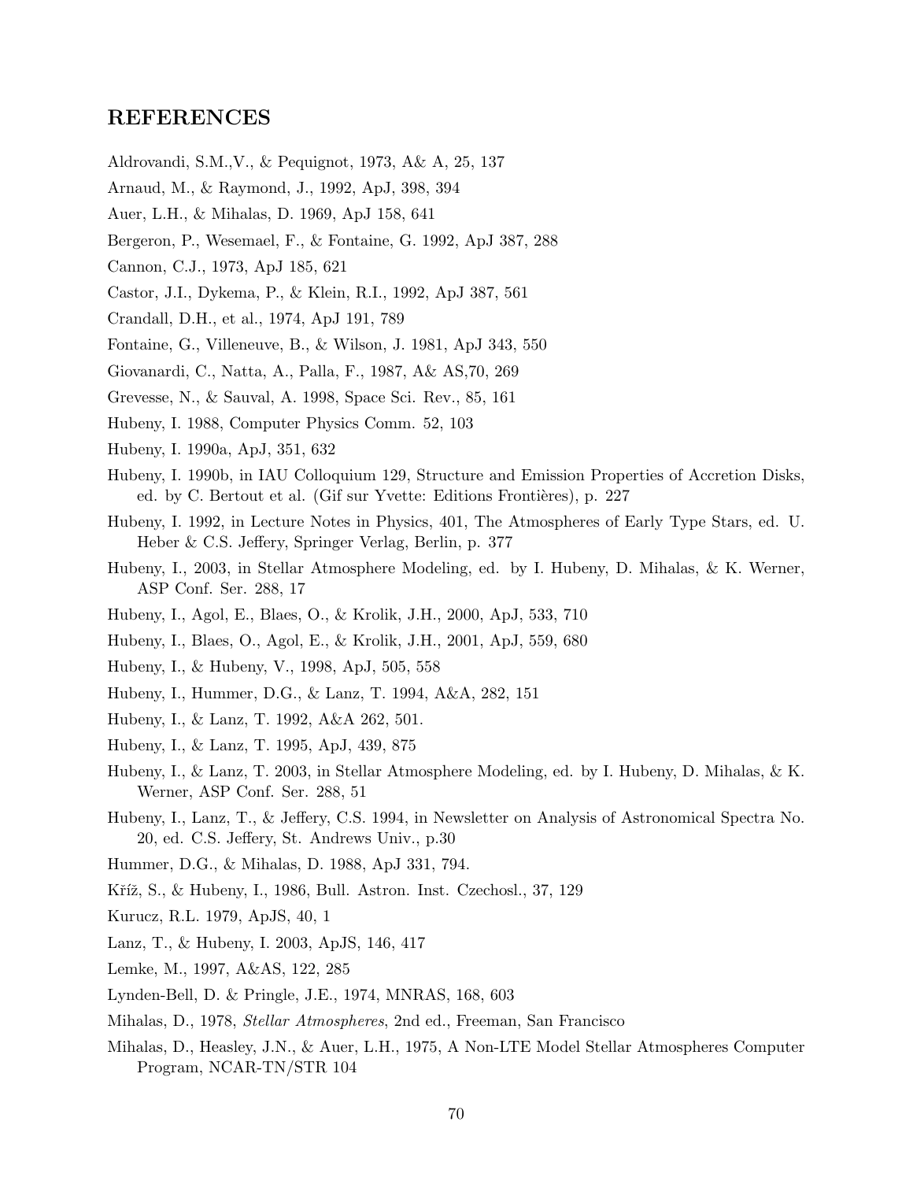## REFERENCES

Aldrovandi, S.M.,V., & Pequignot, 1973, A& A, 25, 137

Arnaud, M., & Raymond, J., 1992, ApJ, 398, 394

Auer, L.H., & Mihalas, D. 1969, ApJ 158, 641

Bergeron, P., Wesemael, F., & Fontaine, G. 1992, ApJ 387, 288

Cannon, C.J., 1973, ApJ 185, 621

Castor, J.I., Dykema, P., & Klein, R.I., 1992, ApJ 387, 561

Crandall, D.H., et al., 1974, ApJ 191, 789

Fontaine, G., Villeneuve, B., & Wilson, J. 1981, ApJ 343, 550

Giovanardi, C., Natta, A., Palla, F., 1987, A& AS,70, 269

Grevesse, N., & Sauval, A. 1998, Space Sci. Rev., 85, 161

Hubeny, I. 1988, Computer Physics Comm. 52, 103

Hubeny, I. 1990a, ApJ, 351, 632

Hubeny, I. 1990b, in IAU Colloquium 129, Structure and Emission Properties of Accretion Disks, ed. by C. Bertout et al. (Gif sur Yvette: Editions Frontières), p. 227

Hubeny, I. 1992, in Lecture Notes in Physics, 401, The Atmospheres of Early Type Stars, ed. U. Heber & C.S. Jeffery, Springer Verlag, Berlin, p. 377

Hubeny, I., 2003, in Stellar Atmosphere Modeling, ed. by I. Hubeny, D. Mihalas, & K. Werner, ASP Conf. Ser. 288, 17

Hubeny, I., Agol, E., Blaes, O., & Krolik, J.H., 2000, ApJ, 533, 710

Hubeny, I., Blaes, O., Agol, E., & Krolik, J.H., 2001, ApJ, 559, 680

Hubeny, I., & Hubeny, V., 1998, ApJ, 505, 558

Hubeny, I., Hummer, D.G., & Lanz, T. 1994, A&A, 282, 151

Hubeny, I., & Lanz, T. 1992, A&A 262, 501.

Hubeny, I., & Lanz, T. 1995, ApJ, 439, 875

Hubeny, I., & Lanz, T. 2003, in Stellar Atmosphere Modeling, ed. by I. Hubeny, D. Mihalas, & K. Werner, ASP Conf. Ser. 288, 51

Hubeny, I., Lanz, T., & Jeffery, C.S. 1994, in Newsletter on Analysis of Astronomical Spectra No. 20, ed. C.S. Jeffery, St. Andrews Univ., p.30

Hummer, D.G., & Mihalas, D. 1988, ApJ 331, 794.

Kříž, S., & Hubeny, I., 1986, Bull. Astron. Inst. Czechosl., 37, 129

Kurucz, R.L. 1979, ApJS, 40, 1

Lanz, T., & Hubeny, I. 2003, ApJS, 146, 417

Lemke, M., 1997, A&AS, 122, 285

Lynden-Bell, D. & Pringle, J.E., 1974, MNRAS, 168, 603

Mihalas, D., 1978, *Stellar Atmospheres*, 2nd ed., Freeman, San Francisco

Mihalas, D., Heasley, J.N., & Auer, L.H., 1975, A Non-LTE Model Stellar Atmospheres Computer Program, NCAR-TN/STR 104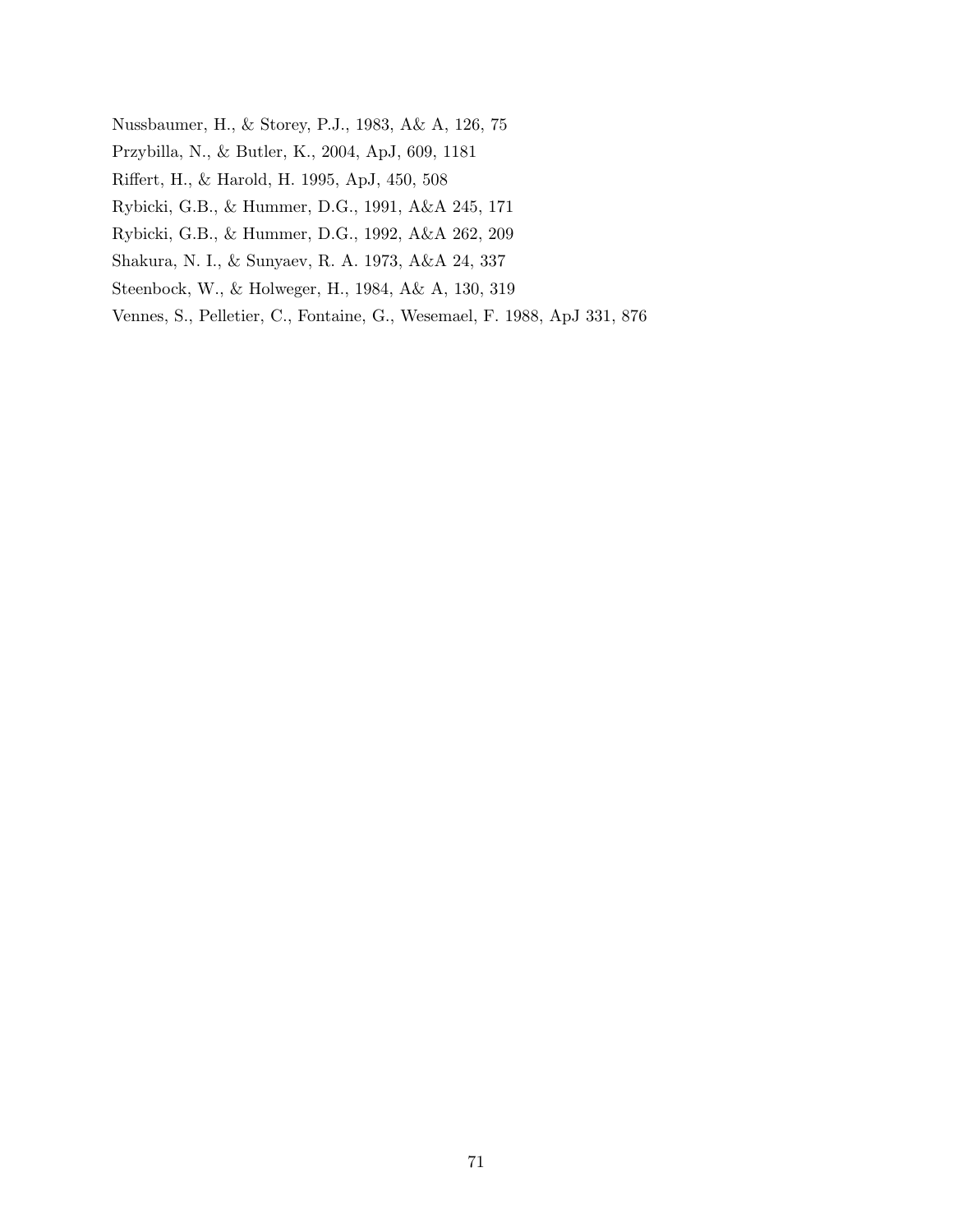Nussbaumer, H., & Storey, P.J., 1983, A& A, 126, 75

Przybilla, N., & Butler, K., 2004, ApJ, 609, 1181

Riffert, H., & Harold, H. 1995, ApJ, 450, 508

Rybicki, G.B., & Hummer, D.G., 1991, A&A 245, 171

Rybicki, G.B., & Hummer, D.G., 1992, A&A 262, 209

Shakura, N. I., & Sunyaev, R. A. 1973, A&A 24, 337

Steenbock, W., & Holweger, H., 1984, A& A, 130, 319

Vennes, S., Pelletier, C., Fontaine, G., Wesemael, F. 1988, ApJ 331, 876